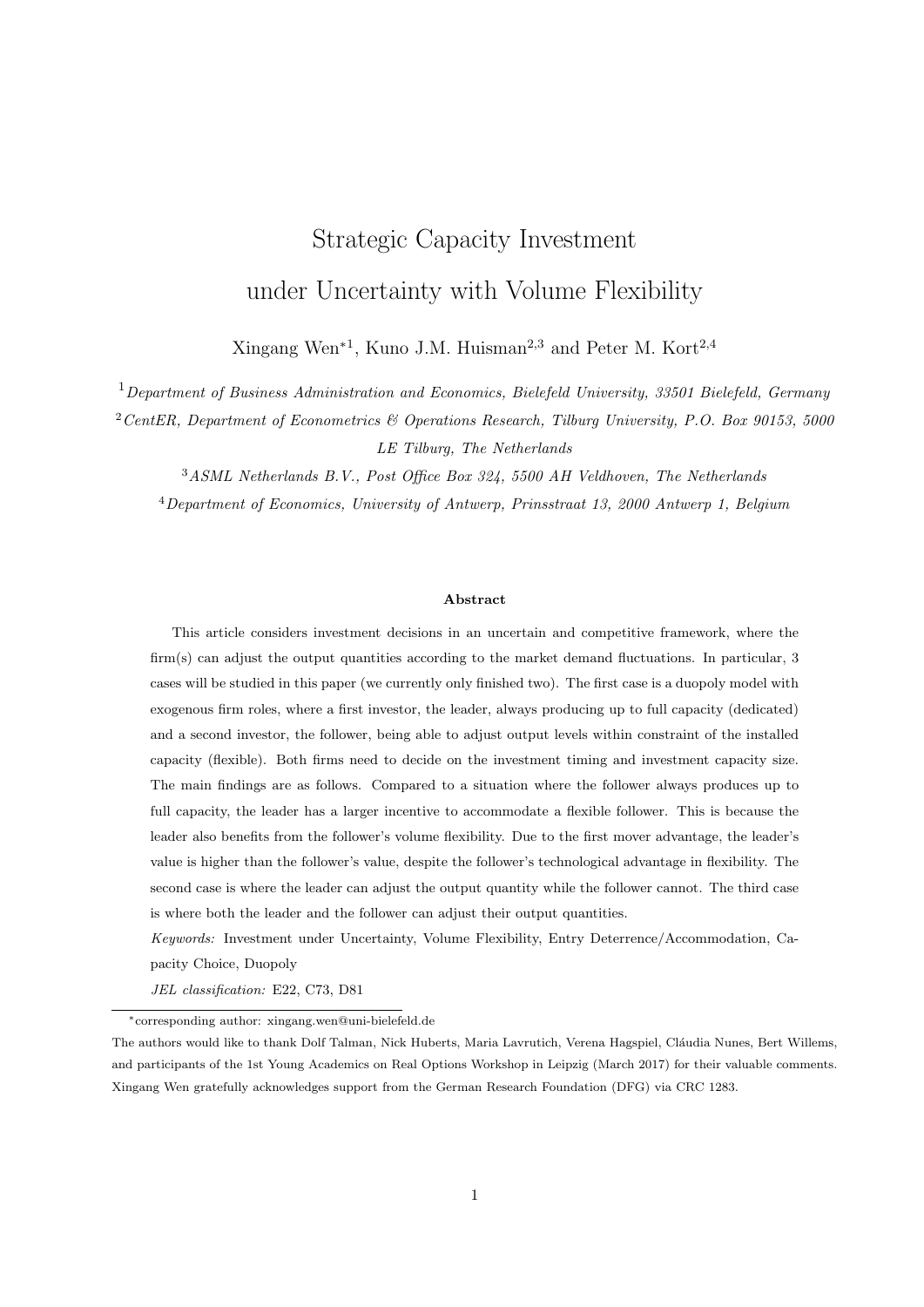# Strategic Capacity Investment under Uncertainty with Volume Flexibility

Xingang Wen*[1], Kuno J.M. Huisman[2,3] and Peter M. Kort[2,4]

[1] *Department of Business Administration and Economics, Bielefeld University, 33501 Bielefeld, Germany*

[2] *CentER, Department of Econometrics & Operations Research, Tilburg University, P.O. Box 90153, 5000 LE Tilburg, The Netherlands*

[3] *ASML Netherlands B.V., Post Office Box 324, 5500 AH Veldhoven, The Netherlands*

[4] *Department of Economics, University of Antwerp, Prinsstraat 13, 2000 Antwerp 1, Belgium*

**Abstract**

This article considers investment decisions in an uncertain and competitive framework, where the firm(s) can adjust the output quantities according to the market demand fluctuations. In particular, 3 cases will be studied in this paper (we currently only finished two). The first case is a duopoly model with exogenous firm roles, where a first investor, the leader, always producing up to full capacity (dedicated) and a second investor, the follower, being able to adjust output levels within constraint of the installed capacity (flexible). Both firms need to decide on the investment timing and investment capacity size. The main findings are as follows. Compared to a situation where the follower always produces up to full capacity, the leader has a larger incentive to accommodate a flexible follower. This is because the leader also benefits from the follower's volume flexibility. Due to the first mover advantage, the leader's value is higher than the follower's value, despite the follower's technological advantage in flexibility. The second case is where the leader can adjust the output quantity while the follower cannot. The third case is where both the leader and the follower can adjust their output quantities.

*Keywords:* Investment under Uncertainty, Volume Flexibility, Entry Deterrence/Accommodation, Capacity Choice, Duopoly

*JEL classification:* E22, C73, D81

*corresponding author: xingang.wen@uni-bielefeld.de

The authors would like to thank Dolf Talman, Nick Huberts, Maria Lavrutich, Verena Hagspiel, Cláudia Nunes, Bert Willems, and participants of the 1st Young Academics on Real Options Workshop in Leipzig (March 2017) for their valuable comments. Xingang Wen gratefully acknowledges support from the German Research Foundation (DFG) via CRC 1283.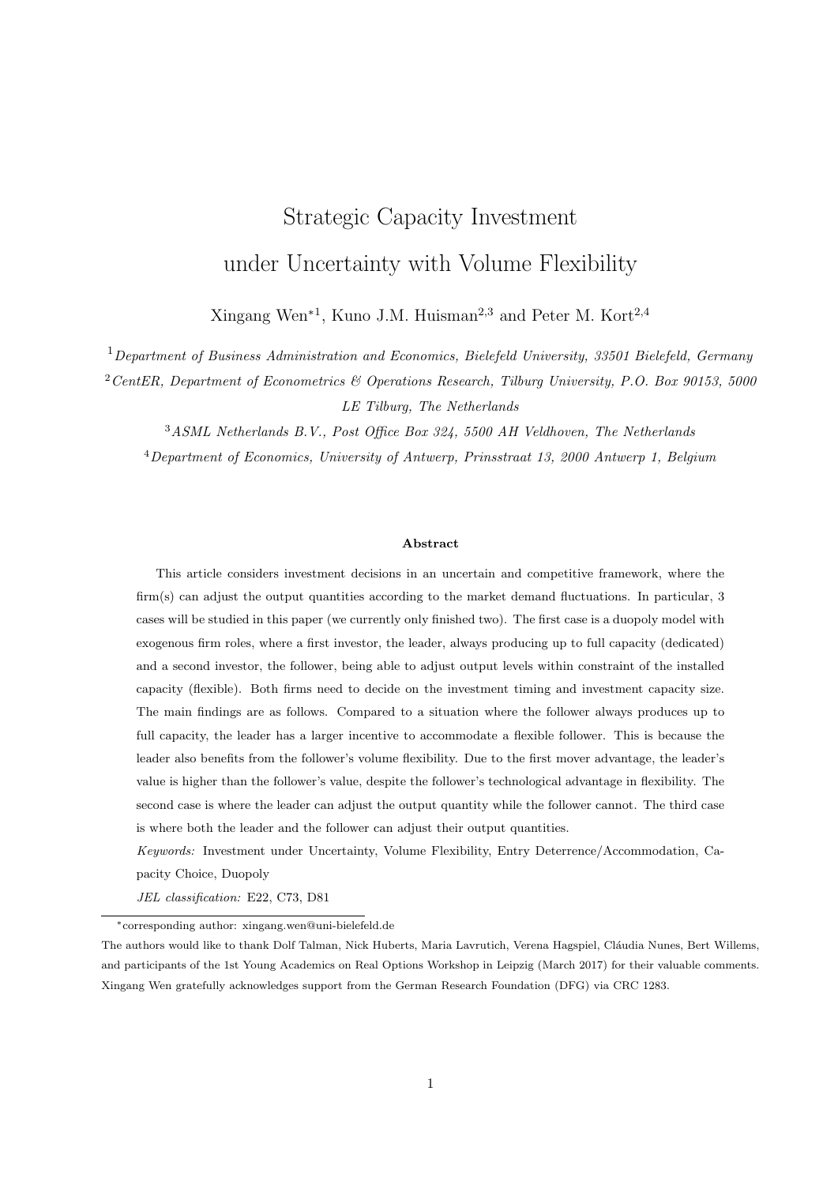# Strategic Capacity Investment under Uncertainty with Volume Flexibility

Xingang Wen*[1], Kuno J.M. Huisman[2,3] and Peter M. Kort[2,4]

[1] *Department of Business Administration and Economics, Bielefeld University, 33501 Bielefeld, Germany*

[2] *CentER, Department of Econometrics & Operations Research, Tilburg University, P.O. Box 90153, 5000 LE Tilburg, The Netherlands*

[3] *ASML Netherlands B.V., Post Office Box 324, 5500 AH Veldhoven, The Netherlands*

[4] *Department of Economics, University of Antwerp, Prinsstraat 13, 2000 Antwerp 1, Belgium*

**Abstract**

This article considers investment decisions in an uncertain and competitive framework, where the firm(s) can adjust the output quantities according to the market demand fluctuations. In particular, 3 cases will be studied in this paper (we currently only finished two). The first case is a duopoly model with exogenous firm roles, where a first investor, the leader, always producing up to full capacity (dedicated) and a second investor, the follower, being able to adjust output levels within constraint of the installed capacity (flexible). Both firms need to decide on the investment timing and investment capacity size. The main findings are as follows. Compared to a situation where the follower always produces up to full capacity, the leader has a larger incentive to accommodate a flexible follower. This is because the leader also benefits from the follower's volume flexibility. Due to the first mover advantage, the leader's value is higher than the follower's value, despite the follower's technological advantage in flexibility. The second case is where the leader can adjust the output quantity while the follower cannot. The third case is where both the leader and the follower can adjust their output quantities.

*Keywords:* Investment under Uncertainty, Volume Flexibility, Entry Deterrence/Accommodation, Capacity Choice, Duopoly

*JEL classification:* E22, C73, D81

*corresponding author: xingang.wen@uni-bielefeld.de

The authors would like to thank Dolf Talman, Nick Huberts, Maria Lavrutich, Verena Hagspiel, Cláudia Nunes, Bert Willems, and participants of the 1st Young Academics on Real Options Workshop in Leipzig (March 2017) for their valuable comments. Xingang Wen gratefully acknowledges support from the German Research Foundation (DFG) via CRC 1283.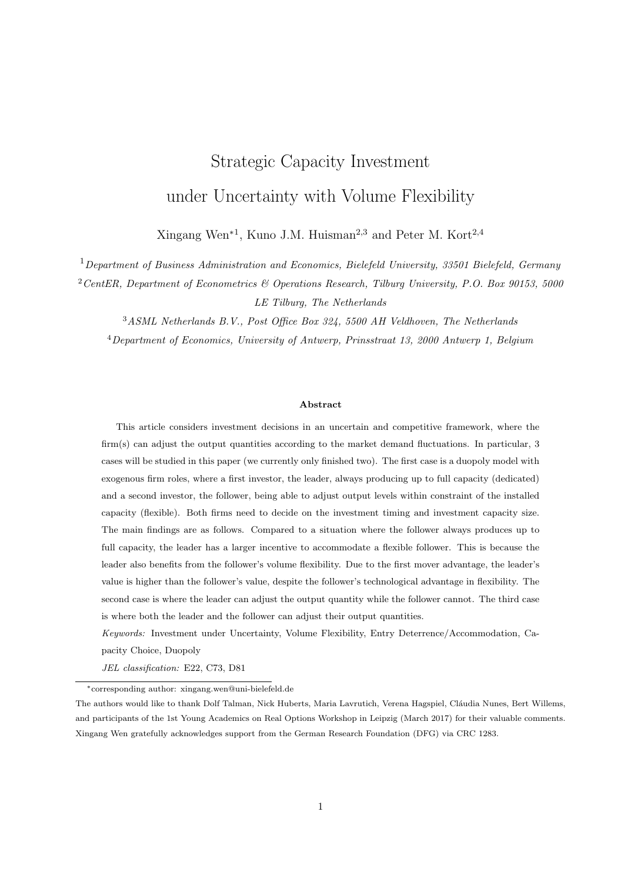# Strategic Capacity Investment under Uncertainty with Volume Flexibility

Xingang Wen*[1], Kuno J.M. Huisman[2,3] and Peter M. Kort[2,4]

[1] *Department of Business Administration and Economics, Bielefeld University, 33501 Bielefeld, Germany*

[2] *CentER, Department of Econometrics & Operations Research, Tilburg University, P.O. Box 90153, 5000 LE Tilburg, The Netherlands*

[3] *ASML Netherlands B.V., Post Office Box 324, 5500 AH Veldhoven, The Netherlands*

[4] *Department of Economics, University of Antwerp, Prinsstraat 13, 2000 Antwerp 1, Belgium*

**Abstract**

This article considers investment decisions in an uncertain and competitive framework, where the firm(s) can adjust the output quantities according to the market demand fluctuations. In particular, 3 cases will be studied in this paper (we currently only finished two). The first case is a duopoly model with exogenous firm roles, where a first investor, the leader, always producing up to full capacity (dedicated) and a second investor, the follower, being able to adjust output levels within constraint of the installed capacity (flexible). Both firms need to decide on the investment timing and investment capacity size. The main findings are as follows. Compared to a situation where the follower always produces up to full capacity, the leader has a larger incentive to accommodate a flexible follower. This is because the leader also benefits from the follower's volume flexibility. Due to the first mover advantage, the leader's value is higher than the follower's value, despite the follower's technological advantage in flexibility. The second case is where the leader can adjust the output quantity while the follower cannot. The third case is where both the leader and the follower can adjust their output quantities.

*Keywords:* Investment under Uncertainty, Volume Flexibility, Entry Deterrence/Accommodation, Capacity Choice, Duopoly

*JEL classification:* E22, C73, D81

*corresponding author: xingang.wen@uni-bielefeld.de

The authors would like to thank Dolf Talman, Nick Huberts, Maria Lavrutich, Verena Hagspiel, Cláudia Nunes, Bert Willems, and participants of the 1st Young Academics on Real Options Workshop in Leipzig (March 2017) for their valuable comments. Xingang Wen gratefully acknowledges support from the German Research Foundation (DFG) via CRC 1283.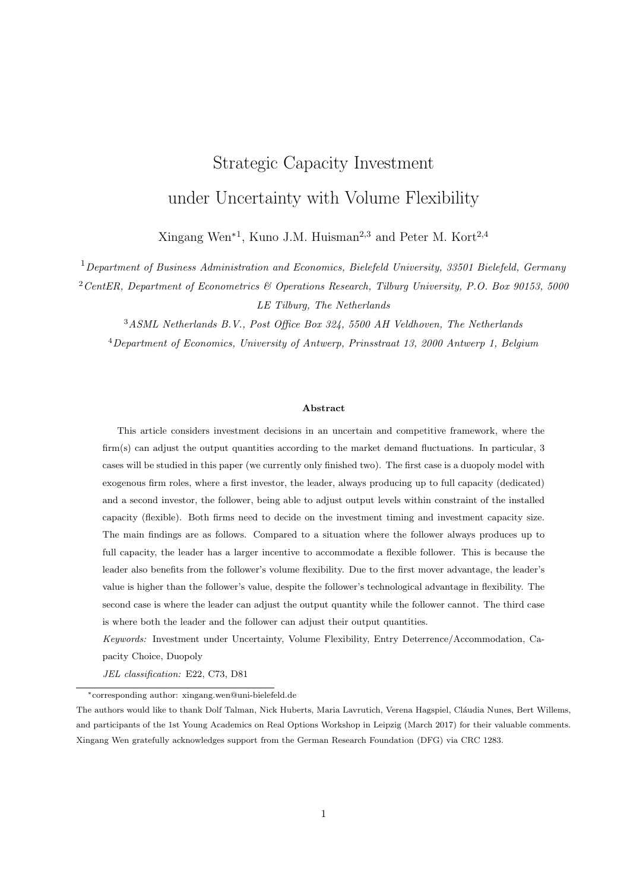# Strategic Capacity Investment under Uncertainty with Volume Flexibility

Xingang Wen*[1], Kuno J.M. Huisman[2,3] and Peter M. Kort[2,4]

[1] *Department of Business Administration and Economics, Bielefeld University, 33501 Bielefeld, Germany*

[2] *CentER, Department of Econometrics & Operations Research, Tilburg University, P.O. Box 90153, 5000 LE Tilburg, The Netherlands*

[3] *ASML Netherlands B.V., Post Office Box 324, 5500 AH Veldhoven, The Netherlands*

[4] *Department of Economics, University of Antwerp, Prinsstraat 13, 2000 Antwerp 1, Belgium*

**Abstract**

This article considers investment decisions in an uncertain and competitive framework, where the firm(s) can adjust the output quantities according to the market demand fluctuations. In particular, 3 cases will be studied in this paper (we currently only finished two). The first case is a duopoly model with exogenous firm roles, where a first investor, the leader, always producing up to full capacity (dedicated) and a second investor, the follower, being able to adjust output levels within constraint of the installed capacity (flexible). Both firms need to decide on the investment timing and investment capacity size. The main findings are as follows. Compared to a situation where the follower always produces up to full capacity, the leader has a larger incentive to accommodate a flexible follower. This is because the leader also benefits from the follower's volume flexibility. Due to the first mover advantage, the leader's value is higher than the follower's value, despite the follower's technological advantage in flexibility. The second case is where the leader can adjust the output quantity while the follower cannot. The third case is where both the leader and the follower can adjust their output quantities.

*Keywords:* Investment under Uncertainty, Volume Flexibility, Entry Deterrence/Accommodation, Capacity Choice, Duopoly

*JEL classification:* E22, C73, D81

---

*corresponding author: xingang.wen@uni-bielefeld.de

The authors would like to thank Dolf Talman, Nick Huberts, Maria Lavrutich, Verena Hagspiel, Cláudia Nunes, Bert Willems, and participants of the 1st Young Academics on Real Options Workshop in Leipzig (March 2017) for their valuable comments. Xingang Wen gratefully acknowledges support from the German Research Foundation (DFG) via CRC 1283.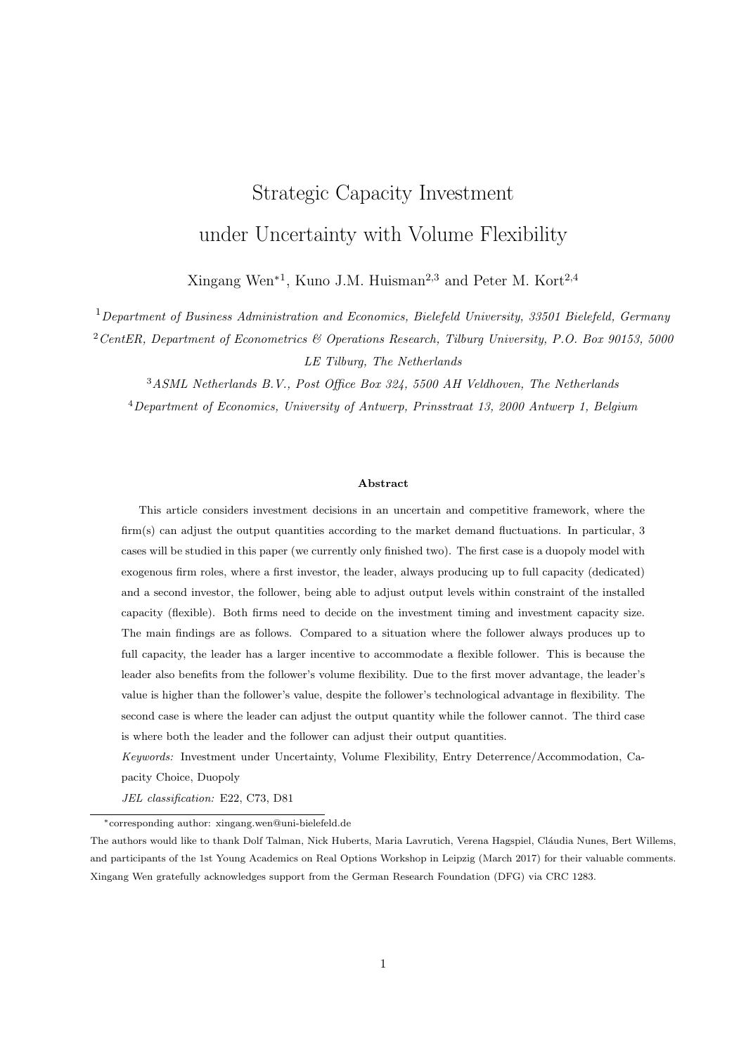# Strategic Capacity Investment under Uncertainty with Volume Flexibility

Xingang Wen*[1], Kuno J.M. Huisman[2,3] and Peter M. Kort[2,4]

[1] *Department of Business Administration and Economics, Bielefeld University, 33501 Bielefeld, Germany*

[2] *CentER, Department of Econometrics & Operations Research, Tilburg University, P.O. Box 90153, 5000 LE Tilburg, The Netherlands*

[3] *ASML Netherlands B.V., Post Office Box 324, 5500 AH Veldhoven, The Netherlands*

[4] *Department of Economics, University of Antwerp, Prinsstraat 13, 2000 Antwerp 1, Belgium*

**Abstract**

This article considers investment decisions in an uncertain and competitive framework, where the firm(s) can adjust the output quantities according to the market demand fluctuations. In particular, 3 cases will be studied in this paper (we currently only finished two). The first case is a duopoly model with exogenous firm roles, where a first investor, the leader, always producing up to full capacity (dedicated) and a second investor, the follower, being able to adjust output levels within constraint of the installed capacity (flexible). Both firms need to decide on the investment timing and investment capacity size. The main findings are as follows. Compared to a situation where the follower always produces up to full capacity, the leader has a larger incentive to accommodate a flexible follower. This is because the leader also benefits from the follower's volume flexibility. Due to the first mover advantage, the leader's value is higher than the follower's value, despite the follower's technological advantage in flexibility. The second case is where the leader can adjust the output quantity while the follower cannot. The third case is where both the leader and the follower can adjust their output quantities.

*Keywords:* Investment under Uncertainty, Volume Flexibility, Entry Deterrence/Accommodation, Capacity Choice, Duopoly

*JEL classification:* E22, C73, D81

*corresponding author: xingang.wen@uni-bielefeld.de

The authors would like to thank Dolf Talman, Nick Huberts, Maria Lavrutich, Verena Hagspiel, Cláudia Nunes, Bert Willems, and participants of the 1st Young Academics on Real Options Workshop in Leipzig (March 2017) for their valuable comments. Xingang Wen gratefully acknowledges support from the German Research Foundation (DFG) via CRC 1283.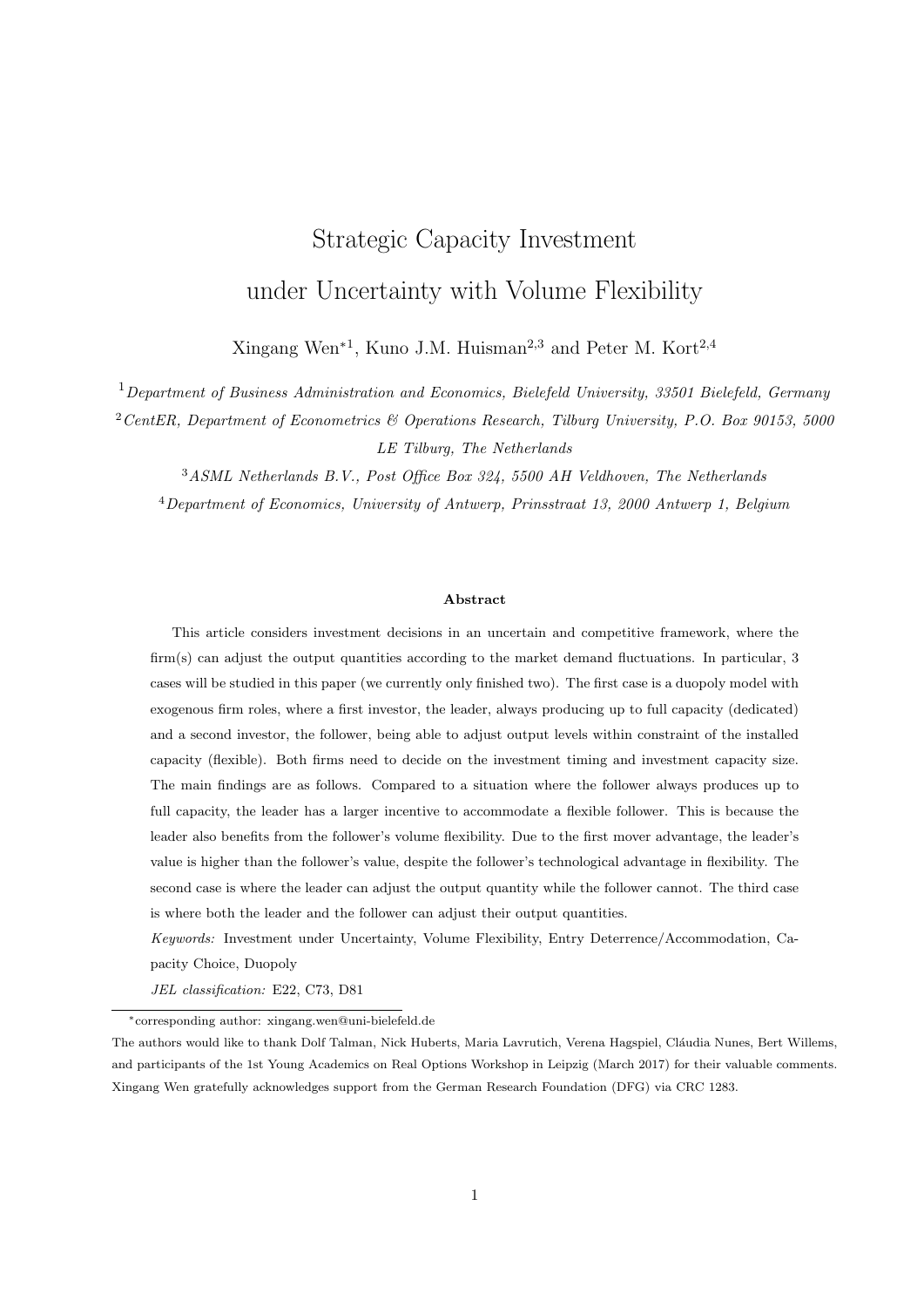# Strategic Capacity Investment under Uncertainty with Volume Flexibility

Xingang Wen*[1], Kuno J.M. Huisman[2,3] and Peter M. Kort[2,4]

[1]*Department of Business Administration and Economics, Bielefeld University, 33501 Bielefeld, Germany*

[2]*CentER, Department of Econometrics & Operations Research, Tilburg University, P.O. Box 90153, 5000 LE Tilburg, The Netherlands*

[3]*ASML Netherlands B.V., Post Office Box 324, 5500 AH Veldhoven, The Netherlands*

[4]*Department of Economics, University of Antwerp, Prinsstraat 13, 2000 Antwerp 1, Belgium*

**Abstract**

This article considers investment decisions in an uncertain and competitive framework, where the firm(s) can adjust the output quantities according to the market demand fluctuations. In particular, 3 cases will be studied in this paper (we currently only finished two). The first case is a duopoly model with exogenous firm roles, where a first investor, the leader, always producing up to full capacity (dedicated) and a second investor, the follower, being able to adjust output levels within constraint of the installed capacity (flexible). Both firms need to decide on the investment timing and investment capacity size. The main findings are as follows. Compared to a situation where the follower always produces up to full capacity, the leader has a larger incentive to accommodate a flexible follower. This is because the leader also benefits from the follower's volume flexibility. Due to the first mover advantage, the leader's value is higher than the follower's value, despite the follower's technological advantage in flexibility. The second case is where the leader can adjust the output quantity while the follower cannot. The third case is where both the leader and the follower can adjust their output quantities.

*Keywords:* Investment under Uncertainty, Volume Flexibility, Entry Deterrence/Accommodation, Capacity Choice, Duopoly

*JEL classification:* E22, C73, D81

---

*corresponding author: xingang.wen@uni-bielefeld.de

The authors would like to thank Dolf Talman, Nick Huberts, Maria Lavrutich, Verena Hagspiel, Cláudia Nunes, Bert Willems, and participants of the 1st Young Academics on Real Options Workshop in Leipzig (March 2017) for their valuable comments. Xingang Wen gratefully acknowledges support from the German Research Foundation (DFG) via CRC 1283.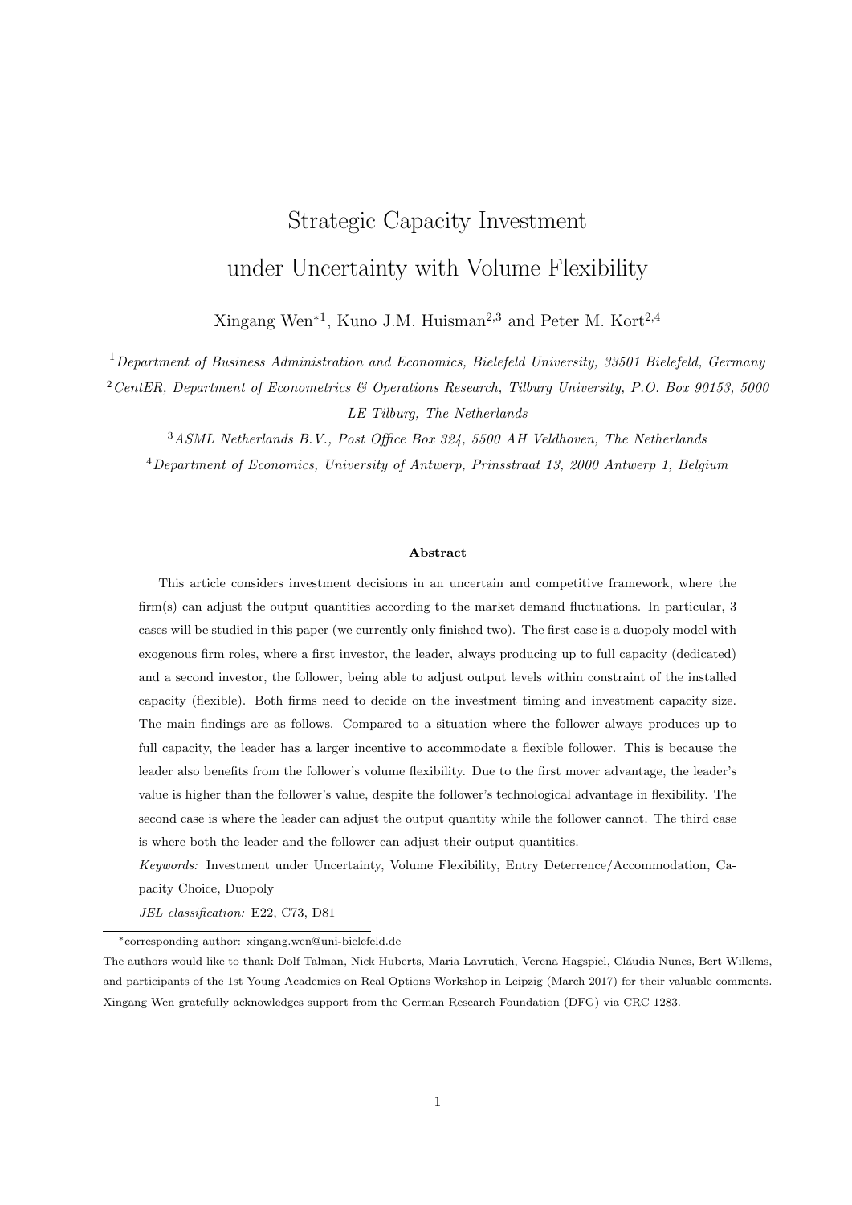# Strategic Capacity Investment under Uncertainty with Volume Flexibility

Xingang Wen*[1], Kuno J.M. Huisman[2,3] and Peter M. Kort[2,4]

[1] *Department of Business Administration and Economics, Bielefeld University, 33501 Bielefeld, Germany*

[2] *CentER, Department of Econometrics & Operations Research, Tilburg University, P.O. Box 90153, 5000 LE Tilburg, The Netherlands*

[3] *ASML Netherlands B.V., Post Office Box 324, 5500 AH Veldhoven, The Netherlands*

[4] *Department of Economics, University of Antwerp, Prinsstraat 13, 2000 Antwerp 1, Belgium*

#### Abstract

This article considers investment decisions in an uncertain and competitive framework, where the firm(s) can adjust the output quantities according to the market demand fluctuations. In particular, 3 cases will be studied in this paper (we currently only finished two). The first case is a duopoly model with exogenous firm roles, where a first investor, the leader, always producing up to full capacity (dedicated) and a second investor, the follower, being able to adjust output levels within constraint of the installed capacity (flexible). Both firms need to decide on the investment timing and investment capacity size. The main findings are as follows. Compared to a situation where the follower always produces up to full capacity, the leader has a larger incentive to accommodate a flexible follower. This is because the leader also benefits from the follower's volume flexibility. Due to the first mover advantage, the leader's value is higher than the follower's value, despite the follower's technological advantage in flexibility. The second case is where the leader can adjust the output quantity while the follower cannot. The third case is where both the leader and the follower can adjust their output quantities.

*Keywords:* Investment under Uncertainty, Volume Flexibility, Entry Deterrence/Accommodation, Capacity Choice, Duopoly

*JEL classification:* E22, C73, D81

*corresponding author: xingang.wen@uni-bielefeld.de

The authors would like to thank Dolf Talman, Nick Huberts, Maria Lavrutich, Verena Hagspiel, Cláudia Nunes, Bert Willems, and participants of the 1st Young Academics on Real Options Workshop in Leipzig (March 2017) for their valuable comments. Xingang Wen gratefully acknowledges support from the German Research Foundation (DFG) via CRC 1283.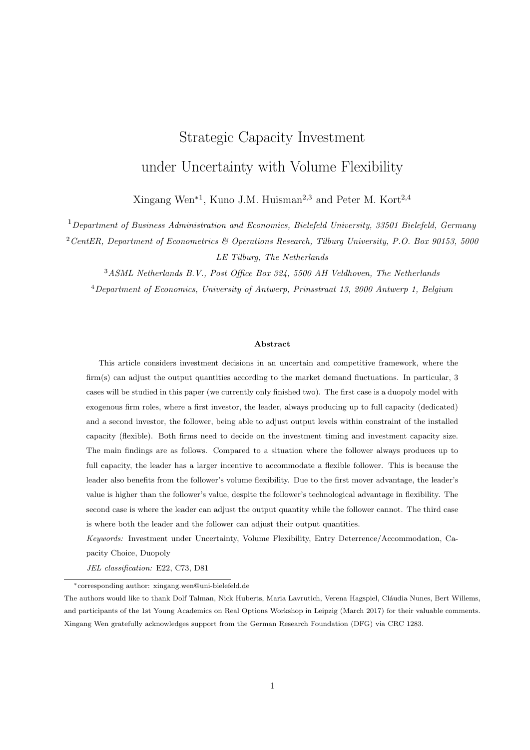# Strategic Capacity Investment under Uncertainty with Volume Flexibility

Xingang Wen*[1], Kuno J.M. Huisman[2,3] and Peter M. Kort[2,4]

[1] *Department of Business Administration and Economics, Bielefeld University, 33501 Bielefeld, Germany*

[2] *CentER, Department of Econometrics & Operations Research, Tilburg University, P.O. Box 90153, 5000 LE Tilburg, The Netherlands*

[3] *ASML Netherlands B.V., Post Office Box 324, 5500 AH Veldhoven, The Netherlands*

[4] *Department of Economics, University of Antwerp, Prinsstraat 13, 2000 Antwerp 1, Belgium*

**Abstract**

This article considers investment decisions in an uncertain and competitive framework, where the firm(s) can adjust the output quantities according to the market demand fluctuations. In particular, 3 cases will be studied in this paper (we currently only finished two). The first case is a duopoly model with exogenous firm roles, where a first investor, the leader, always producing up to full capacity (dedicated) and a second investor, the follower, being able to adjust output levels within constraint of the installed capacity (flexible). Both firms need to decide on the investment timing and investment capacity size. The main findings are as follows. Compared to a situation where the follower always produces up to full capacity, the leader has a larger incentive to accommodate a flexible follower. This is because the leader also benefits from the follower's volume flexibility. Due to the first mover advantage, the leader's value is higher than the follower's value, despite the follower's technological advantage in flexibility. The second case is where the leader can adjust the output quantity while the follower cannot. The third case is where both the leader and the follower can adjust their output quantities.

*Keywords:* Investment under Uncertainty, Volume Flexibility, Entry Deterrence/Accommodation, Capacity Choice, Duopoly

*JEL classification:* E22, C73, D81

*corresponding author: xingang.wen@uni-bielefeld.de

The authors would like to thank Dolf Talman, Nick Huberts, Maria Lavrutich, Verena Hagspiel, Cláudia Nunes, Bert Willems, and participants of the 1st Young Academics on Real Options Workshop in Leipzig (March 2017) for their valuable comments. Xingang Wen gratefully acknowledges support from the German Research Foundation (DFG) via CRC 1283.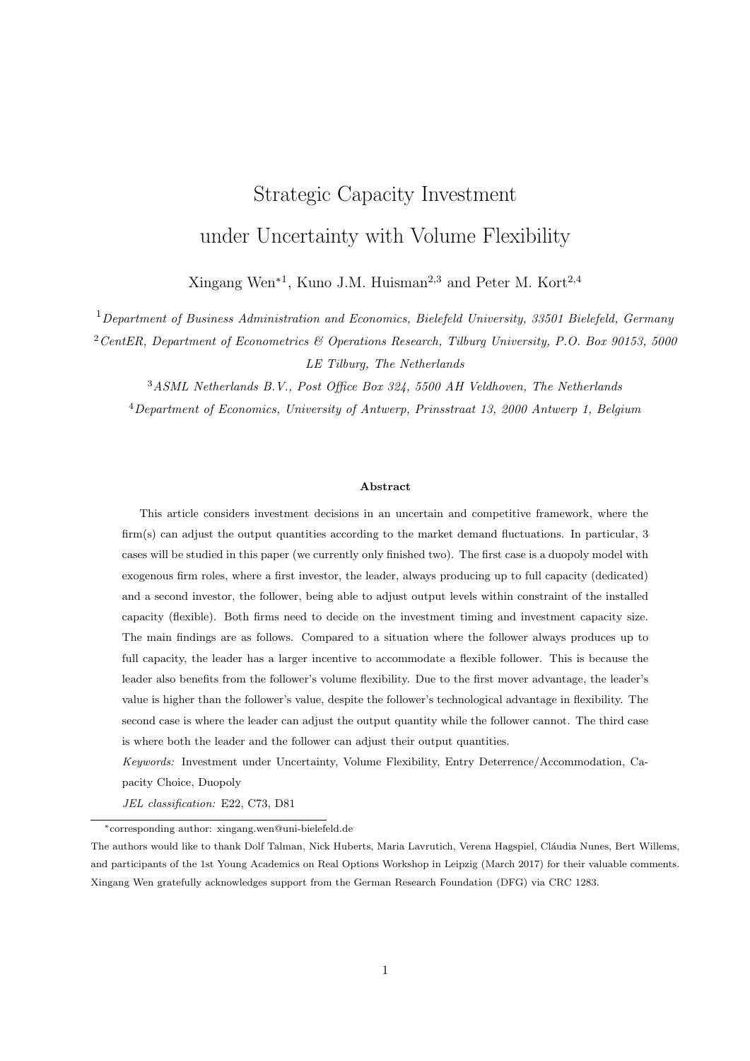# Strategic Capacity Investment under Uncertainty with Volume Flexibility

Xingang Wen*[1], Kuno J.M. Huisman[2,3] and Peter M. Kort[2,4]

[1] *Department of Business Administration and Economics, Bielefeld University, 33501 Bielefeld, Germany*

[2] *CentER, Department of Econometrics & Operations Research, Tilburg University, P.O. Box 90153, 5000 LE Tilburg, The Netherlands*

[3] *ASML Netherlands B.V., Post Office Box 324, 5500 AH Veldhoven, The Netherlands*

[4] *Department of Economics, University of Antwerp, Prinsstraat 13, 2000 Antwerp 1, Belgium*

**Abstract**

This article considers investment decisions in an uncertain and competitive framework, where the firm(s) can adjust the output quantities according to the market demand fluctuations. In particular, 3 cases will be studied in this paper (we currently only finished two). The first case is a duopoly model with exogenous firm roles, where a first investor, the leader, always producing up to full capacity (dedicated) and a second investor, the follower, being able to adjust output levels within constraint of the installed capacity (flexible). Both firms need to decide on the investment timing and investment capacity size. The main findings are as follows. Compared to a situation where the follower always produces up to full capacity, the leader has a larger incentive to accommodate a flexible follower. This is because the leader also benefits from the follower's volume flexibility. Due to the first mover advantage, the leader's value is higher than the follower's value, despite the follower's technological advantage in flexibility. The second case is where the leader can adjust the output quantity while the follower cannot. The third case is where both the leader and the follower can adjust their output quantities.

*Keywords:* Investment under Uncertainty, Volume Flexibility, Entry Deterrence/Accommodation, Capacity Choice, Duopoly

*JEL classification:* E22, C73, D81

*corresponding author: xingang.wen@uni-bielefeld.de

The authors would like to thank Dolf Talman, Nick Huberts, Maria Lavrutich, Verena Hagspiel, Cláudia Nunes, Bert Willems, and participants of the 1st Young Academics on Real Options Workshop in Leipzig (March 2017) for their valuable comments. Xingang Wen gratefully acknowledges support from the German Research Foundation (DFG) via CRC 1283.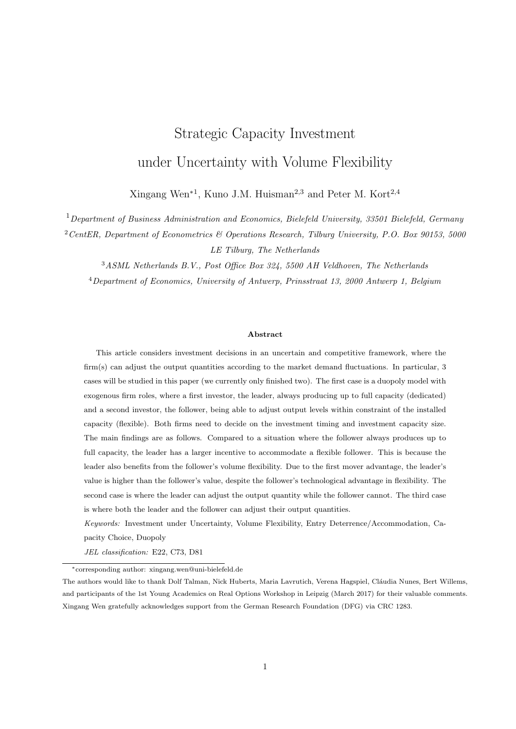# Strategic Capacity Investment under Uncertainty with Volume Flexibility

Xingang Wen*[1], Kuno J.M. Huisman[2,3] and Peter M. Kort[2,4]

[1] *Department of Business Administration and Economics, Bielefeld University, 33501 Bielefeld, Germany*

[2] *CentER, Department of Econometrics & Operations Research, Tilburg University, P.O. Box 90153, 5000 LE Tilburg, The Netherlands*

[3] *ASML Netherlands B.V., Post Office Box 324, 5500 AH Veldhoven, The Netherlands*

[4] *Department of Economics, University of Antwerp, Prinsstraat 13, 2000 Antwerp 1, Belgium*

**Abstract**

This article considers investment decisions in an uncertain and competitive framework, where the firm(s) can adjust the output quantities according to the market demand fluctuations. In particular, 3 cases will be studied in this paper (we currently only finished two). The first case is a duopoly model with exogenous firm roles, where a first investor, the leader, always producing up to full capacity (dedicated) and a second investor, the follower, being able to adjust output levels within constraint of the installed capacity (flexible). Both firms need to decide on the investment timing and investment capacity size. The main findings are as follows. Compared to a situation where the follower always produces up to full capacity, the leader has a larger incentive to accommodate a flexible follower. This is because the leader also benefits from the follower's volume flexibility. Due to the first mover advantage, the leader's value is higher than the follower's value, despite the follower's technological advantage in flexibility. The second case is where the leader can adjust the output quantity while the follower cannot. The third case is where both the leader and the follower can adjust their output quantities.

*Keywords:* Investment under Uncertainty, Volume Flexibility, Entry Deterrence/Accommodation, Capacity Choice, Duopoly

*JEL classification:* E22, C73, D81

---

*corresponding author: xingang.wen@uni-bielefeld.de

The authors would like to thank Dolf Talman, Nick Huberts, Maria Lavrutich, Verena Hagspiel, Cláudia Nunes, Bert Willems, and participants of the 1st Young Academics on Real Options Workshop in Leipzig (March 2017) for their valuable comments. Xingang Wen gratefully acknowledges support from the German Research Foundation (DFG) via CRC 1283.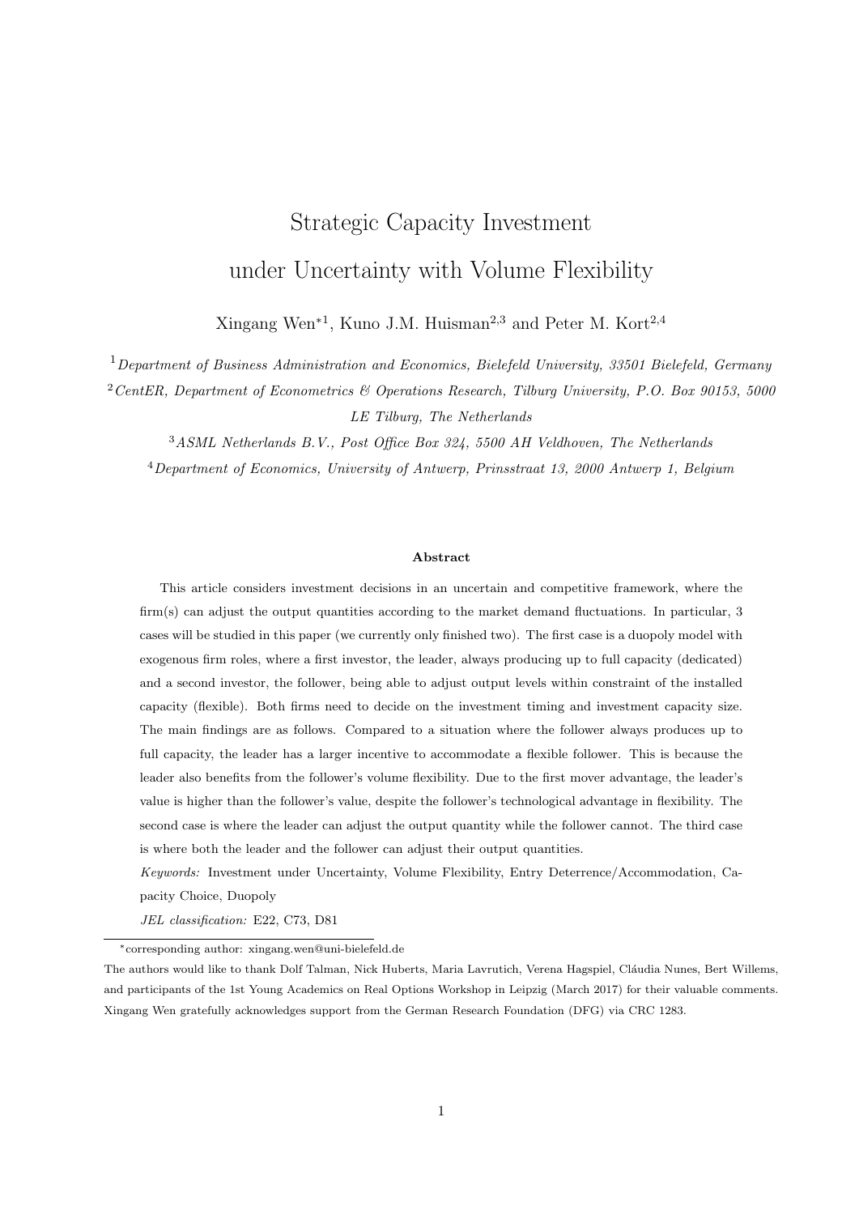# Strategic Capacity Investment under Uncertainty with Volume Flexibility

Xingang Wen*[1], Kuno J.M. Huisman[2,3] and Peter M. Kort[2,4]

[1] *Department of Business Administration and Economics, Bielefeld University, 33501 Bielefeld, Germany*

[2] *CentER, Department of Econometrics & Operations Research, Tilburg University, P.O. Box 90153, 5000 LE Tilburg, The Netherlands*

[3] *ASML Netherlands B.V., Post Office Box 324, 5500 AH Veldhoven, The Netherlands*

[4] *Department of Economics, University of Antwerp, Prinsstraat 13, 2000 Antwerp 1, Belgium*

**Abstract**

This article considers investment decisions in an uncertain and competitive framework, where the firm(s) can adjust the output quantities according to the market demand fluctuations. In particular, 3 cases will be studied in this paper (we currently only finished two). The first case is a duopoly model with exogenous firm roles, where a first investor, the leader, always producing up to full capacity (dedicated) and a second investor, the follower, being able to adjust output levels within constraint of the installed capacity (flexible). Both firms need to decide on the investment timing and investment capacity size. The main findings are as follows. Compared to a situation where the follower always produces up to full capacity, the leader has a larger incentive to accommodate a flexible follower. This is because the leader also benefits from the follower's volume flexibility. Due to the first mover advantage, the leader's value is higher than the follower's value, despite the follower's technological advantage in flexibility. The second case is where the leader can adjust the output quantity while the follower cannot. The third case is where both the leader and the follower can adjust their output quantities.

*Keywords:* Investment under Uncertainty, Volume Flexibility, Entry Deterrence/Accommodation, Capacity Choice, Duopoly

*JEL classification:* E22, C73, D81

---

*corresponding author: xingang.wen@uni-bielefeld.de

The authors would like to thank Dolf Talman, Nick Huberts, Maria Lavrutich, Verena Hagspiel, Cláudia Nunes, Bert Willems, and participants of the 1st Young Academics on Real Options Workshop in Leipzig (March 2017) for their valuable comments. Xingang Wen gratefully acknowledges support from the German Research Foundation (DFG) via CRC 1283.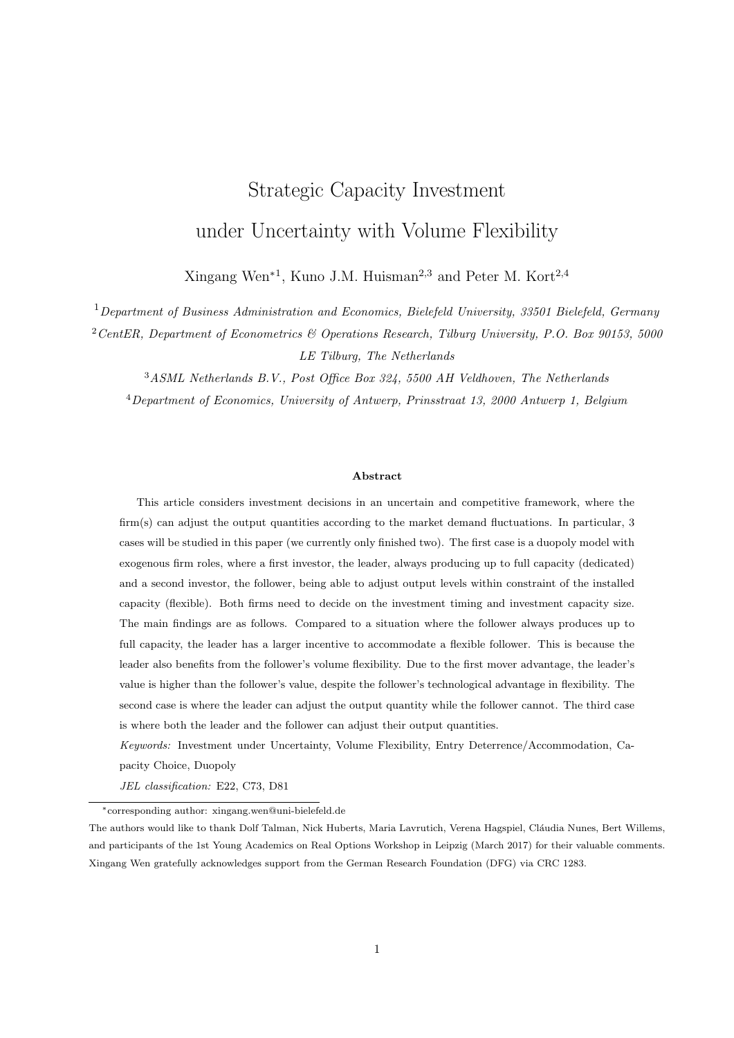# Strategic Capacity Investment under Uncertainty with Volume Flexibility

Xingang Wen*[1], Kuno J.M. Huisman[2,3] and Peter M. Kort[2,4]

[1] *Department of Business Administration and Economics, Bielefeld University, 33501 Bielefeld, Germany*

[2] *CentER, Department of Econometrics & Operations Research, Tilburg University, P.O. Box 90153, 5000 LE Tilburg, The Netherlands*

[3] *ASML Netherlands B.V., Post Office Box 324, 5500 AH Veldhoven, The Netherlands*

[4] *Department of Economics, University of Antwerp, Prinsstraat 13, 2000 Antwerp 1, Belgium*

## Abstract

This article considers investment decisions in an uncertain and competitive framework, where the firm(s) can adjust the output quantities according to the market demand fluctuations. In particular, 3 cases will be studied in this paper (we currently only finished two). The first case is a duopoly model with exogenous firm roles, where a first investor, the leader, always producing up to full capacity (dedicated) and a second investor, the follower, being able to adjust output levels within constraint of the installed capacity (flexible). Both firms need to decide on the investment timing and investment capacity size. The main findings are as follows. Compared to a situation where the follower always produces up to full capacity, the leader has a larger incentive to accommodate a flexible follower. This is because the leader also benefits from the follower's volume flexibility. Due to the first mover advantage, the leader's value is higher than the follower's value, despite the follower's technological advantage in flexibility. The second case is where the leader can adjust the output quantity while the follower cannot. The third case is where both the leader and the follower can adjust their output quantities.

*Keywords:* Investment under Uncertainty, Volume Flexibility, Entry Deterrence/Accommodation, Capacity Choice, Duopoly

*JEL classification:* E22, C73, D81

---

*corresponding author: xingang.wen@uni-bielefeld.de

The authors would like to thank Dolf Talman, Nick Huberts, Maria Lavrutich, Verena Hagspiel, Cláudia Nunes, Bert Willems, and participants of the 1st Young Academics on Real Options Workshop in Leipzig (March 2017) for their valuable comments. Xingang Wen gratefully acknowledges support from the German Research Foundation (DFG) via CRC 1283.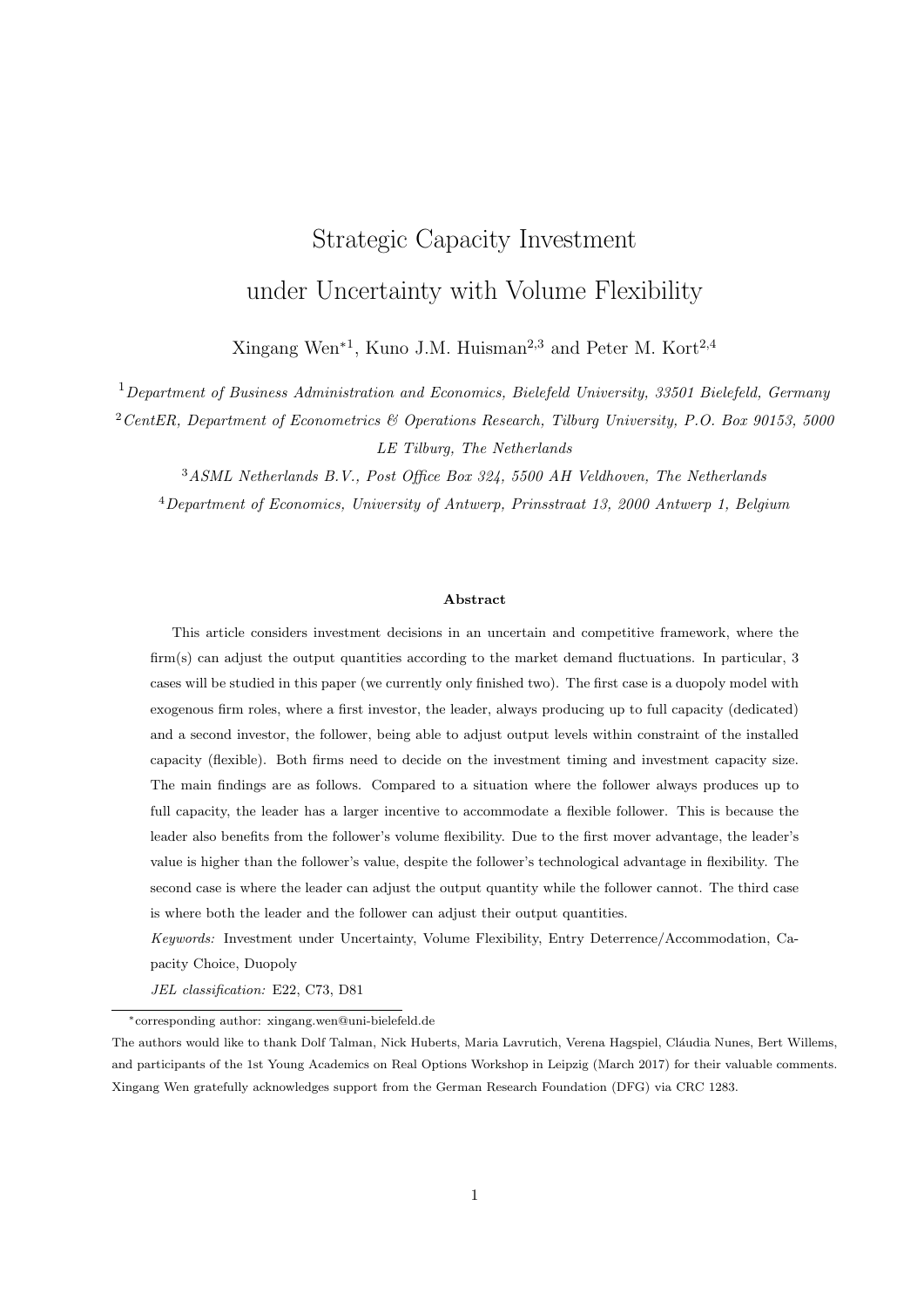# Strategic Capacity Investment under Uncertainty with Volume Flexibility

Xingang Wen*[1], Kuno J.M. Huisman[2,3] and Peter M. Kort[2,4]

[1] *Department of Business Administration and Economics, Bielefeld University, 33501 Bielefeld, Germany*

[2] *CentER, Department of Econometrics & Operations Research, Tilburg University, P.O. Box 90153, 5000 LE Tilburg, The Netherlands*

[3] *ASML Netherlands B.V., Post Office Box 324, 5500 AH Veldhoven, The Netherlands*

[4] *Department of Economics, University of Antwerp, Prinsstraat 13, 2000 Antwerp 1, Belgium*

**Abstract**

This article considers investment decisions in an uncertain and competitive framework, where the firm(s) can adjust the output quantities according to the market demand fluctuations. In particular, 3 cases will be studied in this paper (we currently only finished two). The first case is a duopoly model with exogenous firm roles, where a first investor, the leader, always producing up to full capacity (dedicated) and a second investor, the follower, being able to adjust output levels within constraint of the installed capacity (flexible). Both firms need to decide on the investment timing and investment capacity size. The main findings are as follows. Compared to a situation where the follower always produces up to full capacity, the leader has a larger incentive to accommodate a flexible follower. This is because the leader also benefits from the follower's volume flexibility. Due to the first mover advantage, the leader's value is higher than the follower's value, despite the follower's technological advantage in flexibility. The second case is where the leader can adjust the output quantity while the follower cannot. The third case is where both the leader and the follower can adjust their output quantities.

*Keywords:* Investment under Uncertainty, Volume Flexibility, Entry Deterrence/Accommodation, Capacity Choice, Duopoly

*JEL classification:* E22, C73, D81

*corresponding author: xingang.wen@uni-bielefeld.de

The authors would like to thank Dolf Talman, Nick Huberts, Maria Lavrutich, Verena Hagspiel, Cláudia Nunes, Bert Willems, and participants of the 1st Young Academics on Real Options Workshop in Leipzig (March 2017) for their valuable comments. Xingang Wen gratefully acknowledges support from the German Research Foundation (DFG) via CRC 1283.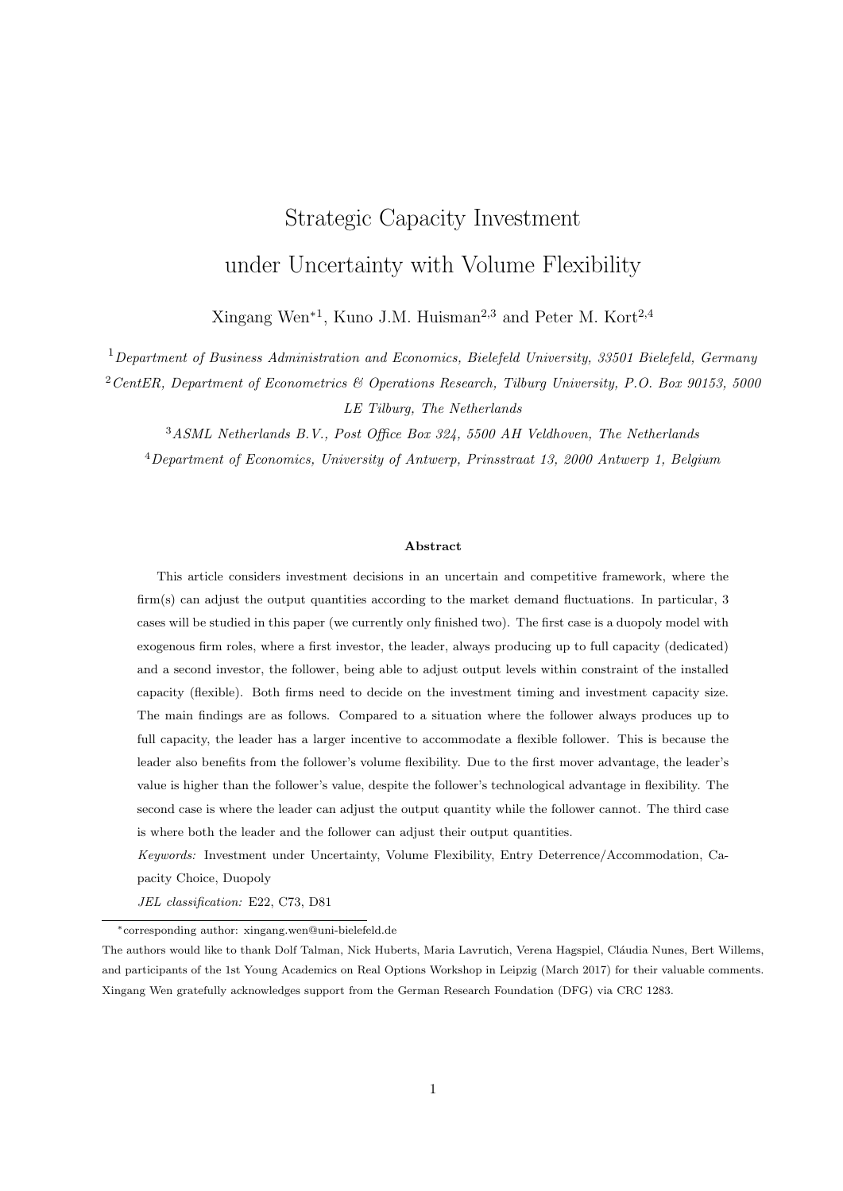# Strategic Capacity Investment under Uncertainty with Volume Flexibility

Xingang Wen*[1], Kuno J.M. Huisman[2,3] and Peter M. Kort[2,4]

[1] *Department of Business Administration and Economics, Bielefeld University, 33501 Bielefeld, Germany*

[2] *CentER, Department of Econometrics & Operations Research, Tilburg University, P.O. Box 90153, 5000 LE Tilburg, The Netherlands*

[3] *ASML Netherlands B.V., Post Office Box 324, 5500 AH Veldhoven, The Netherlands*

[4] *Department of Economics, University of Antwerp, Prinsstraat 13, 2000 Antwerp 1, Belgium*

**Abstract**

This article considers investment decisions in an uncertain and competitive framework, where the firm(s) can adjust the output quantities according to the market demand fluctuations. In particular, 3 cases will be studied in this paper (we currently only finished two). The first case is a duopoly model with exogenous firm roles, where a first investor, the leader, always producing up to full capacity (dedicated) and a second investor, the follower, being able to adjust output levels within constraint of the installed capacity (flexible). Both firms need to decide on the investment timing and investment capacity size. The main findings are as follows. Compared to a situation where the follower always produces up to full capacity, the leader has a larger incentive to accommodate a flexible follower. This is because the leader also benefits from the follower's volume flexibility. Due to the first mover advantage, the leader's value is higher than the follower's value, despite the follower's technological advantage in flexibility. The second case is where the leader can adjust the output quantity while the follower cannot. The third case is where both the leader and the follower can adjust their output quantities.

*Keywords:* Investment under Uncertainty, Volume Flexibility, Entry Deterrence/Accommodation, Capacity Choice, Duopoly

*JEL classification:* E22, C73, D81

*corresponding author: xingang.wen@uni-bielefeld.de

The authors would like to thank Dolf Talman, Nick Huberts, Maria Lavrutich, Verena Hagspiel, Cláudia Nunes, Bert Willems, and participants of the 1st Young Academics on Real Options Workshop in Leipzig (March 2017) for their valuable comments. Xingang Wen gratefully acknowledges support from the German Research Foundation (DFG) via CRC 1283.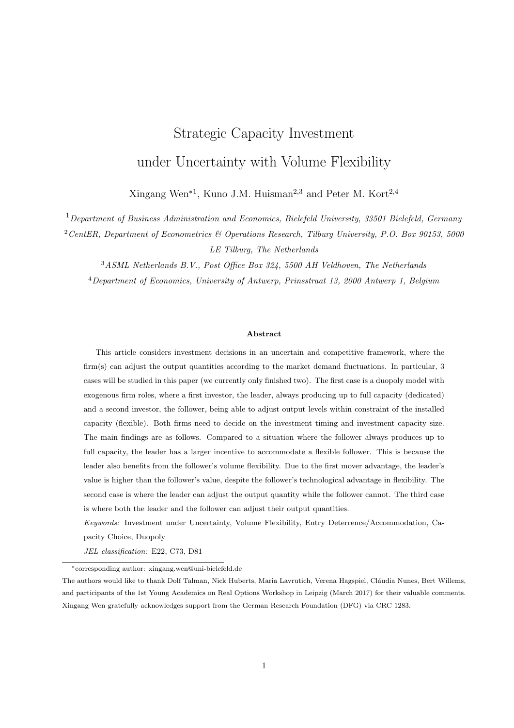# Strategic Capacity Investment under Uncertainty with Volume Flexibility

Xingang Wen*[1], Kuno J.M. Huisman[2,3] and Peter M. Kort[2,4]

[1] *Department of Business Administration and Economics, Bielefeld University, 33501 Bielefeld, Germany*

[2] *CentER, Department of Econometrics & Operations Research, Tilburg University, P.O. Box 90153, 5000 LE Tilburg, The Netherlands*

[3] *ASML Netherlands B.V., Post Office Box 324, 5500 AH Veldhoven, The Netherlands*

[4] *Department of Economics, University of Antwerp, Prinsstraat 13, 2000 Antwerp 1, Belgium*

#### Abstract

This article considers investment decisions in an uncertain and competitive framework, where the firm(s) can adjust the output quantities according to the market demand fluctuations. In particular, 3 cases will be studied in this paper (we currently only finished two). The first case is a duopoly model with exogenous firm roles, where a first investor, the leader, always producing up to full capacity (dedicated) and a second investor, the follower, being able to adjust output levels within constraint of the installed capacity (flexible). Both firms need to decide on the investment timing and investment capacity size. The main findings are as follows. Compared to a situation where the follower always produces up to full capacity, the leader has a larger incentive to accommodate a flexible follower. This is because the leader also benefits from the follower's volume flexibility. Due to the first mover advantage, the leader's value is higher than the follower's value, despite the follower's technological advantage in flexibility. The second case is where the leader can adjust the output quantity while the follower cannot. The third case is where both the leader and the follower can adjust their output quantities.

*Keywords:* Investment under Uncertainty, Volume Flexibility, Entry Deterrence/Accommodation, Capacity Choice, Duopoly

*JEL classification:* E22, C73, D81

---

*corresponding author: xingang.wen@uni-bielefeld.de

The authors would like to thank Dolf Talman, Nick Huberts, Maria Lavrutich, Verena Hagspiel, Cláudia Nunes, Bert Willems, and participants of the 1st Young Academics on Real Options Workshop in Leipzig (March 2017) for their valuable comments. Xingang Wen gratefully acknowledges support from the German Research Foundation (DFG) via CRC 1283.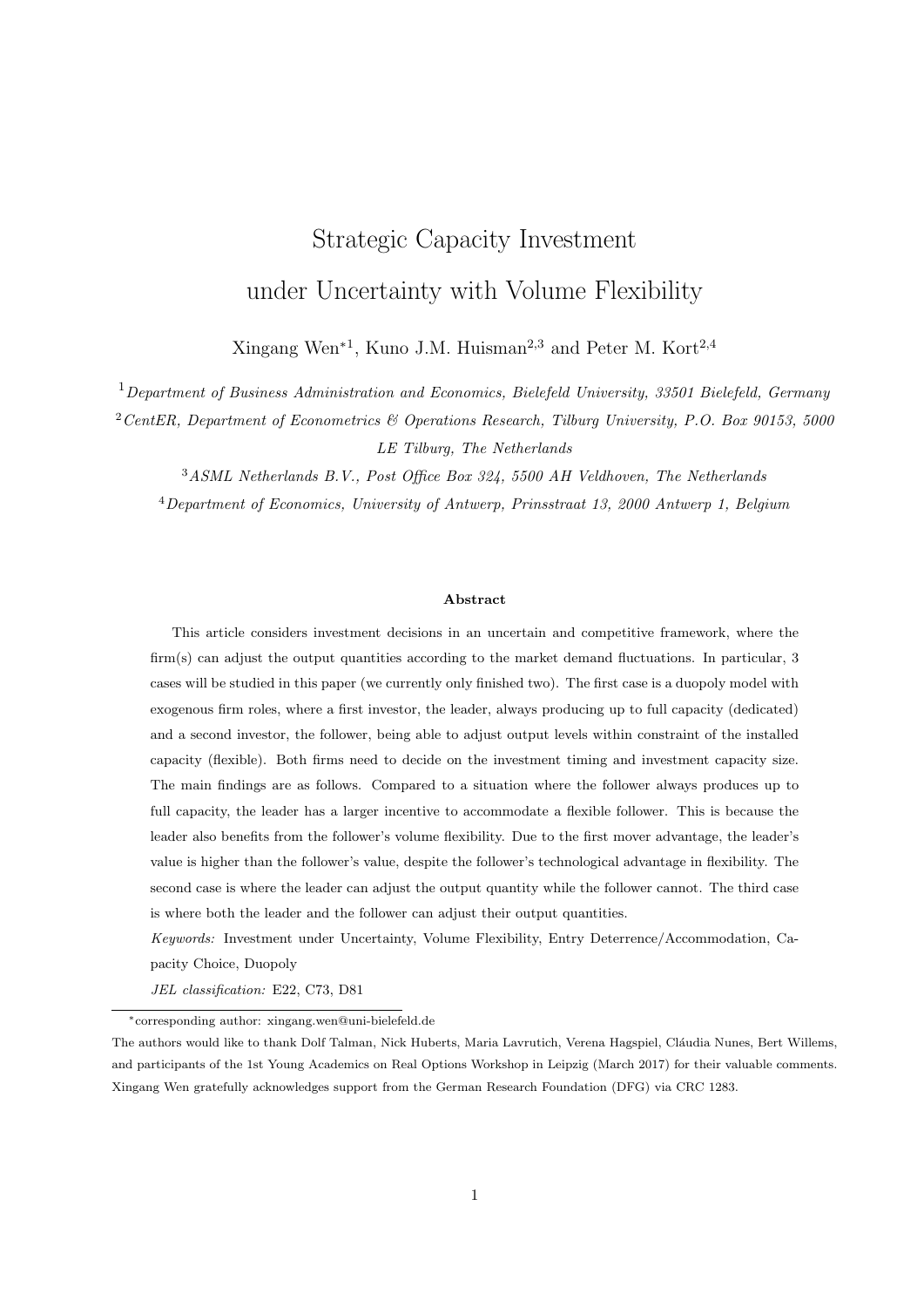# Strategic Capacity Investment under Uncertainty with Volume Flexibility

Xingang Wen*[1], Kuno J.M. Huisman[2,3] and Peter M. Kort[2,4]

[1] *Department of Business Administration and Economics, Bielefeld University, 33501 Bielefeld, Germany*

[2] *CentER, Department of Econometrics & Operations Research, Tilburg University, P.O. Box 90153, 5000 LE Tilburg, The Netherlands*

[3] *ASML Netherlands B.V., Post Office Box 324, 5500 AH Veldhoven, The Netherlands*

[4] *Department of Economics, University of Antwerp, Prinsstraat 13, 2000 Antwerp 1, Belgium*

**Abstract**

This article considers investment decisions in an uncertain and competitive framework, where the firm(s) can adjust the output quantities according to the market demand fluctuations. In particular, 3 cases will be studied in this paper (we currently only finished two). The first case is a duopoly model with exogenous firm roles, where a first investor, the leader, always producing up to full capacity (dedicated) and a second investor, the follower, being able to adjust output levels within constraint of the installed capacity (flexible). Both firms need to decide on the investment timing and investment capacity size. The main findings are as follows. Compared to a situation where the follower always produces up to full capacity, the leader has a larger incentive to accommodate a flexible follower. This is because the leader also benefits from the follower's volume flexibility. Due to the first mover advantage, the leader's value is higher than the follower's value, despite the follower's technological advantage in flexibility. The second case is where the leader can adjust the output quantity while the follower cannot. The third case is where both the leader and the follower can adjust their output quantities.

*Keywords:* Investment under Uncertainty, Volume Flexibility, Entry Deterrence/Accommodation, Capacity Choice, Duopoly

*JEL classification:* E22, C73, D81

---

*corresponding author: xingang.wen@uni-bielefeld.de

The authors would like to thank Dolf Talman, Nick Huberts, Maria Lavrutich, Verena Hagspiel, Cláudia Nunes, Bert Willems, and participants of the 1st Young Academics on Real Options Workshop in Leipzig (March 2017) for their valuable comments. Xingang Wen gratefully acknowledges support from the German Research Foundation (DFG) via CRC 1283.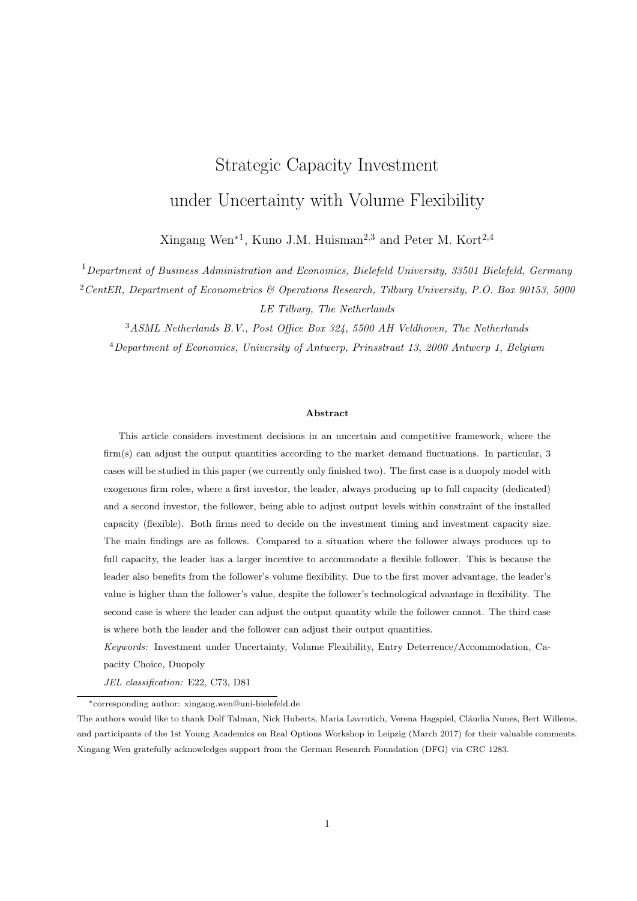# Strategic Capacity Investment under Uncertainty with Volume Flexibility

Xingang Wen*[1], Kuno J.M. Huisman[2,3] and Peter M. Kort[2,4]

[1] *Department of Business Administration and Economics, Bielefeld University, 33501 Bielefeld, Germany*

[2] *CentER, Department of Econometrics & Operations Research, Tilburg University, P.O. Box 90153, 5000 LE Tilburg, The Netherlands*

[3] *ASML Netherlands B.V., Post Office Box 324, 5500 AH Veldhoven, The Netherlands*

[4] *Department of Economics, University of Antwerp, Prinsstraat 13, 2000 Antwerp 1, Belgium*

### Abstract

This article considers investment decisions in an uncertain and competitive framework, where the firm(s) can adjust the output quantities according to the market demand fluctuations. In particular, 3 cases will be studied in this paper (we currently only finished two). The first case is a duopoly model with exogenous firm roles, where a first investor, the leader, always producing up to full capacity (dedicated) and a second investor, the follower, being able to adjust output levels within constraint of the installed capacity (flexible). Both firms need to decide on the investment timing and investment capacity size. The main findings are as follows. Compared to a situation where the follower always produces up to full capacity, the leader has a larger incentive to accommodate a flexible follower. This is because the leader also benefits from the follower's volume flexibility. Due to the first mover advantage, the leader's value is higher than the follower's value, despite the follower's technological advantage in flexibility. The second case is where the leader can adjust the output quantity while the follower cannot. The third case is where both the leader and the follower can adjust their output quantities.

*Keywords:* Investment under Uncertainty, Volume Flexibility, Entry Deterrence/Accommodation, Capacity Choice, Duopoly

*JEL classification:* E22, C73, D81

---

*corresponding author: xingang.wen@uni-bielefeld.de

The authors would like to thank Dolf Talman, Nick Huberts, Maria Lavrutich, Verena Hagspiel, Cláudia Nunes, Bert Willems, and participants of the 1st Young Academics on Real Options Workshop in Leipzig (March 2017) for their valuable comments. Xingang Wen gratefully acknowledges support from the German Research Foundation (DFG) via CRC 1283.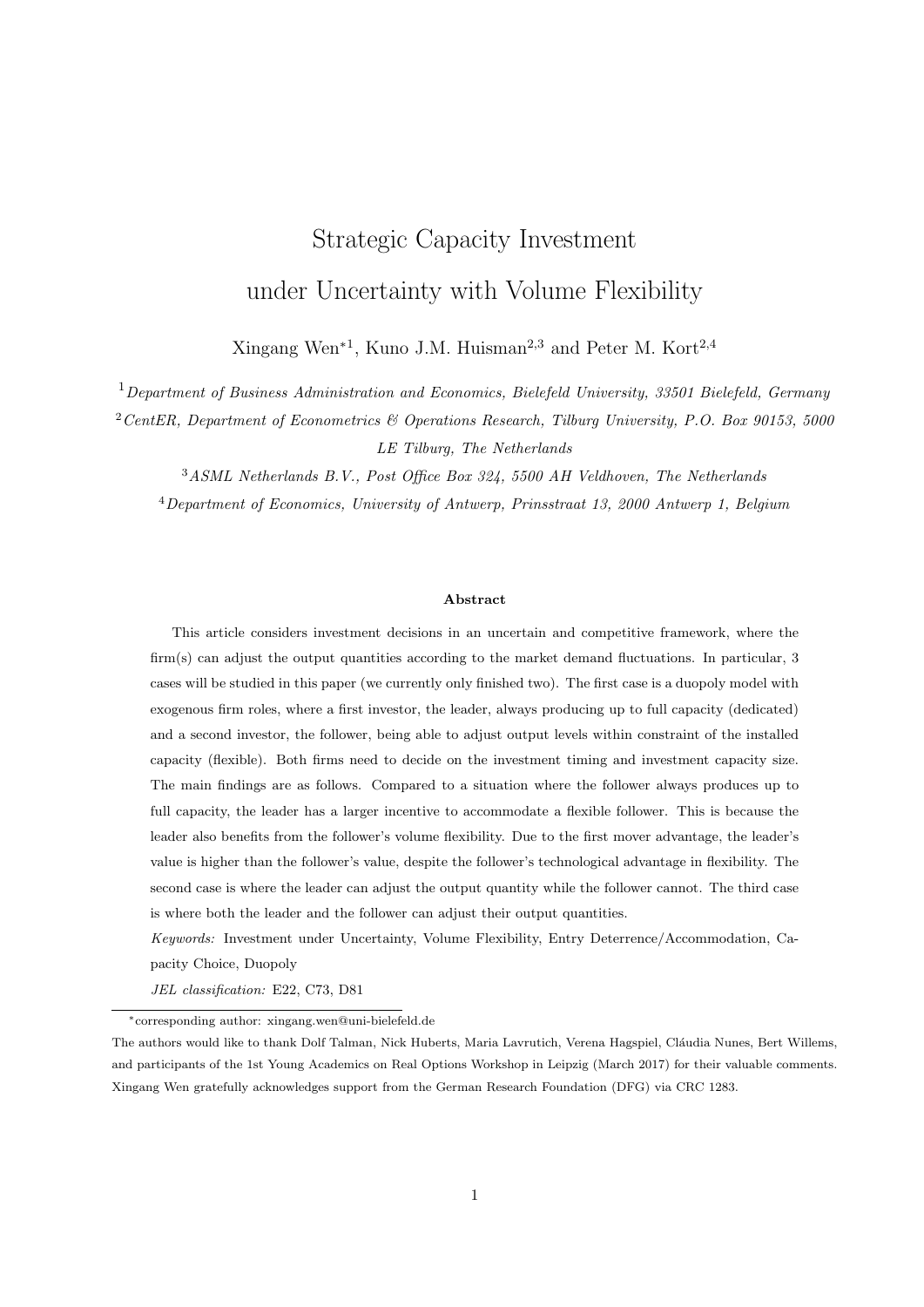# Strategic Capacity Investment under Uncertainty with Volume Flexibility

Xingang Wen*[1], Kuno J.M. Huisman[2,3] and Peter M. Kort[2,4]

[1] *Department of Business Administration and Economics, Bielefeld University, 33501 Bielefeld, Germany*

[2] *CentER, Department of Econometrics & Operations Research, Tilburg University, P.O. Box 90153, 5000 LE Tilburg, The Netherlands*

[3] *ASML Netherlands B.V., Post Office Box 324, 5500 AH Veldhoven, The Netherlands*

[4] *Department of Economics, University of Antwerp, Prinsstraat 13, 2000 Antwerp 1, Belgium*

### Abstract

This article considers investment decisions in an uncertain and competitive framework, where the firm(s) can adjust the output quantities according to the market demand fluctuations. In particular, 3 cases will be studied in this paper (we currently only finished two). The first case is a duopoly model with exogenous firm roles, where a first investor, the leader, always producing up to full capacity (dedicated) and a second investor, the follower, being able to adjust output levels within constraint of the installed capacity (flexible). Both firms need to decide on the investment timing and investment capacity size. The main findings are as follows. Compared to a situation where the follower always produces up to full capacity, the leader has a larger incentive to accommodate a flexible follower. This is because the leader also benefits from the follower's volume flexibility. Due to the first mover advantage, the leader's value is higher than the follower's value, despite the follower's technological advantage in flexibility. The second case is where the leader can adjust the output quantity while the follower cannot. The third case is where both the leader and the follower can adjust their output quantities.

*Keywords:* Investment under Uncertainty, Volume Flexibility, Entry Deterrence/Accommodation, Capacity Choice, Duopoly

*JEL classification:* E22, C73, D81

---

*corresponding author: xingang.wen@uni-bielefeld.de

The authors would like to thank Dolf Talman, Nick Huberts, Maria Lavrutich, Verena Hagspiel, Cláudia Nunes, Bert Willems, and participants of the 1st Young Academics on Real Options Workshop in Leipzig (March 2017) for their valuable comments. Xingang Wen gratefully acknowledges support from the German Research Foundation (DFG) via CRC 1283.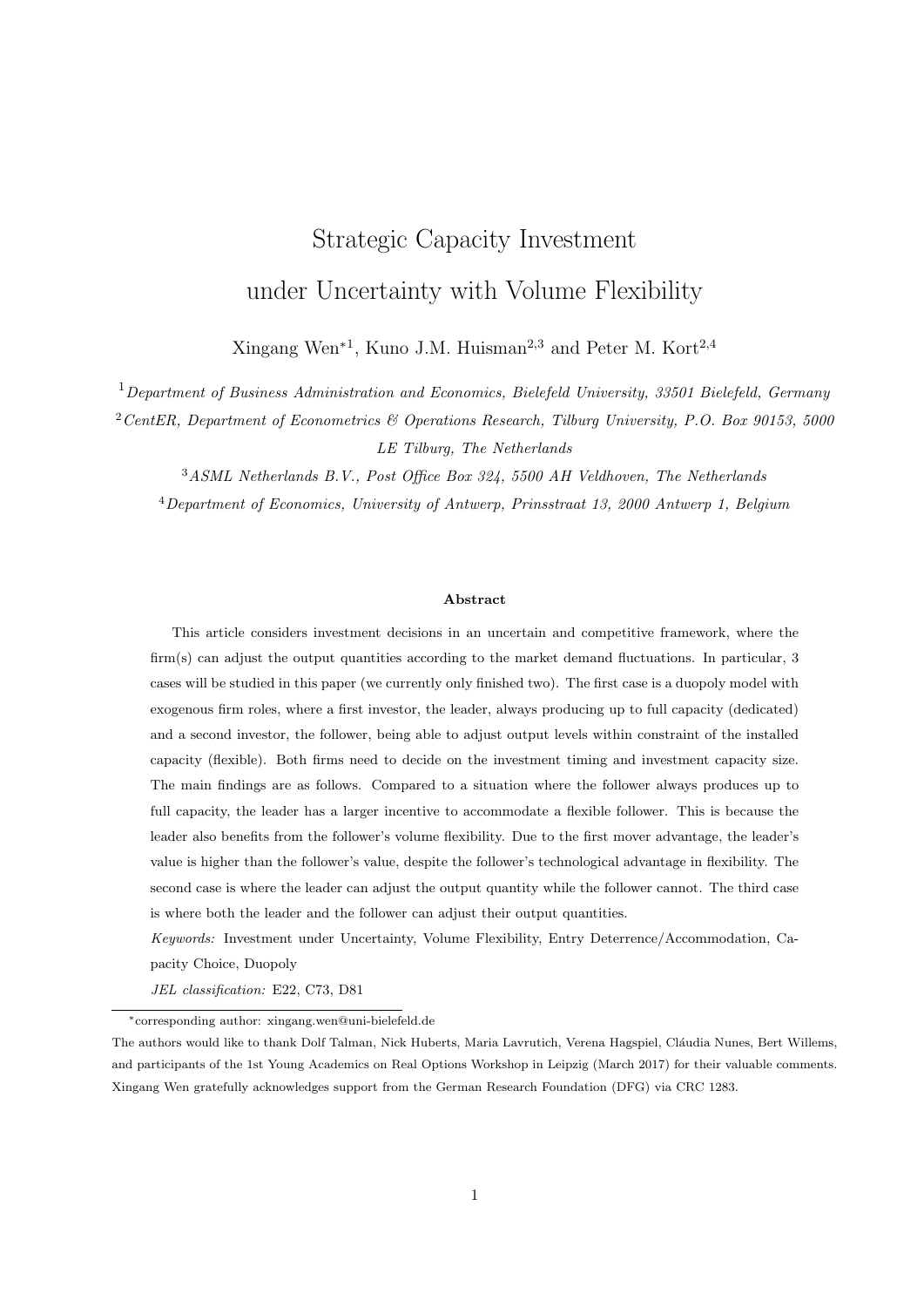# Strategic Capacity Investment under Uncertainty with Volume Flexibility

Xingang Wen*[1], Kuno J.M. Huisman[2,3] and Peter M. Kort[2,4]

[1] *Department of Business Administration and Economics, Bielefeld University, 33501 Bielefeld, Germany*

[2] *CentER, Department of Econometrics & Operations Research, Tilburg University, P.O. Box 90153, 5000 LE Tilburg, The Netherlands*

[3] *ASML Netherlands B.V., Post Office Box 324, 5500 AH Veldhoven, The Netherlands*

[4] *Department of Economics, University of Antwerp, Prinsstraat 13, 2000 Antwerp 1, Belgium*

**Abstract**

This article considers investment decisions in an uncertain and competitive framework, where the firm(s) can adjust the output quantities according to the market demand fluctuations. In particular, 3 cases will be studied in this paper (we currently only finished two). The first case is a duopoly model with exogenous firm roles, where a first investor, the leader, always producing up to full capacity (dedicated) and a second investor, the follower, being able to adjust output levels within constraint of the installed capacity (flexible). Both firms need to decide on the investment timing and investment capacity size. The main findings are as follows. Compared to a situation where the follower always produces up to full capacity, the leader has a larger incentive to accommodate a flexible follower. This is because the leader also benefits from the follower's volume flexibility. Due to the first mover advantage, the leader's value is higher than the follower's value, despite the follower's technological advantage in flexibility. The second case is where the leader can adjust the output quantity while the follower cannot. The third case is where both the leader and the follower can adjust their output quantities.

*Keywords:* Investment under Uncertainty, Volume Flexibility, Entry Deterrence/Accommodation, Capacity Choice, Duopoly

*JEL classification:* E22, C73, D81

*corresponding author: xingang.wen@uni-bielefeld.de

The authors would like to thank Dolf Talman, Nick Huberts, Maria Lavrutich, Verena Hagspiel, Cláudia Nunes, Bert Willems, and participants of the 1st Young Academics on Real Options Workshop in Leipzig (March 2017) for their valuable comments. Xingang Wen gratefully acknowledges support from the German Research Foundation (DFG) via CRC 1283.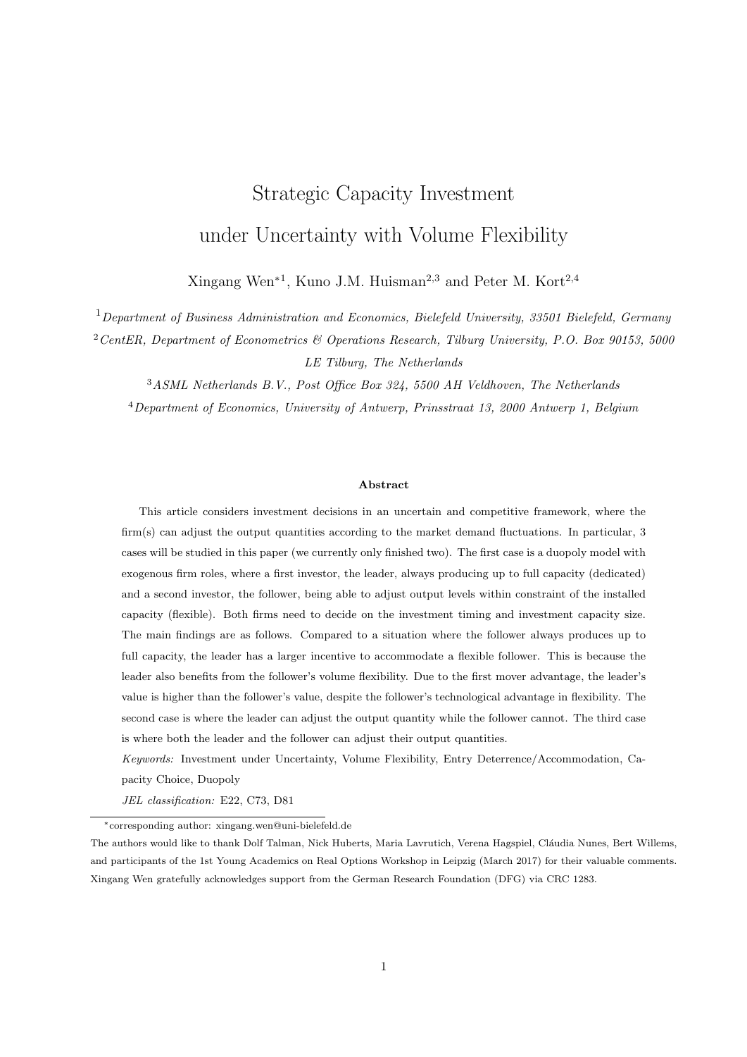# Strategic Capacity Investment under Uncertainty with Volume Flexibility

Xingang Wen*[1], Kuno J.M. Huisman[2,3] and Peter M. Kort[2,4]

[1] *Department of Business Administration and Economics, Bielefeld University, 33501 Bielefeld, Germany*

[2] *CentER, Department of Econometrics & Operations Research, Tilburg University, P.O. Box 90153, 5000 LE Tilburg, The Netherlands*

[3] *ASML Netherlands B.V., Post Office Box 324, 5500 AH Veldhoven, The Netherlands*

[4] *Department of Economics, University of Antwerp, Prinsstraat 13, 2000 Antwerp 1, Belgium*

### Abstract

This article considers investment decisions in an uncertain and competitive framework, where the firm(s) can adjust the output quantities according to the market demand fluctuations. In particular, 3 cases will be studied in this paper (we currently only finished two). The first case is a duopoly model with exogenous firm roles, where a first investor, the leader, always producing up to full capacity (dedicated) and a second investor, the follower, being able to adjust output levels within constraint of the installed capacity (flexible). Both firms need to decide on the investment timing and investment capacity size. The main findings are as follows. Compared to a situation where the follower always produces up to full capacity, the leader has a larger incentive to accommodate a flexible follower. This is because the leader also benefits from the follower's volume flexibility. Due to the first mover advantage, the leader's value is higher than the follower's value, despite the follower's technological advantage in flexibility. The second case is where the leader can adjust the output quantity while the follower cannot. The third case is where both the leader and the follower can adjust their output quantities.

*Keywords:* Investment under Uncertainty, Volume Flexibility, Entry Deterrence/Accommodation, Capacity Choice, Duopoly

*JEL classification:* E22, C73, D81

---

*corresponding author: xingang.wen@uni-bielefeld.de

The authors would like to thank Dolf Talman, Nick Huberts, Maria Lavrutich, Verena Hagspiel, Cláudia Nunes, Bert Willems, and participants of the 1st Young Academics on Real Options Workshop in Leipzig (March 2017) for their valuable comments. Xingang Wen gratefully acknowledges support from the German Research Foundation (DFG) via CRC 1283.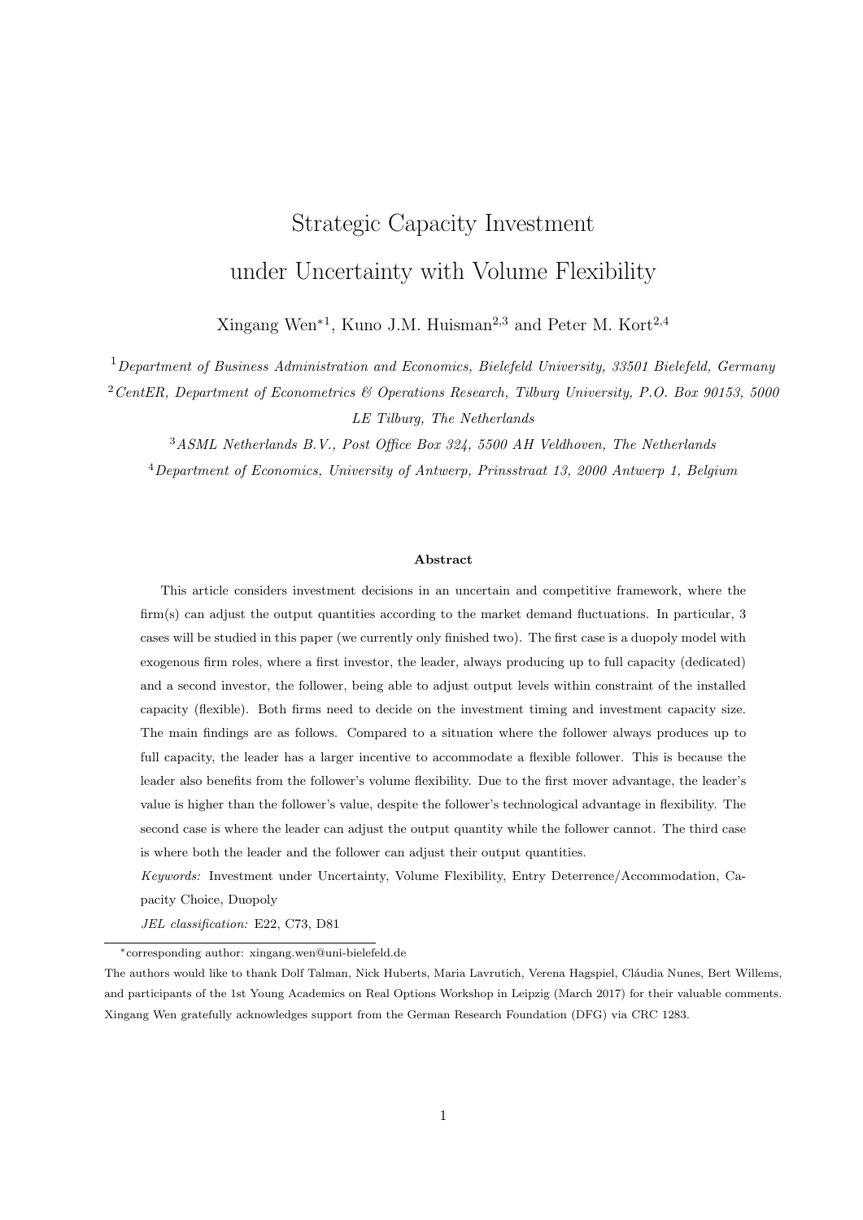# Strategic Capacity Investment under Uncertainty with Volume Flexibility

Xingang Wen*[1], Kuno J.M. Huisman[2,3] and Peter M. Kort[2,4]

[1] *Department of Business Administration and Economics, Bielefeld University, 33501 Bielefeld, Germany*

[2] *CentER, Department of Econometrics & Operations Research, Tilburg University, P.O. Box 90153, 5000 LE Tilburg, The Netherlands*

[3] *ASML Netherlands B.V., Post Office Box 324, 5500 AH Veldhoven, The Netherlands*

[4] *Department of Economics, University of Antwerp, Prinsstraat 13, 2000 Antwerp 1, Belgium*

### Abstract

This article considers investment decisions in an uncertain and competitive framework, where the firm(s) can adjust the output quantities according to the market demand fluctuations. In particular, 3 cases will be studied in this paper (we currently only finished two). The first case is a duopoly model with exogenous firm roles, where a first investor, the leader, always producing up to full capacity (dedicated) and a second investor, the follower, being able to adjust output levels within constraint of the installed capacity (flexible). Both firms need to decide on the investment timing and investment capacity size. The main findings are as follows. Compared to a situation where the follower always produces up to full capacity, the leader has a larger incentive to accommodate a flexible follower. This is because the leader also benefits from the follower's volume flexibility. Due to the first mover advantage, the leader's value is higher than the follower's value, despite the follower's technological advantage in flexibility. The second case is where the leader can adjust the output quantity while the follower cannot. The third case is where both the leader and the follower can adjust their output quantities.

*Keywords:* Investment under Uncertainty, Volume Flexibility, Entry Deterrence/Accommodation, Capacity Choice, Duopoly

*JEL classification:* E22, C73, D81

---

*corresponding author: xingang.wen@uni-bielefeld.de

The authors would like to thank Dolf Talman, Nick Huberts, Maria Lavrutich, Verena Hagspiel, Cláudia Nunes, Bert Willems, and participants of the 1st Young Academics on Real Options Workshop in Leipzig (March 2017) for their valuable comments. Xingang Wen gratefully acknowledges support from the German Research Foundation (DFG) via CRC 1283.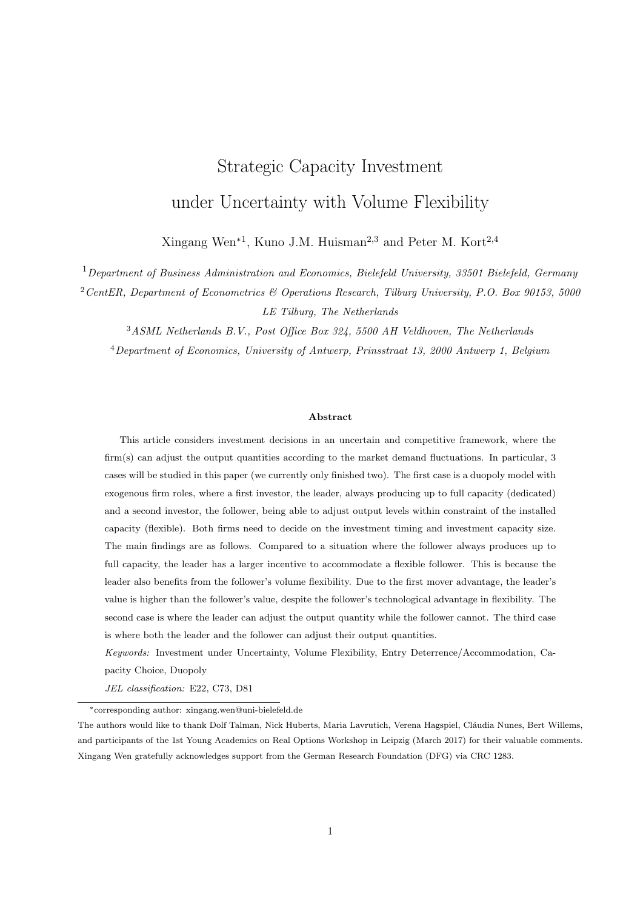# Strategic Capacity Investment under Uncertainty with Volume Flexibility

Xingang Wen*[1], Kuno J.M. Huisman[2,3] and Peter M. Kort[2,4]

[1] *Department of Business Administration and Economics, Bielefeld University, 33501 Bielefeld, Germany*

[2] *CentER, Department of Econometrics & Operations Research, Tilburg University, P.O. Box 90153, 5000 LE Tilburg, The Netherlands*

[3] *ASML Netherlands B.V., Post Office Box 324, 5500 AH Veldhoven, The Netherlands*

[4] *Department of Economics, University of Antwerp, Prinsstraat 13, 2000 Antwerp 1, Belgium*

**Abstract**

This article considers investment decisions in an uncertain and competitive framework, where the firm(s) can adjust the output quantities according to the market demand fluctuations. In particular, 3 cases will be studied in this paper (we currently only finished two). The first case is a duopoly model with exogenous firm roles, where a first investor, the leader, always producing up to full capacity (dedicated) and a second investor, the follower, being able to adjust output levels within constraint of the installed capacity (flexible). Both firms need to decide on the investment timing and investment capacity size. The main findings are as follows. Compared to a situation where the follower always produces up to full capacity, the leader has a larger incentive to accommodate a flexible follower. This is because the leader also benefits from the follower's volume flexibility. Due to the first mover advantage, the leader's value is higher than the follower's value, despite the follower's technological advantage in flexibility. The second case is where the leader can adjust the output quantity while the follower cannot. The third case is where both the leader and the follower can adjust their output quantities.

*Keywords:* Investment under Uncertainty, Volume Flexibility, Entry Deterrence/Accommodation, Capacity Choice, Duopoly

*JEL classification:* E22, C73, D81

---

*corresponding author: xingang.wen@uni-bielefeld.de

The authors would like to thank Dolf Talman, Nick Huberts, Maria Lavrutich, Verena Hagspiel, Cláudia Nunes, Bert Willems, and participants of the 1st Young Academics on Real Options Workshop in Leipzig (March 2017) for their valuable comments. Xingang Wen gratefully acknowledges support from the German Research Foundation (DFG) via CRC 1283.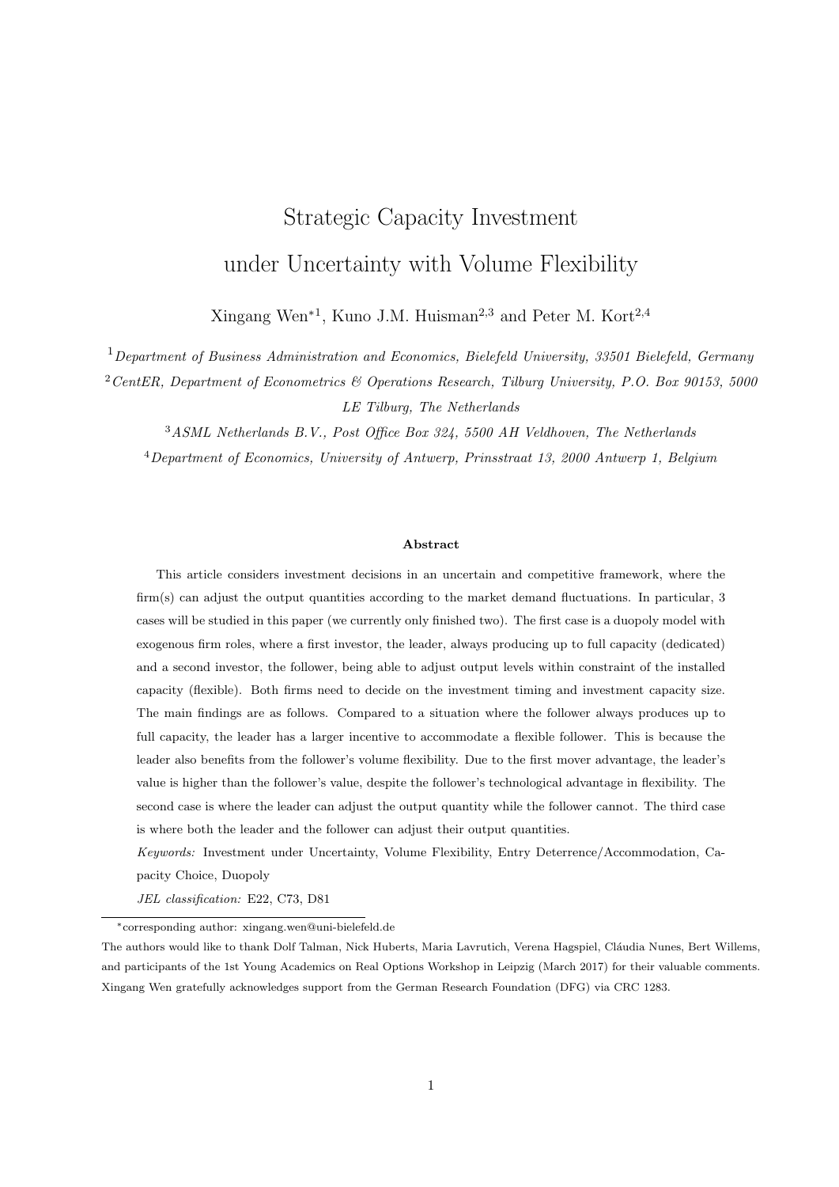# Strategic Capacity Investment under Uncertainty with Volume Flexibility

Xingang Wen*[1], Kuno J.M. Huisman[2,3] and Peter M. Kort[2,4]

[1] *Department of Business Administration and Economics, Bielefeld University, 33501 Bielefeld, Germany*

[2] *CentER, Department of Econometrics & Operations Research, Tilburg University, P.O. Box 90153, 5000 LE Tilburg, The Netherlands*

[3] *ASML Netherlands B.V., Post Office Box 324, 5500 AH Veldhoven, The Netherlands*

[4] *Department of Economics, University of Antwerp, Prinsstraat 13, 2000 Antwerp 1, Belgium*

**Abstract**

This article considers investment decisions in an uncertain and competitive framework, where the firm(s) can adjust the output quantities according to the market demand fluctuations. In particular, 3 cases will be studied in this paper (we currently only finished two). The first case is a duopoly model with exogenous firm roles, where a first investor, the leader, always producing up to full capacity (dedicated) and a second investor, the follower, being able to adjust output levels within constraint of the installed capacity (flexible). Both firms need to decide on the investment timing and investment capacity size. The main findings are as follows. Compared to a situation where the follower always produces up to full capacity, the leader has a larger incentive to accommodate a flexible follower. This is because the leader also benefits from the follower's volume flexibility. Due to the first mover advantage, the leader's value is higher than the follower's value, despite the follower's technological advantage in flexibility. The second case is where the leader can adjust the output quantity while the follower cannot. The third case is where both the leader and the follower can adjust their output quantities.

*Keywords:* Investment under Uncertainty, Volume Flexibility, Entry Deterrence/Accommodation, Capacity Choice, Duopoly

*JEL classification:* E22, C73, D81

*corresponding author: xingang.wen@uni-bielefeld.de

The authors would like to thank Dolf Talman, Nick Huberts, Maria Lavrutich, Verena Hagspiel, Cláudia Nunes, Bert Willems, and participants of the 1st Young Academics on Real Options Workshop in Leipzig (March 2017) for their valuable comments. Xingang Wen gratefully acknowledges support from the German Research Foundation (DFG) via CRC 1283.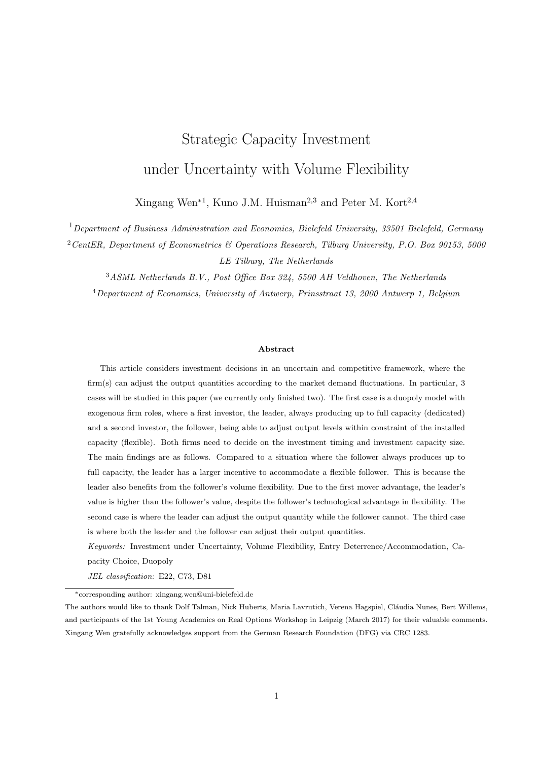# Strategic Capacity Investment under Uncertainty with Volume Flexibility

Xingang Wen*[1], Kuno J.M. Huisman[2,3] and Peter M. Kort[2,4]

[1] *Department of Business Administration and Economics, Bielefeld University, 33501 Bielefeld, Germany*

[2] *CentER, Department of Econometrics & Operations Research, Tilburg University, P.O. Box 90153, 5000 LE Tilburg, The Netherlands*

[3] *ASML Netherlands B.V., Post Office Box 324, 5500 AH Veldhoven, The Netherlands*

[4] *Department of Economics, University of Antwerp, Prinsstraat 13, 2000 Antwerp 1, Belgium*

#### Abstract

This article considers investment decisions in an uncertain and competitive framework, where the firm(s) can adjust the output quantities according to the market demand fluctuations. In particular, 3 cases will be studied in this paper (we currently only finished two). The first case is a duopoly model with exogenous firm roles, where a first investor, the leader, always producing up to full capacity (dedicated) and a second investor, the follower, being able to adjust output levels within constraint of the installed capacity (flexible). Both firms need to decide on the investment timing and investment capacity size. The main findings are as follows. Compared to a situation where the follower always produces up to full capacity, the leader has a larger incentive to accommodate a flexible follower. This is because the leader also benefits from the follower's volume flexibility. Due to the first mover advantage, the leader's value is higher than the follower's value, despite the follower's technological advantage in flexibility. The second case is where the leader can adjust the output quantity while the follower cannot. The third case is where both the leader and the follower can adjust their output quantities.

*Keywords:* Investment under Uncertainty, Volume Flexibility, Entry Deterrence/Accommodation, Capacity Choice, Duopoly

*JEL classification:* E22, C73, D81

---

*corresponding author: xingang.wen@uni-bielefeld.de

The authors would like to thank Dolf Talman, Nick Huberts, Maria Lavrutich, Verena Hagspiel, Cláudia Nunes, Bert Willems, and participants of the 1st Young Academics on Real Options Workshop in Leipzig (March 2017) for their valuable comments. Xingang Wen gratefully acknowledges support from the German Research Foundation (DFG) via CRC 1283.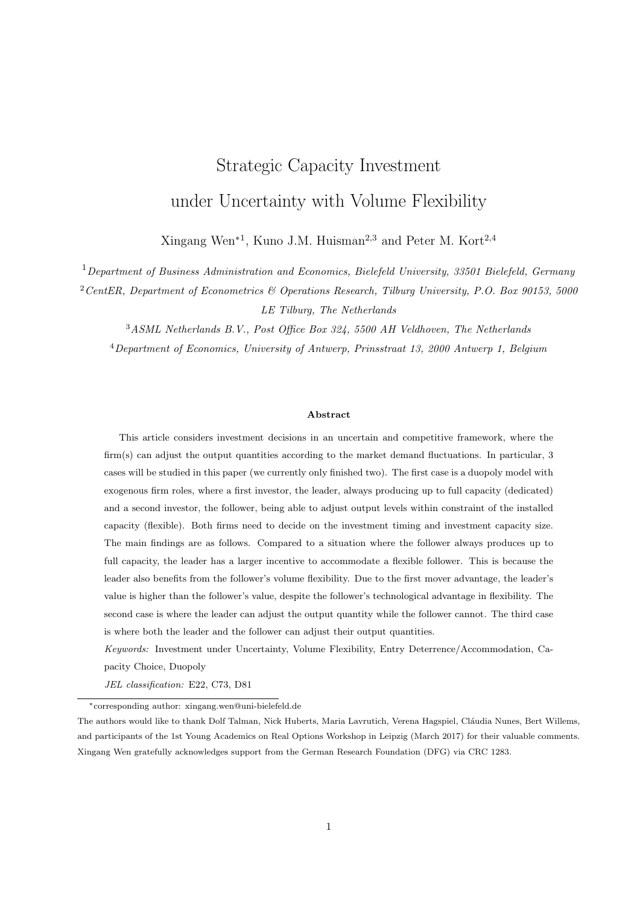# Strategic Capacity Investment under Uncertainty with Volume Flexibility

Xingang Wen*[1], Kuno J.M. Huisman[2,3] and Peter M. Kort[2,4]

[1] *Department of Business Administration and Economics, Bielefeld University, 33501 Bielefeld, Germany*

[2] *CentER, Department of Econometrics & Operations Research, Tilburg University, P.O. Box 90153, 5000 LE Tilburg, The Netherlands*

[3] *ASML Netherlands B.V., Post Office Box 324, 5500 AH Veldhoven, The Netherlands*

[4] *Department of Economics, University of Antwerp, Prinsstraat 13, 2000 Antwerp 1, Belgium*

#### Abstract

This article considers investment decisions in an uncertain and competitive framework, where the firm(s) can adjust the output quantities according to the market demand fluctuations. In particular, 3 cases will be studied in this paper (we currently only finished two). The first case is a duopoly model with exogenous firm roles, where a first investor, the leader, always producing up to full capacity (dedicated) and a second investor, the follower, being able to adjust output levels within constraint of the installed capacity (flexible). Both firms need to decide on the investment timing and investment capacity size. The main findings are as follows. Compared to a situation where the follower always produces up to full capacity, the leader has a larger incentive to accommodate a flexible follower. This is because the leader also benefits from the follower's volume flexibility. Due to the first mover advantage, the leader's value is higher than the follower's value, despite the follower's technological advantage in flexibility. The second case is where the leader can adjust the output quantity while the follower cannot. The third case is where both the leader and the follower can adjust their output quantities.

*Keywords:* Investment under Uncertainty, Volume Flexibility, Entry Deterrence/Accommodation, Capacity Choice, Duopoly

*JEL classification:* E22, C73, D81

---

*corresponding author: xingang.wen@uni-bielefeld.de

The authors would like to thank Dolf Talman, Nick Huberts, Maria Lavrutich, Verena Hagspiel, Cláudia Nunes, Bert Willems, and participants of the 1st Young Academics on Real Options Workshop in Leipzig (March 2017) for their valuable comments. Xingang Wen gratefully acknowledges support from the German Research Foundation (DFG) via CRC 1283.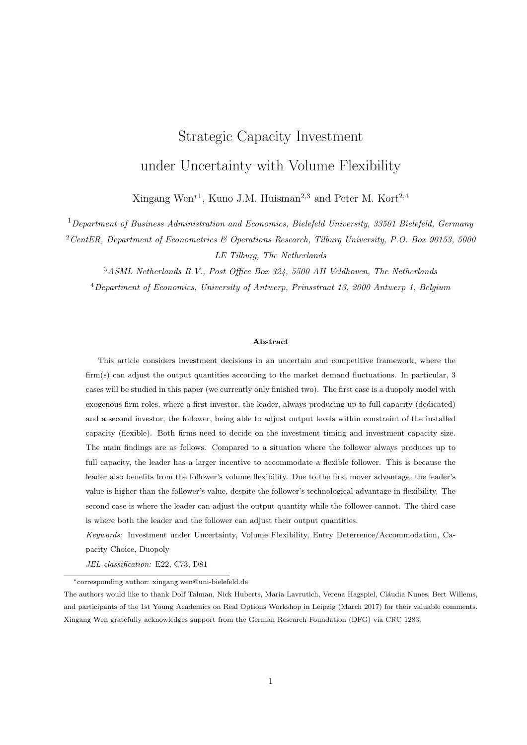# Strategic Capacity Investment under Uncertainty with Volume Flexibility

Xingang Wen*[1], Kuno J.M. Huisman[2,3] and Peter M. Kort[2,4]

[1] *Department of Business Administration and Economics, Bielefeld University, 33501 Bielefeld, Germany*

[2] *CentER, Department of Econometrics & Operations Research, Tilburg University, P.O. Box 90153, 5000 LE Tilburg, The Netherlands*

[3] *ASML Netherlands B.V., Post Office Box 324, 5500 AH Veldhoven, The Netherlands*

[4] *Department of Economics, University of Antwerp, Prinsstraat 13, 2000 Antwerp 1, Belgium*

**Abstract**

This article considers investment decisions in an uncertain and competitive framework, where the firm(s) can adjust the output quantities according to the market demand fluctuations. In particular, 3 cases will be studied in this paper (we currently only finished two). The first case is a duopoly model with exogenous firm roles, where a first investor, the leader, always producing up to full capacity (dedicated) and a second investor, the follower, being able to adjust output levels within constraint of the installed capacity (flexible). Both firms need to decide on the investment timing and investment capacity size. The main findings are as follows. Compared to a situation where the follower always produces up to full capacity, the leader has a larger incentive to accommodate a flexible follower. This is because the leader also benefits from the follower's volume flexibility. Due to the first mover advantage, the leader's value is higher than the follower's value, despite the follower's technological advantage in flexibility. The second case is where the leader can adjust the output quantity while the follower cannot. The third case is where both the leader and the follower can adjust their output quantities.

*Keywords:* Investment under Uncertainty, Volume Flexibility, Entry Deterrence/Accommodation, Capacity Choice, Duopoly

*JEL classification:* E22, C73, D81

*corresponding author: xingang.wen@uni-bielefeld.de

The authors would like to thank Dolf Talman, Nick Huberts, Maria Lavrutich, Verena Hagspiel, Cláudia Nunes, Bert Willems, and participants of the 1st Young Academics on Real Options Workshop in Leipzig (March 2017) for their valuable comments. Xingang Wen gratefully acknowledges support from the German Research Foundation (DFG) via CRC 1283.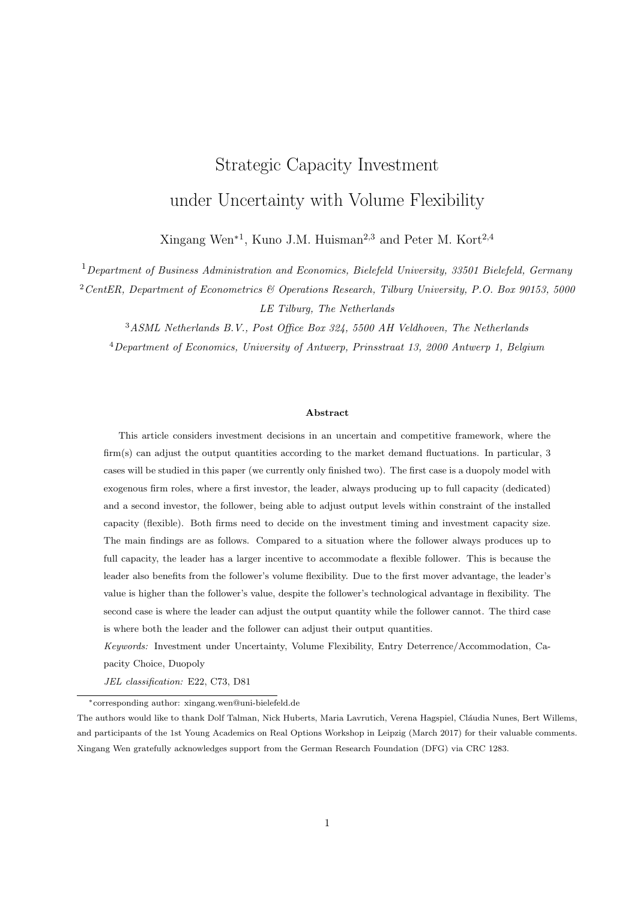# Strategic Capacity Investment under Uncertainty with Volume Flexibility

Xingang Wen*[1], Kuno J.M. Huisman[2,3] and Peter M. Kort[2,4]

[1] *Department of Business Administration and Economics, Bielefeld University, 33501 Bielefeld, Germany*

[2] *CentER, Department of Econometrics & Operations Research, Tilburg University, P.O. Box 90153, 5000 LE Tilburg, The Netherlands*

[3] *ASML Netherlands B.V., Post Office Box 324, 5500 AH Veldhoven, The Netherlands*

[4] *Department of Economics, University of Antwerp, Prinsstraat 13, 2000 Antwerp 1, Belgium*

### Abstract

This article considers investment decisions in an uncertain and competitive framework, where the firm(s) can adjust the output quantities according to the market demand fluctuations. In particular, 3 cases will be studied in this paper (we currently only finished two). The first case is a duopoly model with exogenous firm roles, where a first investor, the leader, always producing up to full capacity (dedicated) and a second investor, the follower, being able to adjust output levels within constraint of the installed capacity (flexible). Both firms need to decide on the investment timing and investment capacity size. The main findings are as follows. Compared to a situation where the follower always produces up to full capacity, the leader has a larger incentive to accommodate a flexible follower. This is because the leader also benefits from the follower's volume flexibility. Due to the first mover advantage, the leader's value is higher than the follower's value, despite the follower's technological advantage in flexibility. The second case is where the leader can adjust the output quantity while the follower cannot. The third case is where both the leader and the follower can adjust their output quantities.

*Keywords:* Investment under Uncertainty, Volume Flexibility, Entry Deterrence/Accommodation, Capacity Choice, Duopoly

*JEL classification:* E22, C73, D81

---

*corresponding author: xingang.wen@uni-bielefeld.de

The authors would like to thank Dolf Talman, Nick Huberts, Maria Lavrutich, Verena Hagspiel, Cláudia Nunes, Bert Willems, and participants of the 1st Young Academics on Real Options Workshop in Leipzig (March 2017) for their valuable comments. Xingang Wen gratefully acknowledges support from the German Research Foundation (DFG) via CRC 1283.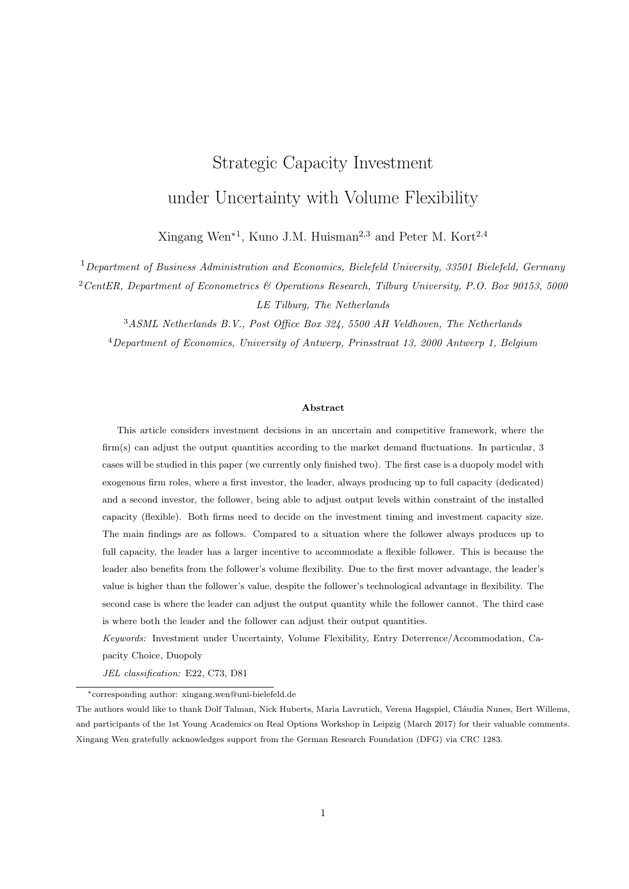# Strategic Capacity Investment under Uncertainty with Volume Flexibility

Xingang Wen*[1], Kuno J.M. Huisman[2,3] and Peter M. Kort[2,4]

[1] *Department of Business Administration and Economics, Bielefeld University, 33501 Bielefeld, Germany*

[2] *CentER, Department of Econometrics & Operations Research, Tilburg University, P.O. Box 90153, 5000 LE Tilburg, The Netherlands*

[3] *ASML Netherlands B.V., Post Office Box 324, 5500 AH Veldhoven, The Netherlands*

[4] *Department of Economics, University of Antwerp, Prinsstraat 13, 2000 Antwerp 1, Belgium*

#### Abstract

This article considers investment decisions in an uncertain and competitive framework, where the firm(s) can adjust the output quantities according to the market demand fluctuations. In particular, 3 cases will be studied in this paper (we currently only finished two). The first case is a duopoly model with exogenous firm roles, where a first investor, the leader, always producing up to full capacity (dedicated) and a second investor, the follower, being able to adjust output levels within constraint of the installed capacity (flexible). Both firms need to decide on the investment timing and investment capacity size. The main findings are as follows. Compared to a situation where the follower always produces up to full capacity, the leader has a larger incentive to accommodate a flexible follower. This is because the leader also benefits from the follower's volume flexibility. Due to the first mover advantage, the leader's value is higher than the follower's value, despite the follower's technological advantage in flexibility. The second case is where the leader can adjust the output quantity while the follower cannot. The third case is where both the leader and the follower can adjust their output quantities.

*Keywords:* Investment under Uncertainty, Volume Flexibility, Entry Deterrence/Accommodation, Capacity Choice, Duopoly

*JEL classification:* E22, C73, D81

---

*corresponding author: xingang.wen@uni-bielefeld.de

The authors would like to thank Dolf Talman, Nick Huberts, Maria Lavrutich, Verena Hagspiel, Cláudia Nunes, Bert Willems, and participants of the 1st Young Academics on Real Options Workshop in Leipzig (March 2017) for their valuable comments. Xingang Wen gratefully acknowledges support from the German Research Foundation (DFG) via CRC 1283.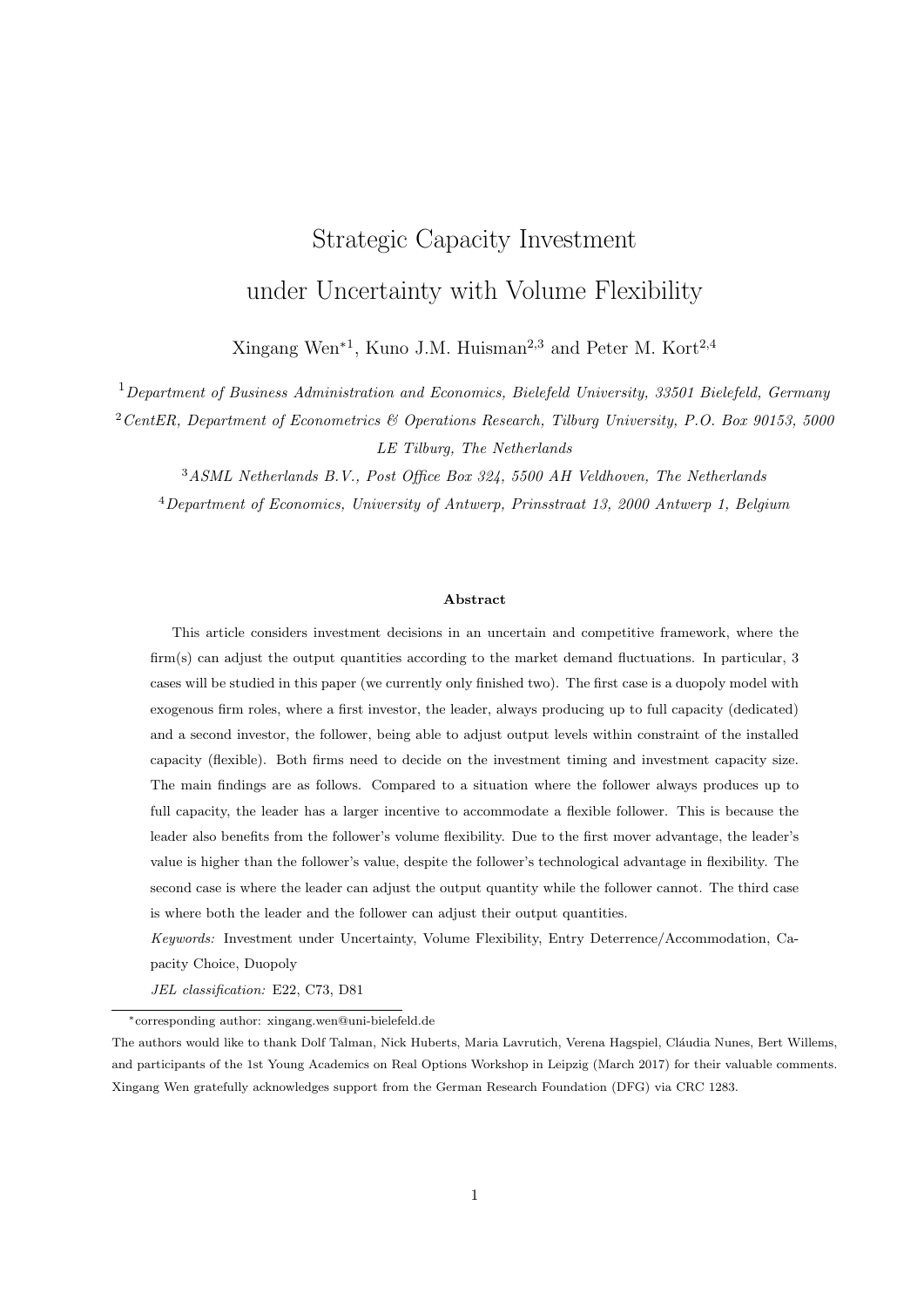# Strategic Capacity Investment under Uncertainty with Volume Flexibility

Xingang Wen*[1], Kuno J.M. Huisman[2,3] and Peter M. Kort[2,4]

[1] *Department of Business Administration and Economics, Bielefeld University, 33501 Bielefeld, Germany*

[2] *CentER, Department of Econometrics & Operations Research, Tilburg University, P.O. Box 90153, 5000 LE Tilburg, The Netherlands*

[3] *ASML Netherlands B.V., Post Office Box 324, 5500 AH Veldhoven, The Netherlands*

[4] *Department of Economics, University of Antwerp, Prinsstraat 13, 2000 Antwerp 1, Belgium*

#### Abstract

This article considers investment decisions in an uncertain and competitive framework, where the firm(s) can adjust the output quantities according to the market demand fluctuations. In particular, 3 cases will be studied in this paper (we currently only finished two). The first case is a duopoly model with exogenous firm roles, where a first investor, the leader, always producing up to full capacity (dedicated) and a second investor, the follower, being able to adjust output levels within constraint of the installed capacity (flexible). Both firms need to decide on the investment timing and investment capacity size. The main findings are as follows. Compared to a situation where the follower always produces up to full capacity, the leader has a larger incentive to accommodate a flexible follower. This is because the leader also benefits from the follower's volume flexibility. Due to the first mover advantage, the leader's value is higher than the follower's value, despite the follower's technological advantage in flexibility. The second case is where the leader can adjust the output quantity while the follower cannot. The third case is where both the leader and the follower can adjust their output quantities.

*Keywords:* Investment under Uncertainty, Volume Flexibility, Entry Deterrence/Accommodation, Capacity Choice, Duopoly

*JEL classification:* E22, C73, D81

---

*corresponding author: xingang.wen@uni-bielefeld.de

The authors would like to thank Dolf Talman, Nick Huberts, Maria Lavrutich, Verena Hagspiel, Cláudia Nunes, Bert Willems, and participants of the 1st Young Academics on Real Options Workshop in Leipzig (March 2017) for their valuable comments. Xingang Wen gratefully acknowledges support from the German Research Foundation (DFG) via CRC 1283.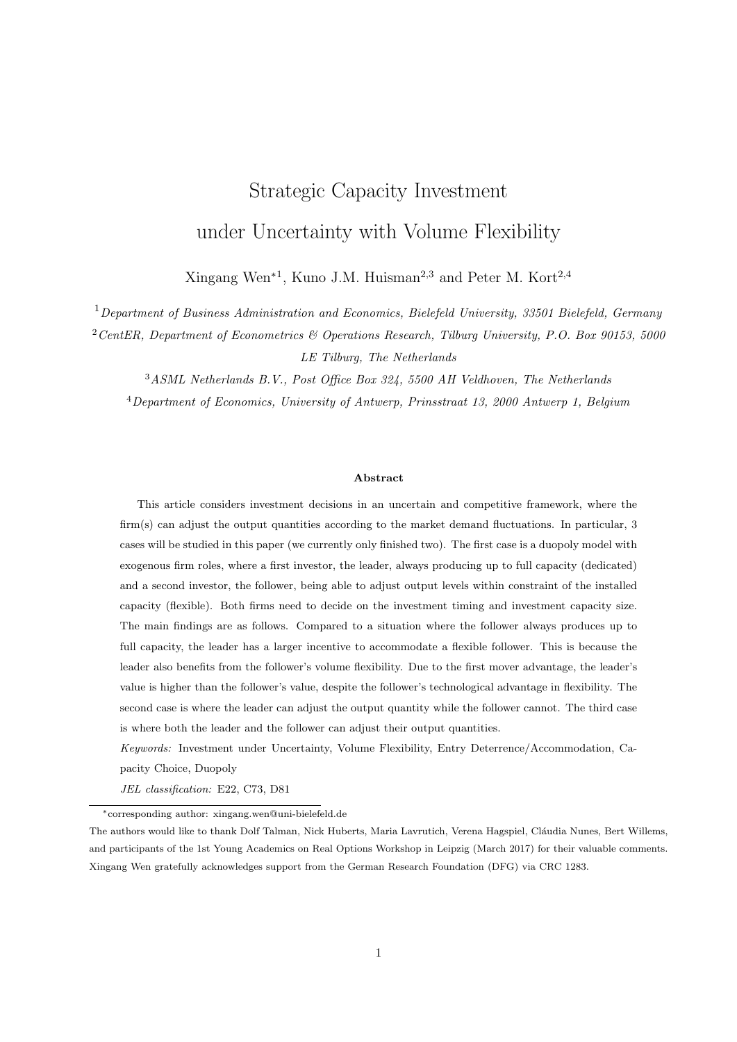# Strategic Capacity Investment under Uncertainty with Volume Flexibility

Xingang Wen*[1], Kuno J.M. Huisman[2,3] and Peter M. Kort[2,4]

[1]*Department of Business Administration and Economics, Bielefeld University, 33501 Bielefeld, Germany*

[2]*CentER, Department of Econometrics & Operations Research, Tilburg University, P.O. Box 90153, 5000 LE Tilburg, The Netherlands*

[3]*ASML Netherlands B.V., Post Office Box 324, 5500 AH Veldhoven, The Netherlands*

[4]*Department of Economics, University of Antwerp, Prinsstraat 13, 2000 Antwerp 1, Belgium*

### Abstract

This article considers investment decisions in an uncertain and competitive framework, where the firm(s) can adjust the output quantities according to the market demand fluctuations. In particular, 3 cases will be studied in this paper (we currently only finished two). The first case is a duopoly model with exogenous firm roles, where a first investor, the leader, always producing up to full capacity (dedicated) and a second investor, the follower, being able to adjust output levels within constraint of the installed capacity (flexible). Both firms need to decide on the investment timing and investment capacity size. The main findings are as follows. Compared to a situation where the follower always produces up to full capacity, the leader has a larger incentive to accommodate a flexible follower. This is because the leader also benefits from the follower's volume flexibility. Due to the first mover advantage, the leader's value is higher than the follower's value, despite the follower's technological advantage in flexibility. The second case is where the leader can adjust the output quantity while the follower cannot. The third case is where both the leader and the follower can adjust their output quantities.

*Keywords:* Investment under Uncertainty, Volume Flexibility, Entry Deterrence/Accommodation, Capacity Choice, Duopoly

*JEL classification:* E22, C73, D81

---

*corresponding author: xingang.wen@uni-bielefeld.de

The authors would like to thank Dolf Talman, Nick Huberts, Maria Lavrutich, Verena Hagspiel, Cláudia Nunes, Bert Willems, and participants of the 1st Young Academics on Real Options Workshop in Leipzig (March 2017) for their valuable comments. Xingang Wen gratefully acknowledges support from the German Research Foundation (DFG) via CRC 1283.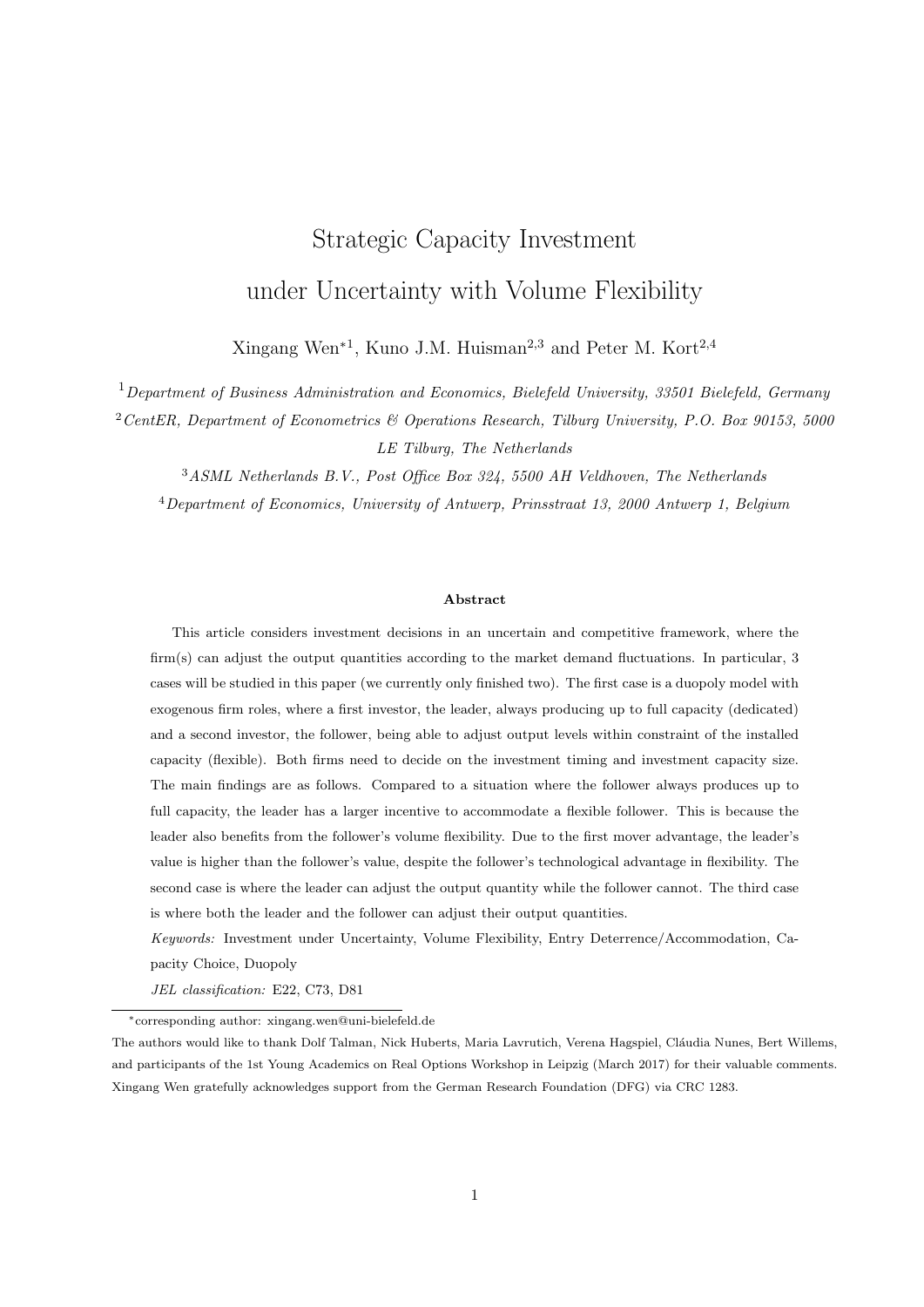# Strategic Capacity Investment under Uncertainty with Volume Flexibility

Xingang Wen*[1], Kuno J.M. Huisman[2,3] and Peter M. Kort[2,4]

[1] *Department of Business Administration and Economics, Bielefeld University, 33501 Bielefeld, Germany*

[2] *CentER, Department of Econometrics & Operations Research, Tilburg University, P.O. Box 90153, 5000 LE Tilburg, The Netherlands*

[3] *ASML Netherlands B.V., Post Office Box 324, 5500 AH Veldhoven, The Netherlands*

[4] *Department of Economics, University of Antwerp, Prinsstraat 13, 2000 Antwerp 1, Belgium*

**Abstract**

This article considers investment decisions in an uncertain and competitive framework, where the firm(s) can adjust the output quantities according to the market demand fluctuations. In particular, 3 cases will be studied in this paper (we currently only finished two). The first case is a duopoly model with exogenous firm roles, where a first investor, the leader, always producing up to full capacity (dedicated) and a second investor, the follower, being able to adjust output levels within constraint of the installed capacity (flexible). Both firms need to decide on the investment timing and investment capacity size. The main findings are as follows. Compared to a situation where the follower always produces up to full capacity, the leader has a larger incentive to accommodate a flexible follower. This is because the leader also benefits from the follower's volume flexibility. Due to the first mover advantage, the leader's value is higher than the follower's value, despite the follower's technological advantage in flexibility. The second case is where the leader can adjust the output quantity while the follower cannot. The third case is where both the leader and the follower can adjust their output quantities.

*Keywords:* Investment under Uncertainty, Volume Flexibility, Entry Deterrence/Accommodation, Capacity Choice, Duopoly

*JEL classification:* E22, C73, D81

*corresponding author: xingang.wen@uni-bielefeld.de

The authors would like to thank Dolf Talman, Nick Huberts, Maria Lavrutich, Verena Hagspiel, Cláudia Nunes, Bert Willems, and participants of the 1st Young Academics on Real Options Workshop in Leipzig (March 2017) for their valuable comments. Xingang Wen gratefully acknowledges support from the German Research Foundation (DFG) via CRC 1283.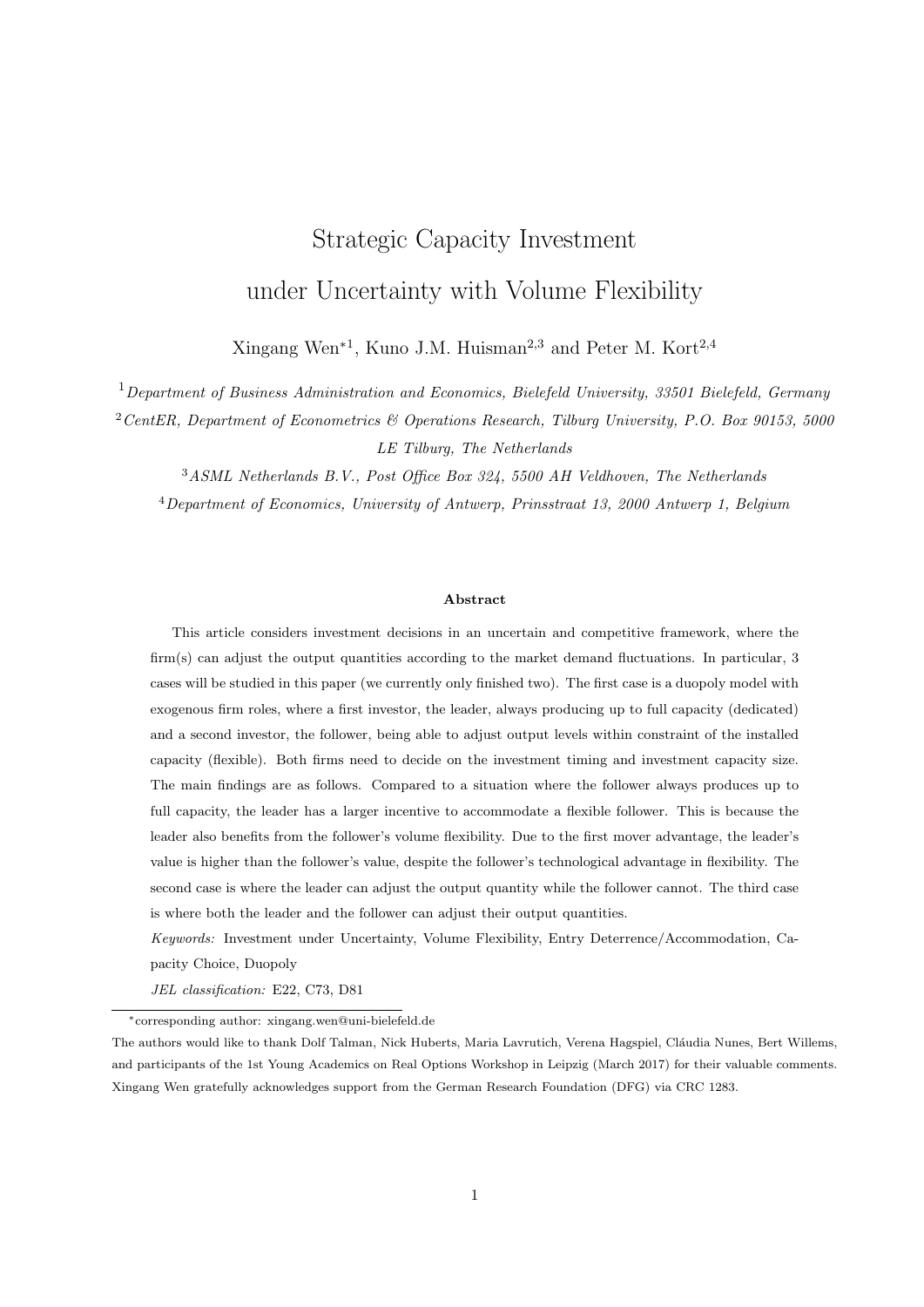# Strategic Capacity Investment under Uncertainty with Volume Flexibility

Xingang Wen*[1], Kuno J.M. Huisman[2,3] and Peter M. Kort[2,4]

[1] *Department of Business Administration and Economics, Bielefeld University, 33501 Bielefeld, Germany*

[2] *CentER, Department of Econometrics & Operations Research, Tilburg University, P.O. Box 90153, 5000 LE Tilburg, The Netherlands*

[3] *ASML Netherlands B.V., Post Office Box 324, 5500 AH Veldhoven, The Netherlands*

[4] *Department of Economics, University of Antwerp, Prinsstraat 13, 2000 Antwerp 1, Belgium*

**Abstract**

This article considers investment decisions in an uncertain and competitive framework, where the firm(s) can adjust the output quantities according to the market demand fluctuations. In particular, 3 cases will be studied in this paper (we currently only finished two). The first case is a duopoly model with exogenous firm roles, where a first investor, the leader, always producing up to full capacity (dedicated) and a second investor, the follower, being able to adjust output levels within constraint of the installed capacity (flexible). Both firms need to decide on the investment timing and investment capacity size. The main findings are as follows. Compared to a situation where the follower always produces up to full capacity, the leader has a larger incentive to accommodate a flexible follower. This is because the leader also benefits from the follower's volume flexibility. Due to the first mover advantage, the leader's value is higher than the follower's value, despite the follower's technological advantage in flexibility. The second case is where the leader can adjust the output quantity while the follower cannot. The third case is where both the leader and the follower can adjust their output quantities.

*Keywords:* Investment under Uncertainty, Volume Flexibility, Entry Deterrence/Accommodation, Capacity Choice, Duopoly

*JEL classification:* E22, C73, D81

---

*corresponding author: xingang.wen@uni-bielefeld.de

The authors would like to thank Dolf Talman, Nick Huberts, Maria Lavrutich, Verena Hagspiel, Cláudia Nunes, Bert Willems, and participants of the 1st Young Academics on Real Options Workshop in Leipzig (March 2017) for their valuable comments. Xingang Wen gratefully acknowledges support from the German Research Foundation (DFG) via CRC 1283.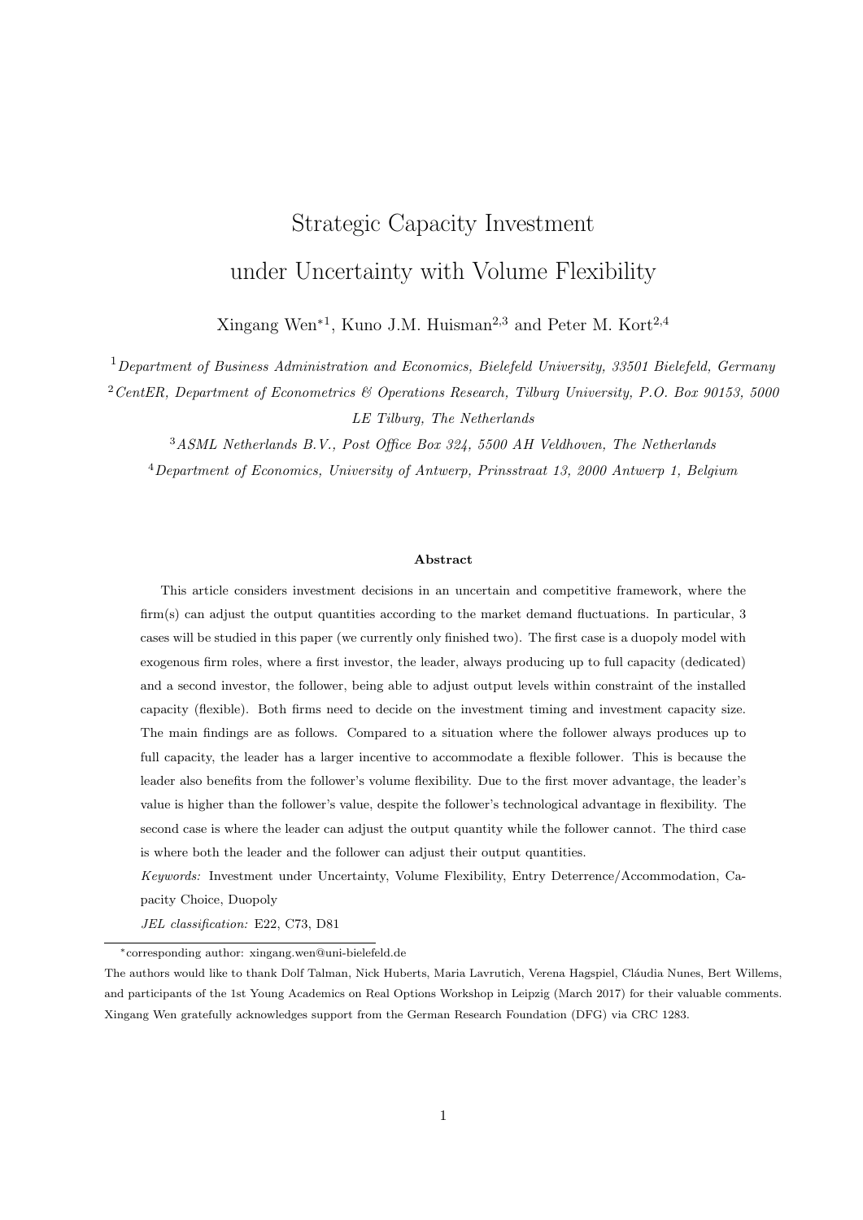# Strategic Capacity Investment under Uncertainty with Volume Flexibility

Xingang Wen*[1], Kuno J.M. Huisman[2,3] and Peter M. Kort[2,4]

[1] *Department of Business Administration and Economics, Bielefeld University, 33501 Bielefeld, Germany*

[2] *CentER, Department of Econometrics & Operations Research, Tilburg University, P.O. Box 90153, 5000 LE Tilburg, The Netherlands*

[3] *ASML Netherlands B.V., Post Office Box 324, 5500 AH Veldhoven, The Netherlands*

[4] *Department of Economics, University of Antwerp, Prinsstraat 13, 2000 Antwerp 1, Belgium*

**Abstract**

This article considers investment decisions in an uncertain and competitive framework, where the firm(s) can adjust the output quantities according to the market demand fluctuations. In particular, 3 cases will be studied in this paper (we currently only finished two). The first case is a duopoly model with exogenous firm roles, where a first investor, the leader, always producing up to full capacity (dedicated) and a second investor, the follower, being able to adjust output levels within constraint of the installed capacity (flexible). Both firms need to decide on the investment timing and investment capacity size. The main findings are as follows. Compared to a situation where the follower always produces up to full capacity, the leader has a larger incentive to accommodate a flexible follower. This is because the leader also benefits from the follower's volume flexibility. Due to the first mover advantage, the leader's value is higher than the follower's value, despite the follower's technological advantage in flexibility. The second case is where the leader can adjust the output quantity while the follower cannot. The third case is where both the leader and the follower can adjust their output quantities.

*Keywords:* Investment under Uncertainty, Volume Flexibility, Entry Deterrence/Accommodation, Capacity Choice, Duopoly

*JEL classification:* E22, C73, D81

*corresponding author: xingang.wen@uni-bielefeld.de

The authors would like to thank Dolf Talman, Nick Huberts, Maria Lavrutich, Verena Hagspiel, Cláudia Nunes, Bert Willems, and participants of the 1st Young Academics on Real Options Workshop in Leipzig (March 2017) for their valuable comments. Xingang Wen gratefully acknowledges support from the German Research Foundation (DFG) via CRC 1283.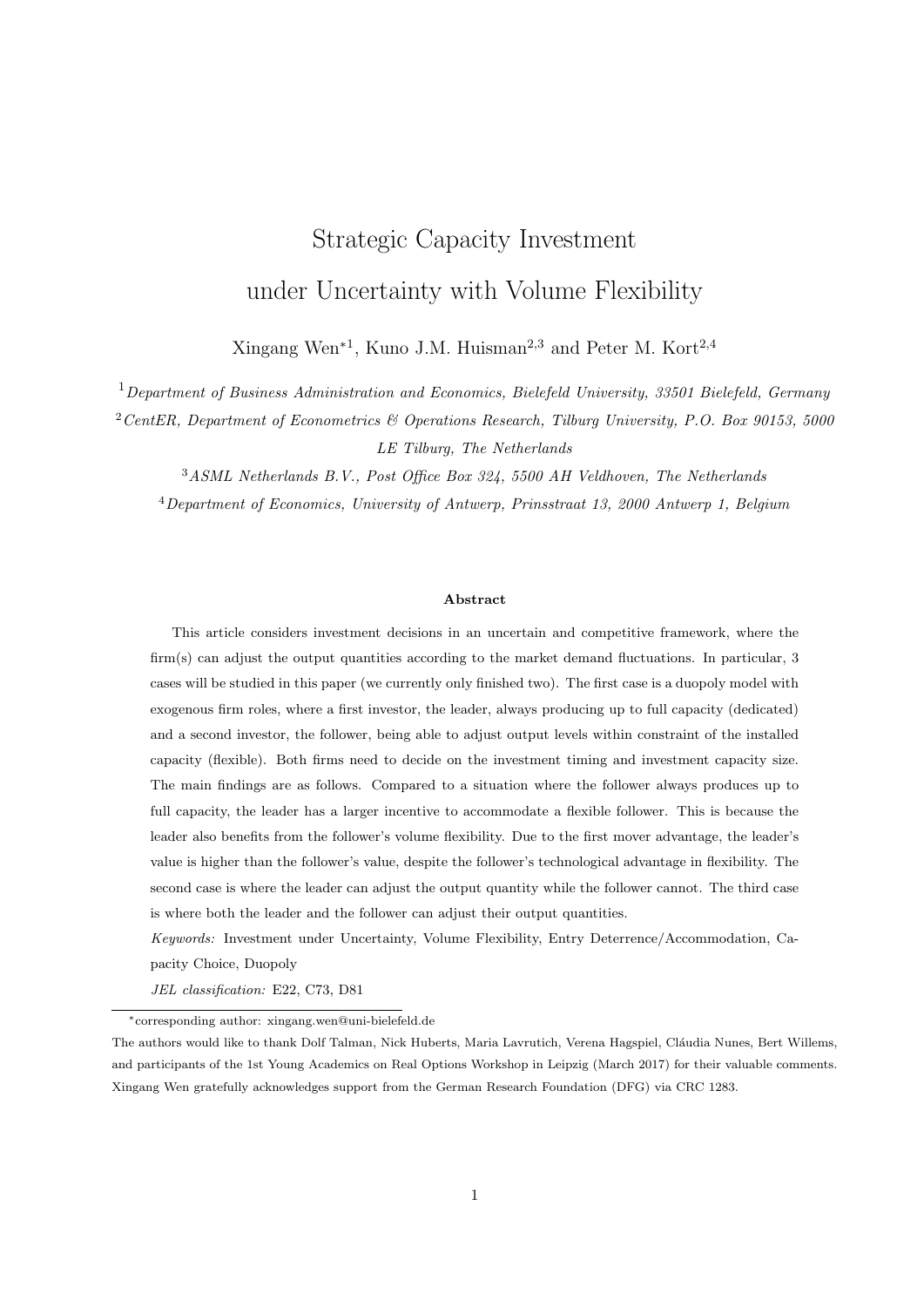# Strategic Capacity Investment under Uncertainty with Volume Flexibility

Xingang Wen*[1], Kuno J.M. Huisman[2,3] and Peter M. Kort[2,4]

[1] *Department of Business Administration and Economics, Bielefeld University, 33501 Bielefeld, Germany*

[2] *CentER, Department of Econometrics & Operations Research, Tilburg University, P.O. Box 90153, 5000 LE Tilburg, The Netherlands*

[3] *ASML Netherlands B.V., Post Office Box 324, 5500 AH Veldhoven, The Netherlands*

[4] *Department of Economics, University of Antwerp, Prinsstraat 13, 2000 Antwerp 1, Belgium*

### Abstract

This article considers investment decisions in an uncertain and competitive framework, where the firm(s) can adjust the output quantities according to the market demand fluctuations. In particular, 3 cases will be studied in this paper (we currently only finished two). The first case is a duopoly model with exogenous firm roles, where a first investor, the leader, always producing up to full capacity (dedicated) and a second investor, the follower, being able to adjust output levels within constraint of the installed capacity (flexible). Both firms need to decide on the investment timing and investment capacity size. The main findings are as follows. Compared to a situation where the follower always produces up to full capacity, the leader has a larger incentive to accommodate a flexible follower. This is because the leader also benefits from the follower's volume flexibility. Due to the first mover advantage, the leader's value is higher than the follower's value, despite the follower's technological advantage in flexibility. The second case is where the leader can adjust the output quantity while the follower cannot. The third case is where both the leader and the follower can adjust their output quantities.

*Keywords:* Investment under Uncertainty, Volume Flexibility, Entry Deterrence/Accommodation, Capacity Choice, Duopoly

*JEL classification:* E22, C73, D81

---

*corresponding author: xingang.wen@uni-bielefeld.de

The authors would like to thank Dolf Talman, Nick Huberts, Maria Lavrutich, Verena Hagspiel, Cláudia Nunes, Bert Willems, and participants of the 1st Young Academics on Real Options Workshop in Leipzig (March 2017) for their valuable comments. Xingang Wen gratefully acknowledges support from the German Research Foundation (DFG) via CRC 1283.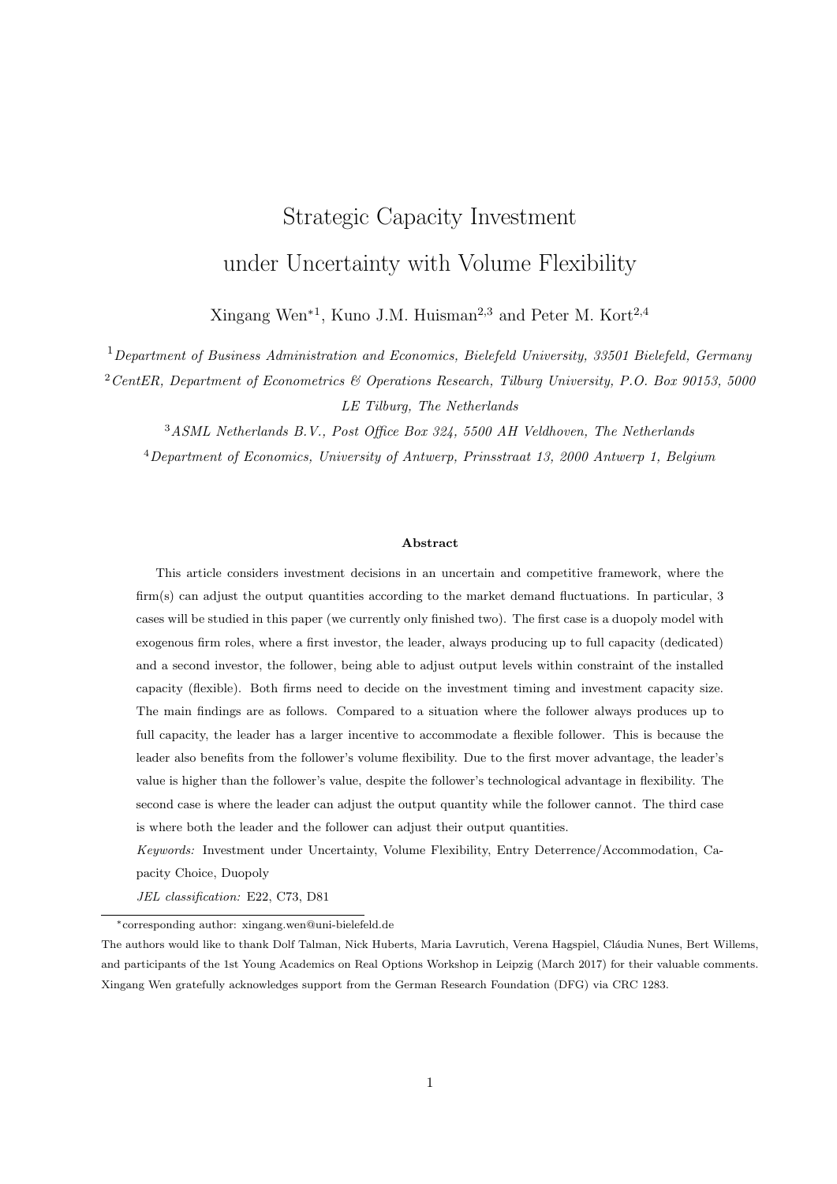# Strategic Capacity Investment under Uncertainty with Volume Flexibility

Xingang Wen*[1], Kuno J.M. Huisman[2,3] and Peter M. Kort[2,4]

[1] *Department of Business Administration and Economics, Bielefeld University, 33501 Bielefeld, Germany*

[2] *CentER, Department of Econometrics & Operations Research, Tilburg University, P.O. Box 90153, 5000 LE Tilburg, The Netherlands*

[3] *ASML Netherlands B.V., Post Office Box 324, 5500 AH Veldhoven, The Netherlands*

[4] *Department of Economics, University of Antwerp, Prinsstraat 13, 2000 Antwerp 1, Belgium*

### Abstract

This article considers investment decisions in an uncertain and competitive framework, where the firm(s) can adjust the output quantities according to the market demand fluctuations. In particular, 3 cases will be studied in this paper (we currently only finished two). The first case is a duopoly model with exogenous firm roles, where a first investor, the leader, always producing up to full capacity (dedicated) and a second investor, the follower, being able to adjust output levels within constraint of the installed capacity (flexible). Both firms need to decide on the investment timing and investment capacity size. The main findings are as follows. Compared to a situation where the follower always produces up to full capacity, the leader has a larger incentive to accommodate a flexible follower. This is because the leader also benefits from the follower's volume flexibility. Due to the first mover advantage, the leader's value is higher than the follower's value, despite the follower's technological advantage in flexibility. The second case is where the leader can adjust the output quantity while the follower cannot. The third case is where both the leader and the follower can adjust their output quantities.

*Keywords:* Investment under Uncertainty, Volume Flexibility, Entry Deterrence/Accommodation, Capacity Choice, Duopoly

*JEL classification:* E22, C73, D81

*corresponding author: xingang.wen@uni-bielefeld.de

The authors would like to thank Dolf Talman, Nick Huberts, Maria Lavrutich, Verena Hagspiel, Cláudia Nunes, Bert Willems, and participants of the 1st Young Academics on Real Options Workshop in Leipzig (March 2017) for their valuable comments. Xingang Wen gratefully acknowledges support from the German Research Foundation (DFG) via CRC 1283.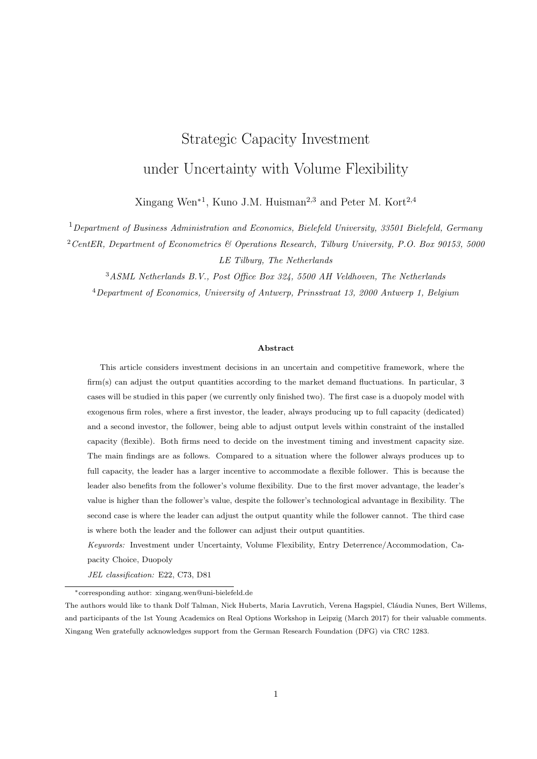# Strategic Capacity Investment under Uncertainty with Volume Flexibility

Xingang Wen*[1], Kuno J.M. Huisman[2,3] and Peter M. Kort[2,4]

[1] *Department of Business Administration and Economics, Bielefeld University, 33501 Bielefeld, Germany*

[2] *CentER, Department of Econometrics & Operations Research, Tilburg University, P.O. Box 90153, 5000 LE Tilburg, The Netherlands*

[3] *ASML Netherlands B.V., Post Office Box 324, 5500 AH Veldhoven, The Netherlands*

[4] *Department of Economics, University of Antwerp, Prinsstraat 13, 2000 Antwerp 1, Belgium*

**Abstract**

This article considers investment decisions in an uncertain and competitive framework, where the firm(s) can adjust the output quantities according to the market demand fluctuations. In particular, 3 cases will be studied in this paper (we currently only finished two). The first case is a duopoly model with exogenous firm roles, where a first investor, the leader, always producing up to full capacity (dedicated) and a second investor, the follower, being able to adjust output levels within constraint of the installed capacity (flexible). Both firms need to decide on the investment timing and investment capacity size. The main findings are as follows. Compared to a situation where the follower always produces up to full capacity, the leader has a larger incentive to accommodate a flexible follower. This is because the leader also benefits from the follower's volume flexibility. Due to the first mover advantage, the leader's value is higher than the follower's value, despite the follower's technological advantage in flexibility. The second case is where the leader can adjust the output quantity while the follower cannot. The third case is where both the leader and the follower can adjust their output quantities.

*Keywords:* Investment under Uncertainty, Volume Flexibility, Entry Deterrence/Accommodation, Capacity Choice, Duopoly

*JEL classification:* E22, C73, D81

*corresponding author: xingang.wen@uni-bielefeld.de

The authors would like to thank Dolf Talman, Nick Huberts, Maria Lavrutich, Verena Hagspiel, Cláudia Nunes, Bert Willems, and participants of the 1st Young Academics on Real Options Workshop in Leipzig (March 2017) for their valuable comments. Xingang Wen gratefully acknowledges support from the German Research Foundation (DFG) via CRC 1283.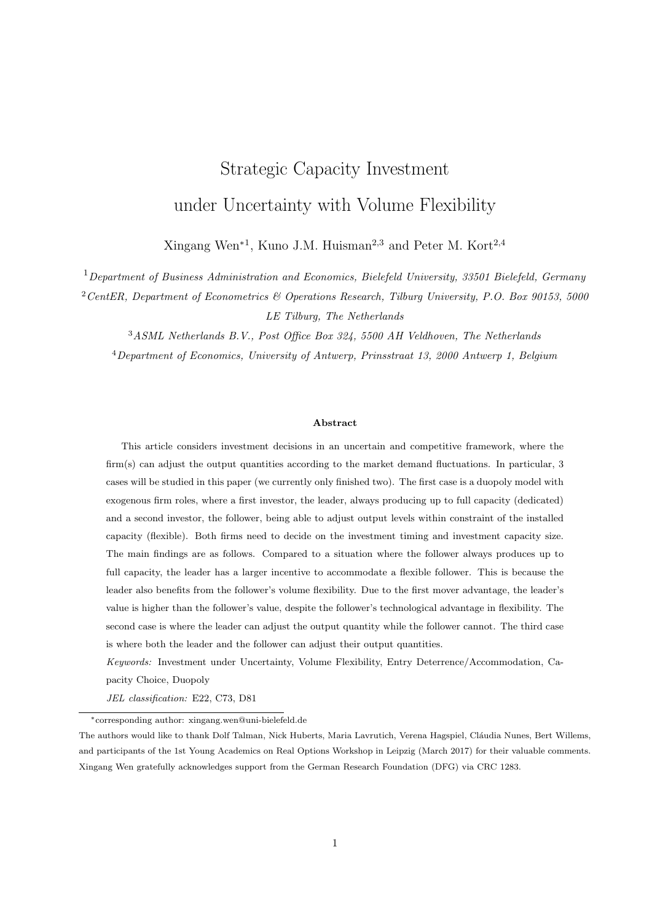# Strategic Capacity Investment under Uncertainty with Volume Flexibility

Xingang Wen*[1], Kuno J.M. Huisman[2,3] and Peter M. Kort[2,4]

[1] *Department of Business Administration and Economics, Bielefeld University, 33501 Bielefeld, Germany*

[2] *CentER, Department of Econometrics & Operations Research, Tilburg University, P.O. Box 90153, 5000 LE Tilburg, The Netherlands*

[3] *ASML Netherlands B.V., Post Office Box 324, 5500 AH Veldhoven, The Netherlands*

[4] *Department of Economics, University of Antwerp, Prinsstraat 13, 2000 Antwerp 1, Belgium*

#### Abstract

This article considers investment decisions in an uncertain and competitive framework, where the firm(s) can adjust the output quantities according to the market demand fluctuations. In particular, 3 cases will be studied in this paper (we currently only finished two). The first case is a duopoly model with exogenous firm roles, where a first investor, the leader, always producing up to full capacity (dedicated) and a second investor, the follower, being able to adjust output levels within constraint of the installed capacity (flexible). Both firms need to decide on the investment timing and investment capacity size. The main findings are as follows. Compared to a situation where the follower always produces up to full capacity, the leader has a larger incentive to accommodate a flexible follower. This is because the leader also benefits from the follower's volume flexibility. Due to the first mover advantage, the leader's value is higher than the follower's value, despite the follower's technological advantage in flexibility. The second case is where the leader can adjust the output quantity while the follower cannot. The third case is where both the leader and the follower can adjust their output quantities.

*Keywords:* Investment under Uncertainty, Volume Flexibility, Entry Deterrence/Accommodation, Capacity Choice, Duopoly

*JEL classification:* E22, C73, D81

*corresponding author: xingang.wen@uni-bielefeld.de

The authors would like to thank Dolf Talman, Nick Huberts, Maria Lavrutich, Verena Hagspiel, Cláudia Nunes, Bert Willems, and participants of the 1st Young Academics on Real Options Workshop in Leipzig (March 2017) for their valuable comments. Xingang Wen gratefully acknowledges support from the German Research Foundation (DFG) via CRC 1283.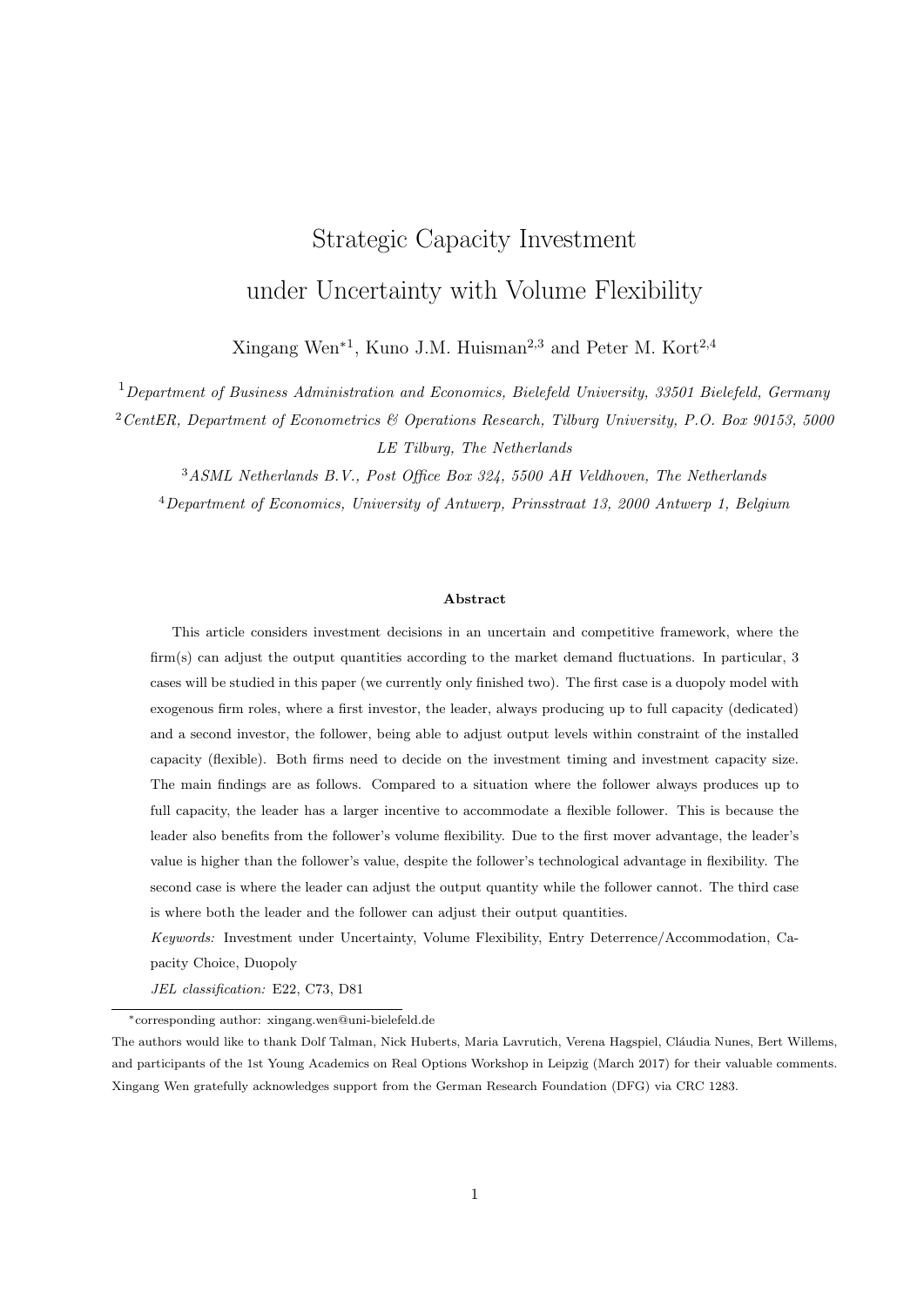# Strategic Capacity Investment under Uncertainty with Volume Flexibility

Xingang Wen*[1], Kuno J.M. Huisman[2,3] and Peter M. Kort[2,4]

[1] *Department of Business Administration and Economics, Bielefeld University, 33501 Bielefeld, Germany*

[2] *CentER, Department of Econometrics & Operations Research, Tilburg University, P.O. Box 90153, 5000 LE Tilburg, The Netherlands*

[3] *ASML Netherlands B.V., Post Office Box 324, 5500 AH Veldhoven, The Netherlands*

[4] *Department of Economics, University of Antwerp, Prinsstraat 13, 2000 Antwerp 1, Belgium*

**Abstract**

This article considers investment decisions in an uncertain and competitive framework, where the firm(s) can adjust the output quantities according to the market demand fluctuations. In particular, 3 cases will be studied in this paper (we currently only finished two). The first case is a duopoly model with exogenous firm roles, where a first investor, the leader, always producing up to full capacity (dedicated) and a second investor, the follower, being able to adjust output levels within constraint of the installed capacity (flexible). Both firms need to decide on the investment timing and investment capacity size. The main findings are as follows. Compared to a situation where the follower always produces up to full capacity, the leader has a larger incentive to accommodate a flexible follower. This is because the leader also benefits from the follower's volume flexibility. Due to the first mover advantage, the leader's value is higher than the follower's value, despite the follower's technological advantage in flexibility. The second case is where the leader can adjust the output quantity while the follower cannot. The third case is where both the leader and the follower can adjust their output quantities.

*Keywords:* Investment under Uncertainty, Volume Flexibility, Entry Deterrence/Accommodation, Capacity Choice, Duopoly

*JEL classification:* E22, C73, D81

*corresponding author: xingang.wen@uni-bielefeld.de

The authors would like to thank Dolf Talman, Nick Huberts, Maria Lavrutich, Verena Hagspiel, Cláudia Nunes, Bert Willems, and participants of the 1st Young Academics on Real Options Workshop in Leipzig (March 2017) for their valuable comments. Xingang Wen gratefully acknowledges support from the German Research Foundation (DFG) via CRC 1283.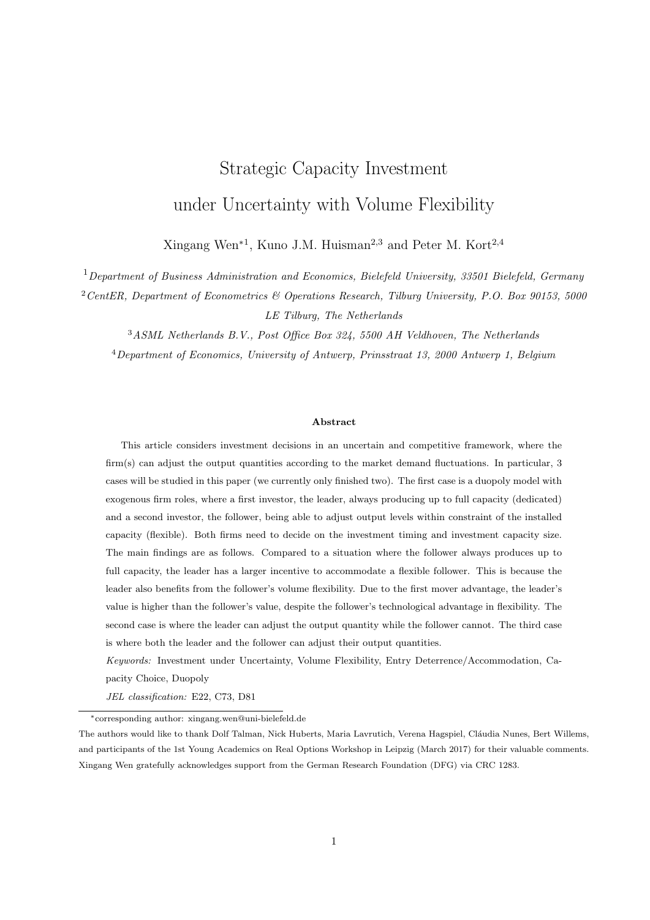# Strategic Capacity Investment under Uncertainty with Volume Flexibility

Xingang Wen*[1], Kuno J.M. Huisman[2,3] and Peter M. Kort[2,4]

[1] *Department of Business Administration and Economics, Bielefeld University, 33501 Bielefeld, Germany*

[2] *CentER, Department of Econometrics & Operations Research, Tilburg University, P.O. Box 90153, 5000 LE Tilburg, The Netherlands*

[3] *ASML Netherlands B.V., Post Office Box 324, 5500 AH Veldhoven, The Netherlands*

[4] *Department of Economics, University of Antwerp, Prinsstraat 13, 2000 Antwerp 1, Belgium*

**Abstract**

This article considers investment decisions in an uncertain and competitive framework, where the firm(s) can adjust the output quantities according to the market demand fluctuations. In particular, 3 cases will be studied in this paper (we currently only finished two). The first case is a duopoly model with exogenous firm roles, where a first investor, the leader, always producing up to full capacity (dedicated) and a second investor, the follower, being able to adjust output levels within constraint of the installed capacity (flexible). Both firms need to decide on the investment timing and investment capacity size. The main findings are as follows. Compared to a situation where the follower always produces up to full capacity, the leader has a larger incentive to accommodate a flexible follower. This is because the leader also benefits from the follower's volume flexibility. Due to the first mover advantage, the leader's value is higher than the follower's value, despite the follower's technological advantage in flexibility. The second case is where the leader can adjust the output quantity while the follower cannot. The third case is where both the leader and the follower can adjust their output quantities.

*Keywords:* Investment under Uncertainty, Volume Flexibility, Entry Deterrence/Accommodation, Capacity Choice, Duopoly

*JEL classification:* E22, C73, D81

---

*corresponding author: xingang.wen@uni-bielefeld.de

The authors would like to thank Dolf Talman, Nick Huberts, Maria Lavrutich, Verena Hagspiel, Cláudia Nunes, Bert Willems, and participants of the 1st Young Academics on Real Options Workshop in Leipzig (March 2017) for their valuable comments. Xingang Wen gratefully acknowledges support from the German Research Foundation (DFG) via CRC 1283.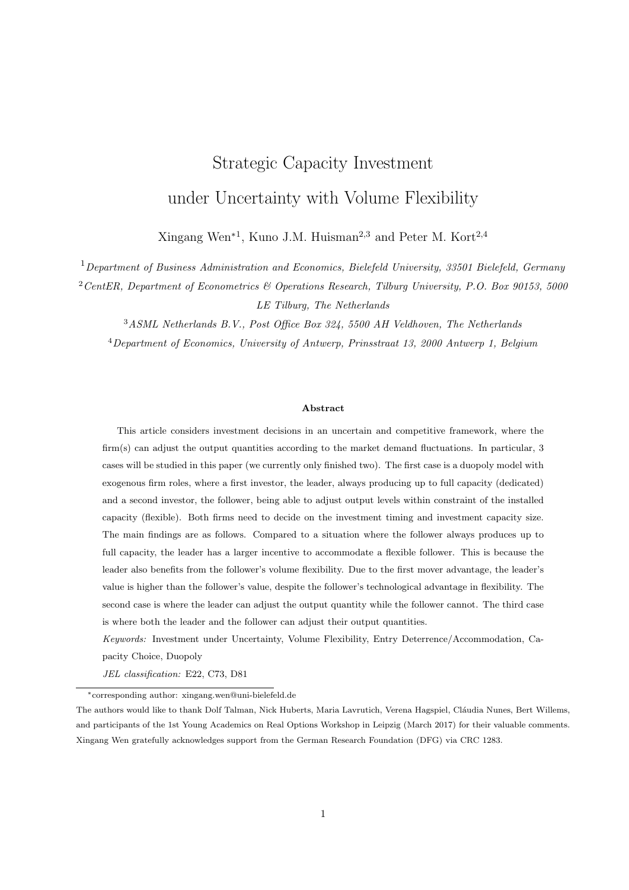# Strategic Capacity Investment under Uncertainty with Volume Flexibility

Xingang Wen*[1], Kuno J.M. Huisman[2,3] and Peter M. Kort[2,4]

[1] *Department of Business Administration and Economics, Bielefeld University, 33501 Bielefeld, Germany*

[2] *CentER, Department of Econometrics & Operations Research, Tilburg University, P.O. Box 90153, 5000 LE Tilburg, The Netherlands*

[3] *ASML Netherlands B.V., Post Office Box 324, 5500 AH Veldhoven, The Netherlands*

[4] *Department of Economics, University of Antwerp, Prinsstraat 13, 2000 Antwerp 1, Belgium*

#### Abstract

This article considers investment decisions in an uncertain and competitive framework, where the firm(s) can adjust the output quantities according to the market demand fluctuations. In particular, 3 cases will be studied in this paper (we currently only finished two). The first case is a duopoly model with exogenous firm roles, where a first investor, the leader, always producing up to full capacity (dedicated) and a second investor, the follower, being able to adjust output levels within constraint of the installed capacity (flexible). Both firms need to decide on the investment timing and investment capacity size. The main findings are as follows. Compared to a situation where the follower always produces up to full capacity, the leader has a larger incentive to accommodate a flexible follower. This is because the leader also benefits from the follower's volume flexibility. Due to the first mover advantage, the leader's value is higher than the follower's value, despite the follower's technological advantage in flexibility. The second case is where the leader can adjust the output quantity while the follower cannot. The third case is where both the leader and the follower can adjust their output quantities.

*Keywords:* Investment under Uncertainty, Volume Flexibility, Entry Deterrence/Accommodation, Capacity Choice, Duopoly

*JEL classification:* E22, C73, D81

---

*corresponding author: xingang.wen@uni-bielefeld.de

The authors would like to thank Dolf Talman, Nick Huberts, Maria Lavrutich, Verena Hagspiel, Cláudia Nunes, Bert Willems, and participants of the 1st Young Academics on Real Options Workshop in Leipzig (March 2017) for their valuable comments. Xingang Wen gratefully acknowledges support from the German Research Foundation (DFG) via CRC 1283.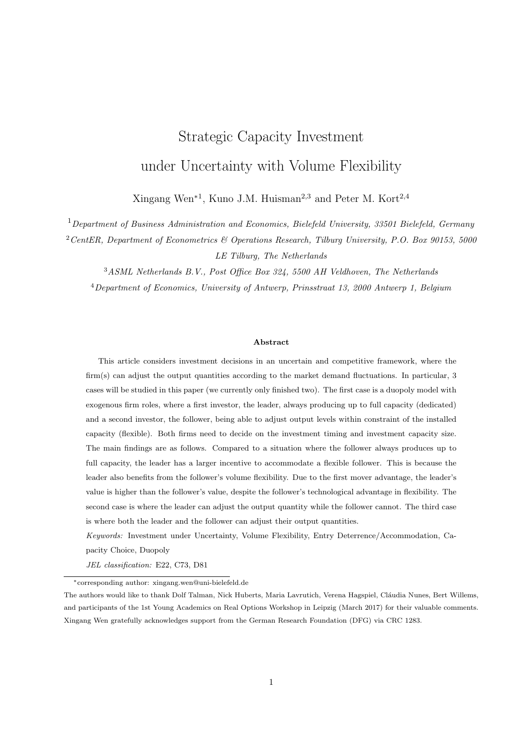# Strategic Capacity Investment under Uncertainty with Volume Flexibility

Xingang Wen*[1], Kuno J.M. Huisman[2,3] and Peter M. Kort[2,4]

[1]*Department of Business Administration and Economics, Bielefeld University, 33501 Bielefeld, Germany*

[2]*CentER, Department of Econometrics & Operations Research, Tilburg University, P.O. Box 90153, 5000 LE Tilburg, The Netherlands*

[3]*ASML Netherlands B.V., Post Office Box 324, 5500 AH Veldhoven, The Netherlands*

[4]*Department of Economics, University of Antwerp, Prinsstraat 13, 2000 Antwerp 1, Belgium*

**Abstract**

This article considers investment decisions in an uncertain and competitive framework, where the firm(s) can adjust the output quantities according to the market demand fluctuations. In particular, 3 cases will be studied in this paper (we currently only finished two). The first case is a duopoly model with exogenous firm roles, where a first investor, the leader, always producing up to full capacity (dedicated) and a second investor, the follower, being able to adjust output levels within constraint of the installed capacity (flexible). Both firms need to decide on the investment timing and investment capacity size. The main findings are as follows. Compared to a situation where the follower always produces up to full capacity, the leader has a larger incentive to accommodate a flexible follower. This is because the leader also benefits from the follower's volume flexibility. Due to the first mover advantage, the leader's value is higher than the follower's value, despite the follower's technological advantage in flexibility. The second case is where the leader can adjust the output quantity while the follower cannot. The third case is where both the leader and the follower can adjust their output quantities.

*Keywords:* Investment under Uncertainty, Volume Flexibility, Entry Deterrence/Accommodation, Capacity Choice, Duopoly

*JEL classification:* E22, C73, D81

*corresponding author: xingang.wen@uni-bielefeld.de

The authors would like to thank Dolf Talman, Nick Huberts, Maria Lavrutich, Verena Hagspiel, Cláudia Nunes, Bert Willems, and participants of the 1st Young Academics on Real Options Workshop in Leipzig (March 2017) for their valuable comments. Xingang Wen gratefully acknowledges support from the German Research Foundation (DFG) via CRC 1283.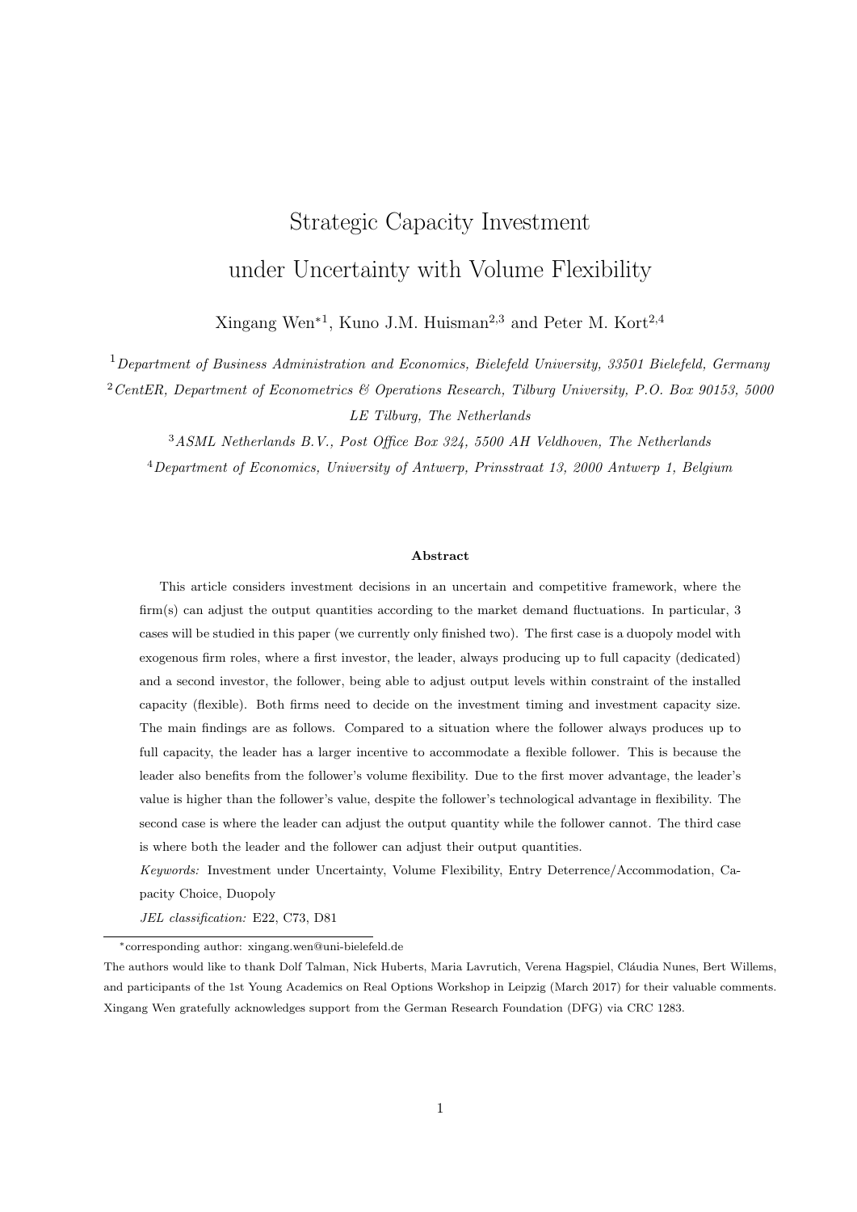# Strategic Capacity Investment under Uncertainty with Volume Flexibility

Xingang Wen*[1], Kuno J.M. Huisman[2,3] and Peter M. Kort[2,4]

[1] *Department of Business Administration and Economics, Bielefeld University, 33501 Bielefeld, Germany*

[2] *CentER, Department of Econometrics & Operations Research, Tilburg University, P.O. Box 90153, 5000 LE Tilburg, The Netherlands*

[3] *ASML Netherlands B.V., Post Office Box 324, 5500 AH Veldhoven, The Netherlands*

[4] *Department of Economics, University of Antwerp, Prinsstraat 13, 2000 Antwerp 1, Belgium*

**Abstract**

This article considers investment decisions in an uncertain and competitive framework, where the firm(s) can adjust the output quantities according to the market demand fluctuations. In particular, 3 cases will be studied in this paper (we currently only finished two). The first case is a duopoly model with exogenous firm roles, where a first investor, the leader, always producing up to full capacity (dedicated) and a second investor, the follower, being able to adjust output levels within constraint of the installed capacity (flexible). Both firms need to decide on the investment timing and investment capacity size. The main findings are as follows. Compared to a situation where the follower always produces up to full capacity, the leader has a larger incentive to accommodate a flexible follower. This is because the leader also benefits from the follower's volume flexibility. Due to the first mover advantage, the leader's value is higher than the follower's value, despite the follower's technological advantage in flexibility. The second case is where the leader can adjust the output quantity while the follower cannot. The third case is where both the leader and the follower can adjust their output quantities.

*Keywords:* Investment under Uncertainty, Volume Flexibility, Entry Deterrence/Accommodation, Capacity Choice, Duopoly

*JEL classification:* E22, C73, D81

---

*corresponding author: xingang.wen@uni-bielefeld.de

The authors would like to thank Dolf Talman, Nick Huberts, Maria Lavrutich, Verena Hagspiel, Cláudia Nunes, Bert Willems, and participants of the 1st Young Academics on Real Options Workshop in Leipzig (March 2017) for their valuable comments. Xingang Wen gratefully acknowledges support from the German Research Foundation (DFG) via CRC 1283.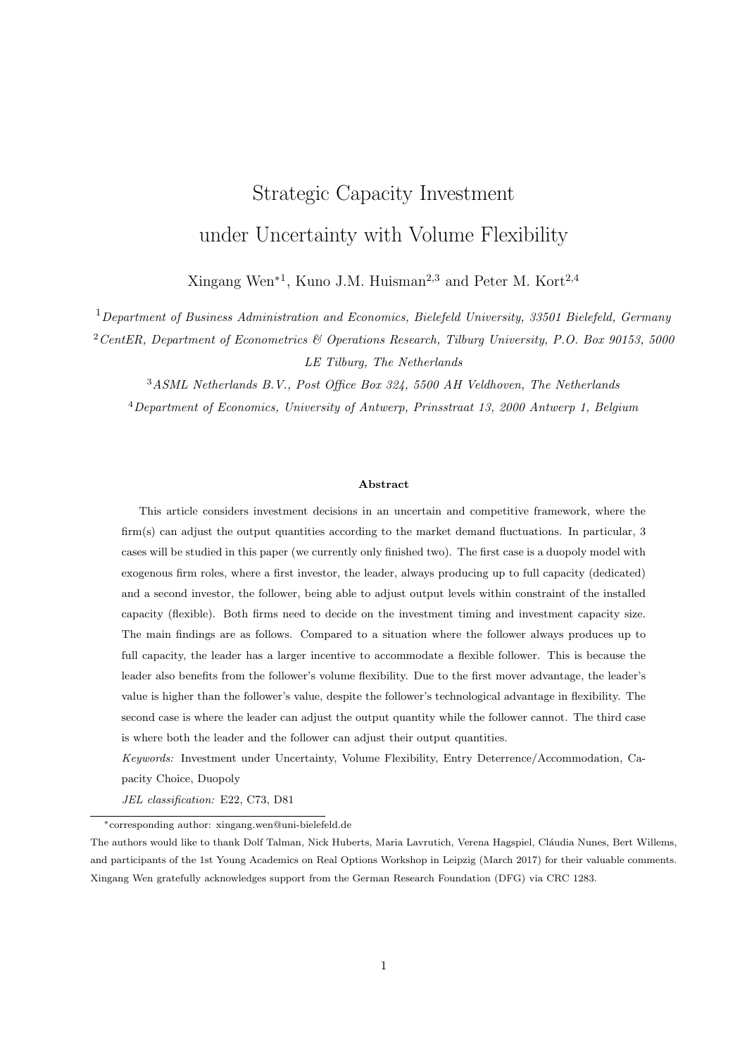# Strategic Capacity Investment under Uncertainty with Volume Flexibility

Xingang Wen*[1], Kuno J.M. Huisman[2,3] and Peter M. Kort[2,4]

[1] *Department of Business Administration and Economics, Bielefeld University, 33501 Bielefeld, Germany*

[2] *CentER, Department of Econometrics & Operations Research, Tilburg University, P.O. Box 90153, 5000 LE Tilburg, The Netherlands*

[3] *ASML Netherlands B.V., Post Office Box 324, 5500 AH Veldhoven, The Netherlands*

[4] *Department of Economics, University of Antwerp, Prinsstraat 13, 2000 Antwerp 1, Belgium*

### Abstract

This article considers investment decisions in an uncertain and competitive framework, where the firm(s) can adjust the output quantities according to the market demand fluctuations. In particular, 3 cases will be studied in this paper (we currently only finished two). The first case is a duopoly model with exogenous firm roles, where a first investor, the leader, always producing up to full capacity (dedicated) and a second investor, the follower, being able to adjust output levels within constraint of the installed capacity (flexible). Both firms need to decide on the investment timing and investment capacity size. The main findings are as follows. Compared to a situation where the follower always produces up to full capacity, the leader has a larger incentive to accommodate a flexible follower. This is because the leader also benefits from the follower's volume flexibility. Due to the first mover advantage, the leader's value is higher than the follower's value, despite the follower's technological advantage in flexibility. The second case is where the leader can adjust the output quantity while the follower cannot. The third case is where both the leader and the follower can adjust their output quantities.

*Keywords:* Investment under Uncertainty, Volume Flexibility, Entry Deterrence/Accommodation, Capacity Choice, Duopoly

*JEL classification:* E22, C73, D81

---

*corresponding author: xingang.wen@uni-bielefeld.de

The authors would like to thank Dolf Talman, Nick Huberts, Maria Lavrutich, Verena Hagspiel, Cláudia Nunes, Bert Willems, and participants of the 1st Young Academics on Real Options Workshop in Leipzig (March 2017) for their valuable comments. Xingang Wen gratefully acknowledges support from the German Research Foundation (DFG) via CRC 1283.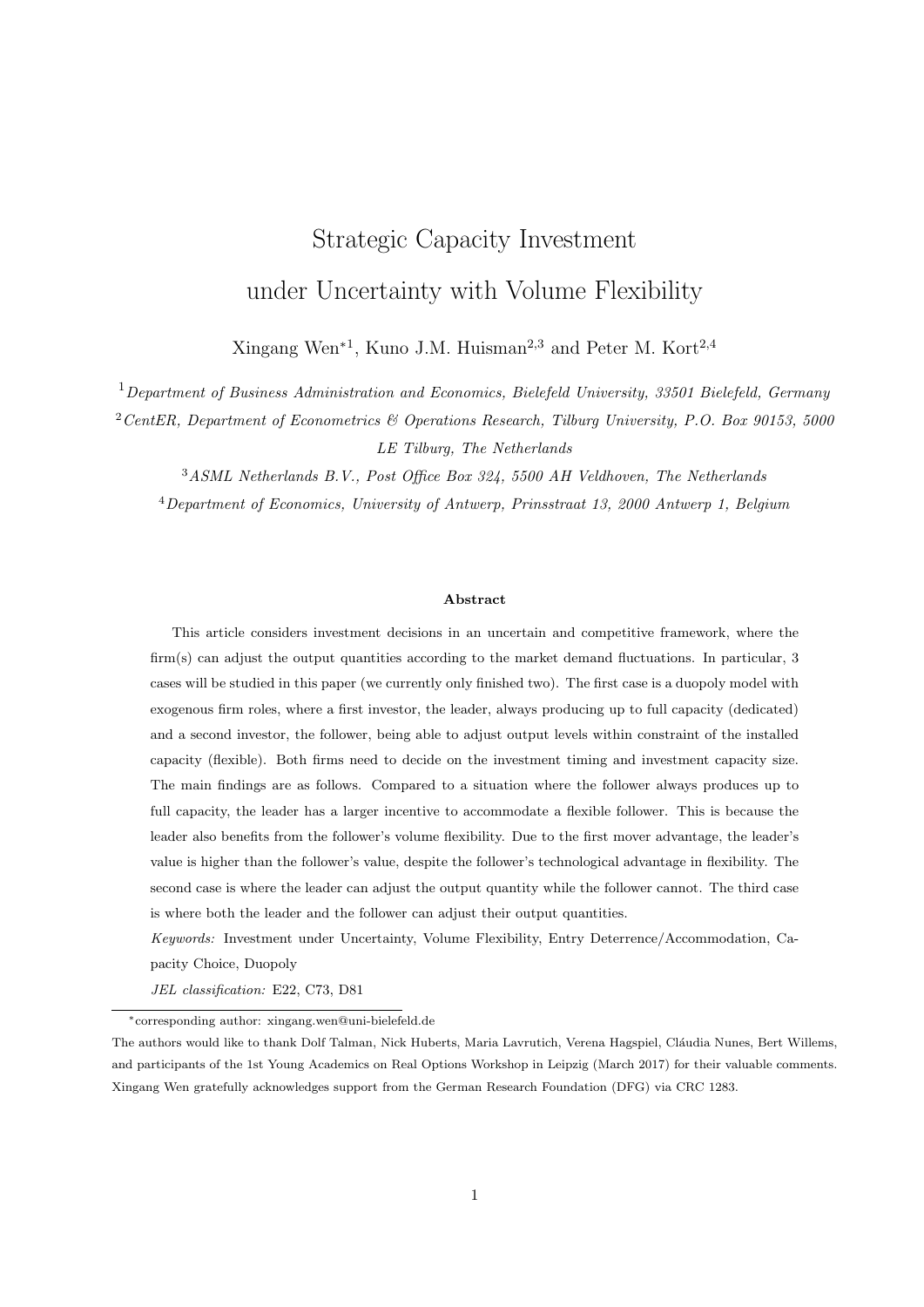# Strategic Capacity Investment under Uncertainty with Volume Flexibility

Xingang Wen*[1], Kuno J.M. Huisman[2,3] and Peter M. Kort[2,4]

[1] *Department of Business Administration and Economics, Bielefeld University, 33501 Bielefeld, Germany*

[2] *CentER, Department of Econometrics & Operations Research, Tilburg University, P.O. Box 90153, 5000 LE Tilburg, The Netherlands*

[3] *ASML Netherlands B.V., Post Office Box 324, 5500 AH Veldhoven, The Netherlands*

[4] *Department of Economics, University of Antwerp, Prinsstraat 13, 2000 Antwerp 1, Belgium*

#### Abstract

This article considers investment decisions in an uncertain and competitive framework, where the firm(s) can adjust the output quantities according to the market demand fluctuations. In particular, 3 cases will be studied in this paper (we currently only finished two). The first case is a duopoly model with exogenous firm roles, where a first investor, the leader, always producing up to full capacity (dedicated) and a second investor, the follower, being able to adjust output levels within constraint of the installed capacity (flexible). Both firms need to decide on the investment timing and investment capacity size. The main findings are as follows. Compared to a situation where the follower always produces up to full capacity, the leader has a larger incentive to accommodate a flexible follower. This is because the leader also benefits from the follower's volume flexibility. Due to the first mover advantage, the leader's value is higher than the follower's value, despite the follower's technological advantage in flexibility. The second case is where the leader can adjust the output quantity while the follower cannot. The third case is where both the leader and the follower can adjust their output quantities.

*Keywords:* Investment under Uncertainty, Volume Flexibility, Entry Deterrence/Accommodation, Capacity Choice, Duopoly

*JEL classification:* E22, C73, D81

---

*corresponding author: xingang.wen@uni-bielefeld.de

The authors would like to thank Dolf Talman, Nick Huberts, Maria Lavrutich, Verena Hagspiel, Cláudia Nunes, Bert Willems, and participants of the 1st Young Academics on Real Options Workshop in Leipzig (March 2017) for their valuable comments. Xingang Wen gratefully acknowledges support from the German Research Foundation (DFG) via CRC 1283.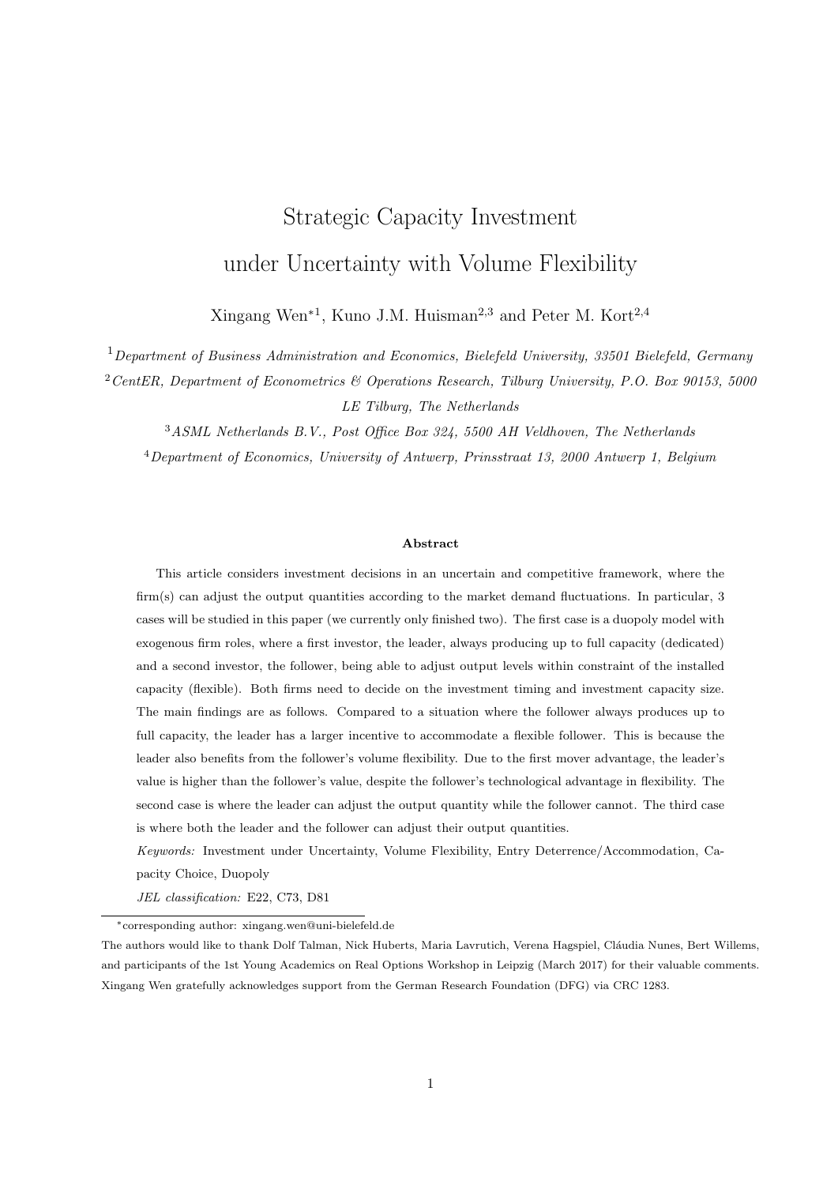# Strategic Capacity Investment under Uncertainty with Volume Flexibility

Xingang Wen*[1], Kuno J.M. Huisman[2,3] and Peter M. Kort[2,4]

[1]*Department of Business Administration and Economics, Bielefeld University, 33501 Bielefeld, Germany*

[2]*CentER, Department of Econometrics & Operations Research, Tilburg University, P.O. Box 90153, 5000 LE Tilburg, The Netherlands*

[3]*ASML Netherlands B.V., Post Office Box 324, 5500 AH Veldhoven, The Netherlands*

[4]*Department of Economics, University of Antwerp, Prinsstraat 13, 2000 Antwerp 1, Belgium*

**Abstract**

This article considers investment decisions in an uncertain and competitive framework, where the firm(s) can adjust the output quantities according to the market demand fluctuations. In particular, 3 cases will be studied in this paper (we currently only finished two). The first case is a duopoly model with exogenous firm roles, where a first investor, the leader, always producing up to full capacity (dedicated) and a second investor, the follower, being able to adjust output levels within constraint of the installed capacity (flexible). Both firms need to decide on the investment timing and investment capacity size. The main findings are as follows. Compared to a situation where the follower always produces up to full capacity, the leader has a larger incentive to accommodate a flexible follower. This is because the leader also benefits from the follower's volume flexibility. Due to the first mover advantage, the leader's value is higher than the follower's value, despite the follower's technological advantage in flexibility. The second case is where the leader can adjust the output quantity while the follower cannot. The third case is where both the leader and the follower can adjust their output quantities.

*Keywords:* Investment under Uncertainty, Volume Flexibility, Entry Deterrence/Accommodation, Capacity Choice, Duopoly

*JEL classification:* E22, C73, D81

*corresponding author: xingang.wen@uni-bielefeld.de

The authors would like to thank Dolf Talman, Nick Huberts, Maria Lavrutich, Verena Hagspiel, Cláudia Nunes, Bert Willems, and participants of the 1st Young Academics on Real Options Workshop in Leipzig (March 2017) for their valuable comments. Xingang Wen gratefully acknowledges support from the German Research Foundation (DFG) via CRC 1283.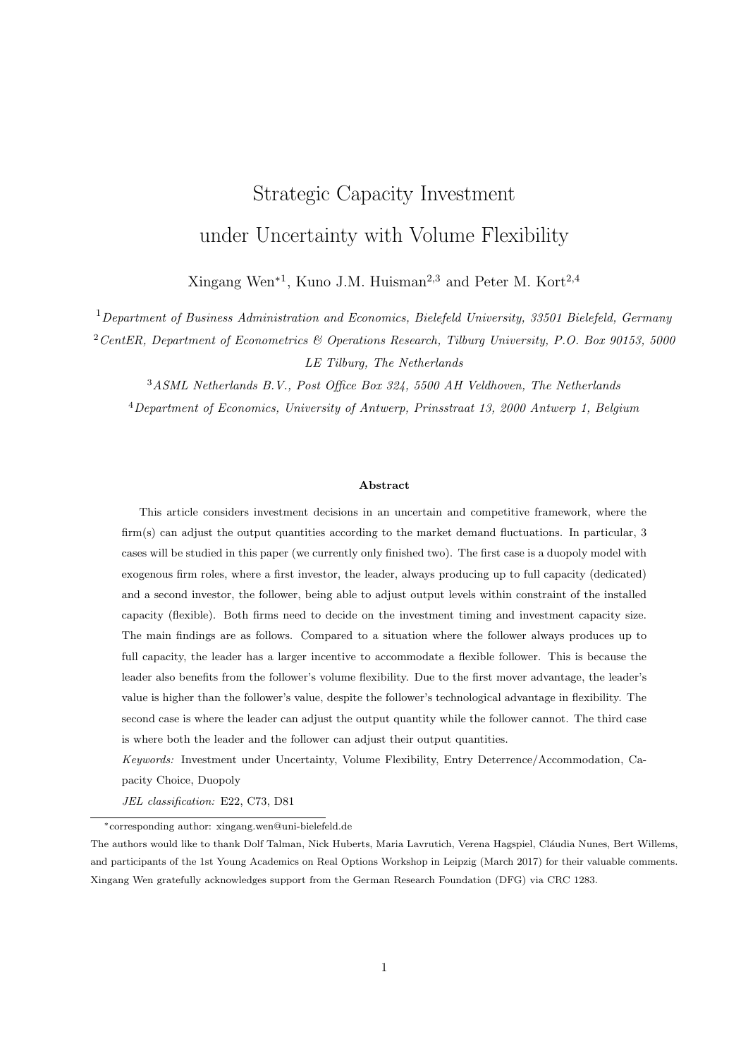# Strategic Capacity Investment under Uncertainty with Volume Flexibility

Xingang Wen*[1], Kuno J.M. Huisman[2,3] and Peter M. Kort[2,4]

[1] *Department of Business Administration and Economics, Bielefeld University, 33501 Bielefeld, Germany*

[2] *CentER, Department of Econometrics & Operations Research, Tilburg University, P.O. Box 90153, 5000 LE Tilburg, The Netherlands*

[3] *ASML Netherlands B.V., Post Office Box 324, 5500 AH Veldhoven, The Netherlands*

[4] *Department of Economics, University of Antwerp, Prinsstraat 13, 2000 Antwerp 1, Belgium*

**Abstract**

This article considers investment decisions in an uncertain and competitive framework, where the firm(s) can adjust the output quantities according to the market demand fluctuations. In particular, 3 cases will be studied in this paper (we currently only finished two). The first case is a duopoly model with exogenous firm roles, where a first investor, the leader, always producing up to full capacity (dedicated) and a second investor, the follower, being able to adjust output levels within constraint of the installed capacity (flexible). Both firms need to decide on the investment timing and investment capacity size. The main findings are as follows. Compared to a situation where the follower always produces up to full capacity, the leader has a larger incentive to accommodate a flexible follower. This is because the leader also benefits from the follower's volume flexibility. Due to the first mover advantage, the leader's value is higher than the follower's value, despite the follower's technological advantage in flexibility. The second case is where the leader can adjust the output quantity while the follower cannot. The third case is where both the leader and the follower can adjust their output quantities.

*Keywords:* Investment under Uncertainty, Volume Flexibility, Entry Deterrence/Accommodation, Capacity Choice, Duopoly

*JEL classification:* E22, C73, D81

*corresponding author: xingang.wen@uni-bielefeld.de

The authors would like to thank Dolf Talman, Nick Huberts, Maria Lavrutich, Verena Hagspiel, Cláudia Nunes, Bert Willems, and participants of the 1st Young Academics on Real Options Workshop in Leipzig (March 2017) for their valuable comments. Xingang Wen gratefully acknowledges support from the German Research Foundation (DFG) via CRC 1283.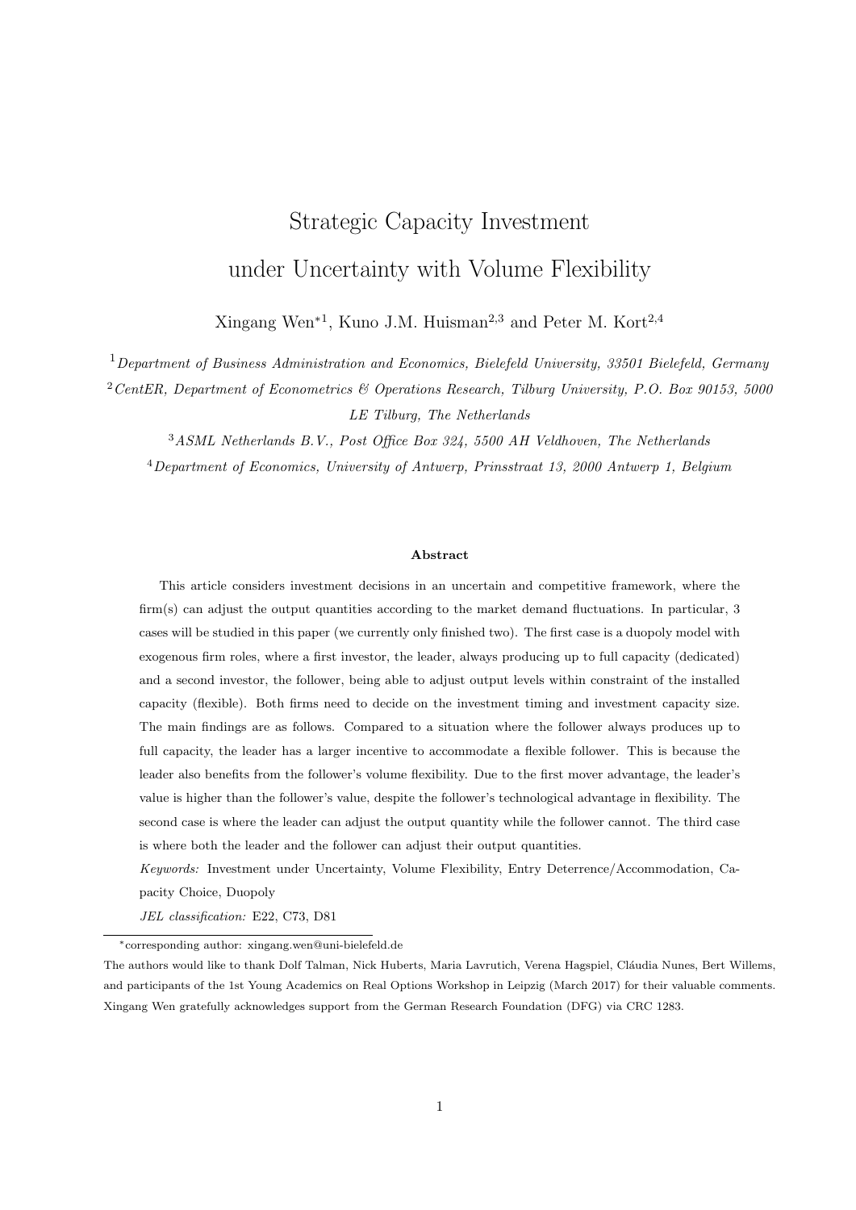# Strategic Capacity Investment under Uncertainty with Volume Flexibility

Xingang Wen*[1], Kuno J.M. Huisman[2,3] and Peter M. Kort[2,4]

[1] *Department of Business Administration and Economics, Bielefeld University, 33501 Bielefeld, Germany*

[2] *CentER, Department of Econometrics & Operations Research, Tilburg University, P.O. Box 90153, 5000 LE Tilburg, The Netherlands*

[3] *ASML Netherlands B.V., Post Office Box 324, 5500 AH Veldhoven, The Netherlands*

[4] *Department of Economics, University of Antwerp, Prinsstraat 13, 2000 Antwerp 1, Belgium*

#### Abstract

This article considers investment decisions in an uncertain and competitive framework, where the firm(s) can adjust the output quantities according to the market demand fluctuations. In particular, 3 cases will be studied in this paper (we currently only finished two). The first case is a duopoly model with exogenous firm roles, where a first investor, the leader, always producing up to full capacity (dedicated) and a second investor, the follower, being able to adjust output levels within constraint of the installed capacity (flexible). Both firms need to decide on the investment timing and investment capacity size. The main findings are as follows. Compared to a situation where the follower always produces up to full capacity, the leader has a larger incentive to accommodate a flexible follower. This is because the leader also benefits from the follower's volume flexibility. Due to the first mover advantage, the leader's value is higher than the follower's value, despite the follower's technological advantage in flexibility. The second case is where the leader can adjust the output quantity while the follower cannot. The third case is where both the leader and the follower can adjust their output quantities.

*Keywords:* Investment under Uncertainty, Volume Flexibility, Entry Deterrence/Accommodation, Capacity Choice, Duopoly

*JEL classification:* E22, C73, D81

---

*corresponding author: xingang.wen@uni-bielefeld.de

The authors would like to thank Dolf Talman, Nick Huberts, Maria Lavrutich, Verena Hagspiel, Cláudia Nunes, Bert Willems, and participants of the 1st Young Academics on Real Options Workshop in Leipzig (March 2017) for their valuable comments. Xingang Wen gratefully acknowledges support from the German Research Foundation (DFG) via CRC 1283.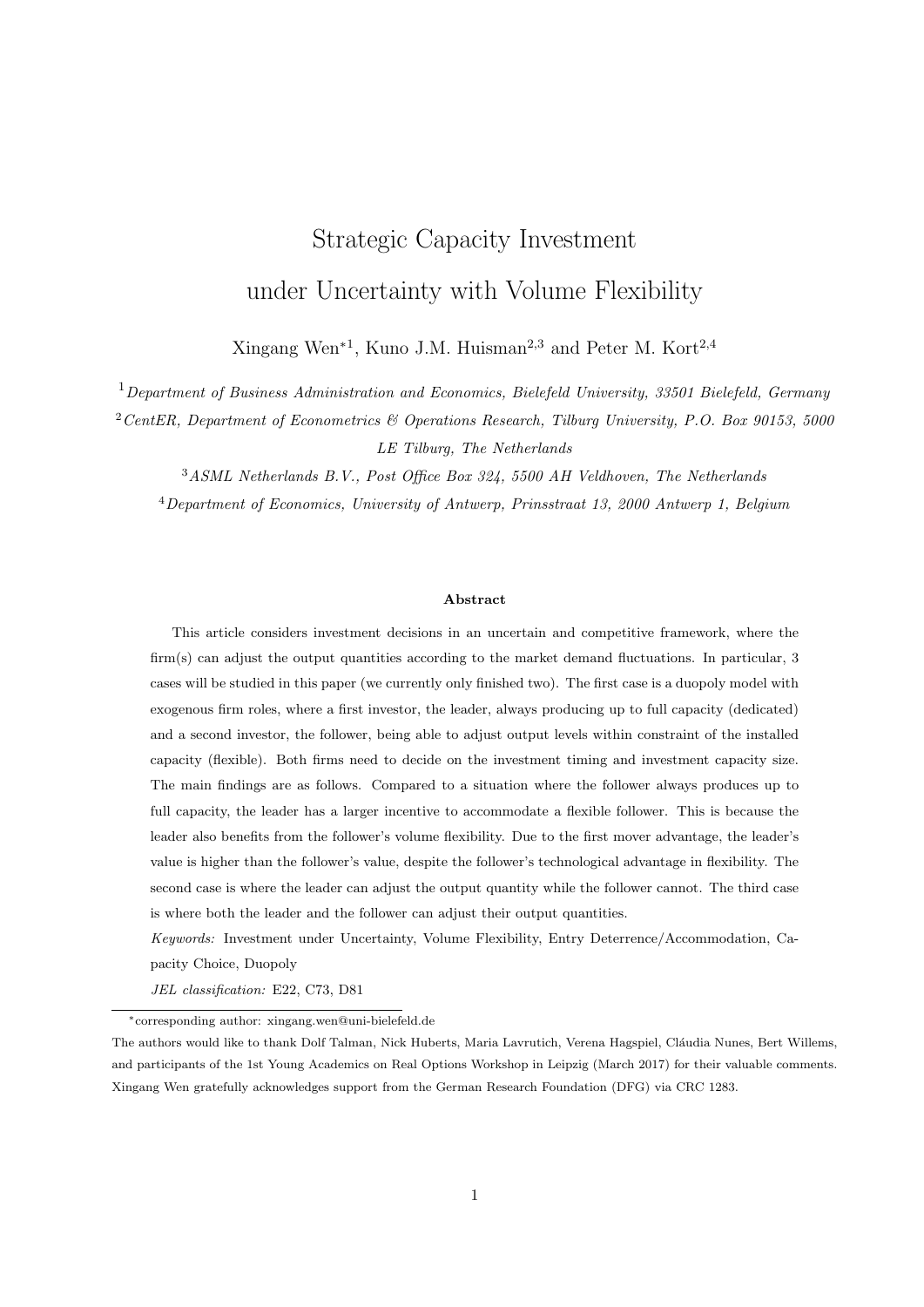# Strategic Capacity Investment under Uncertainty with Volume Flexibility

Xingang Wen*[1], Kuno J.M. Huisman[2,3] and Peter M. Kort[2,4]

[1] *Department of Business Administration and Economics, Bielefeld University, 33501 Bielefeld, Germany*

[2] *CentER, Department of Econometrics & Operations Research, Tilburg University, P.O. Box 90153, 5000 LE Tilburg, The Netherlands*

[3] *ASML Netherlands B.V., Post Office Box 324, 5500 AH Veldhoven, The Netherlands*

[4] *Department of Economics, University of Antwerp, Prinsstraat 13, 2000 Antwerp 1, Belgium*

#### Abstract

This article considers investment decisions in an uncertain and competitive framework, where the firm(s) can adjust the output quantities according to the market demand fluctuations. In particular, 3 cases will be studied in this paper (we currently only finished two). The first case is a duopoly model with exogenous firm roles, where a first investor, the leader, always producing up to full capacity (dedicated) and a second investor, the follower, being able to adjust output levels within constraint of the installed capacity (flexible). Both firms need to decide on the investment timing and investment capacity size. The main findings are as follows. Compared to a situation where the follower always produces up to full capacity, the leader has a larger incentive to accommodate a flexible follower. This is because the leader also benefits from the follower's volume flexibility. Due to the first mover advantage, the leader's value is higher than the follower's value, despite the follower's technological advantage in flexibility. The second case is where the leader can adjust the output quantity while the follower cannot. The third case is where both the leader and the follower can adjust their output quantities.

*Keywords:* Investment under Uncertainty, Volume Flexibility, Entry Deterrence/Accommodation, Capacity Choice, Duopoly

*JEL classification:* E22, C73, D81

---

*corresponding author: xingang.wen@uni-bielefeld.de

The authors would like to thank Dolf Talman, Nick Huberts, Maria Lavrutich, Verena Hagspiel, Cláudia Nunes, Bert Willems, and participants of the 1st Young Academics on Real Options Workshop in Leipzig (March 2017) for their valuable comments. Xingang Wen gratefully acknowledges support from the German Research Foundation (DFG) via CRC 1283.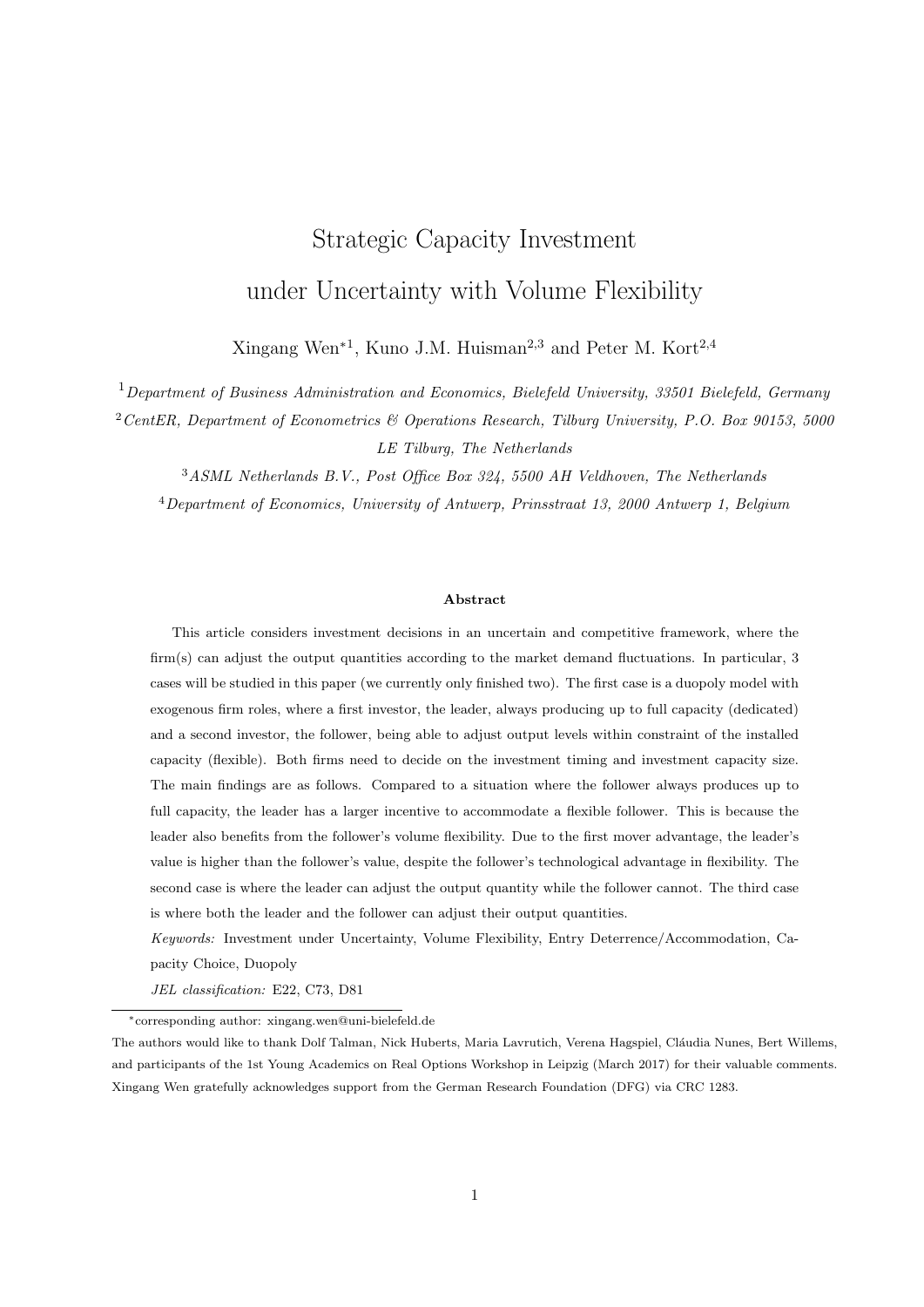# Strategic Capacity Investment under Uncertainty with Volume Flexibility

Xingang Wen*[1], Kuno J.M. Huisman[2,3] and Peter M. Kort[2,4]

[1] *Department of Business Administration and Economics, Bielefeld University, 33501 Bielefeld, Germany*

[2] *CentER, Department of Econometrics & Operations Research, Tilburg University, P.O. Box 90153, 5000 LE Tilburg, The Netherlands*

[3] *ASML Netherlands B.V., Post Office Box 324, 5500 AH Veldhoven, The Netherlands*

[4] *Department of Economics, University of Antwerp, Prinsstraat 13, 2000 Antwerp 1, Belgium*

**Abstract**

This article considers investment decisions in an uncertain and competitive framework, where the firm(s) can adjust the output quantities according to the market demand fluctuations. In particular, 3 cases will be studied in this paper (we currently only finished two). The first case is a duopoly model with exogenous firm roles, where a first investor, the leader, always producing up to full capacity (dedicated) and a second investor, the follower, being able to adjust output levels within constraint of the installed capacity (flexible). Both firms need to decide on the investment timing and investment capacity size. The main findings are as follows. Compared to a situation where the follower always produces up to full capacity, the leader has a larger incentive to accommodate a flexible follower. This is because the leader also benefits from the follower's volume flexibility. Due to the first mover advantage, the leader's value is higher than the follower's value, despite the follower's technological advantage in flexibility. The second case is where the leader can adjust the output quantity while the follower cannot. The third case is where both the leader and the follower can adjust their output quantities.

*Keywords:* Investment under Uncertainty, Volume Flexibility, Entry Deterrence/Accommodation, Capacity Choice, Duopoly

*JEL classification:* E22, C73, D81

---

*corresponding author: xingang.wen@uni-bielefeld.de

The authors would like to thank Dolf Talman, Nick Huberts, Maria Lavrutich, Verena Hagspiel, Cláudia Nunes, Bert Willems, and participants of the 1st Young Academics on Real Options Workshop in Leipzig (March 2017) for their valuable comments. Xingang Wen gratefully acknowledges support from the German Research Foundation (DFG) via CRC 1283.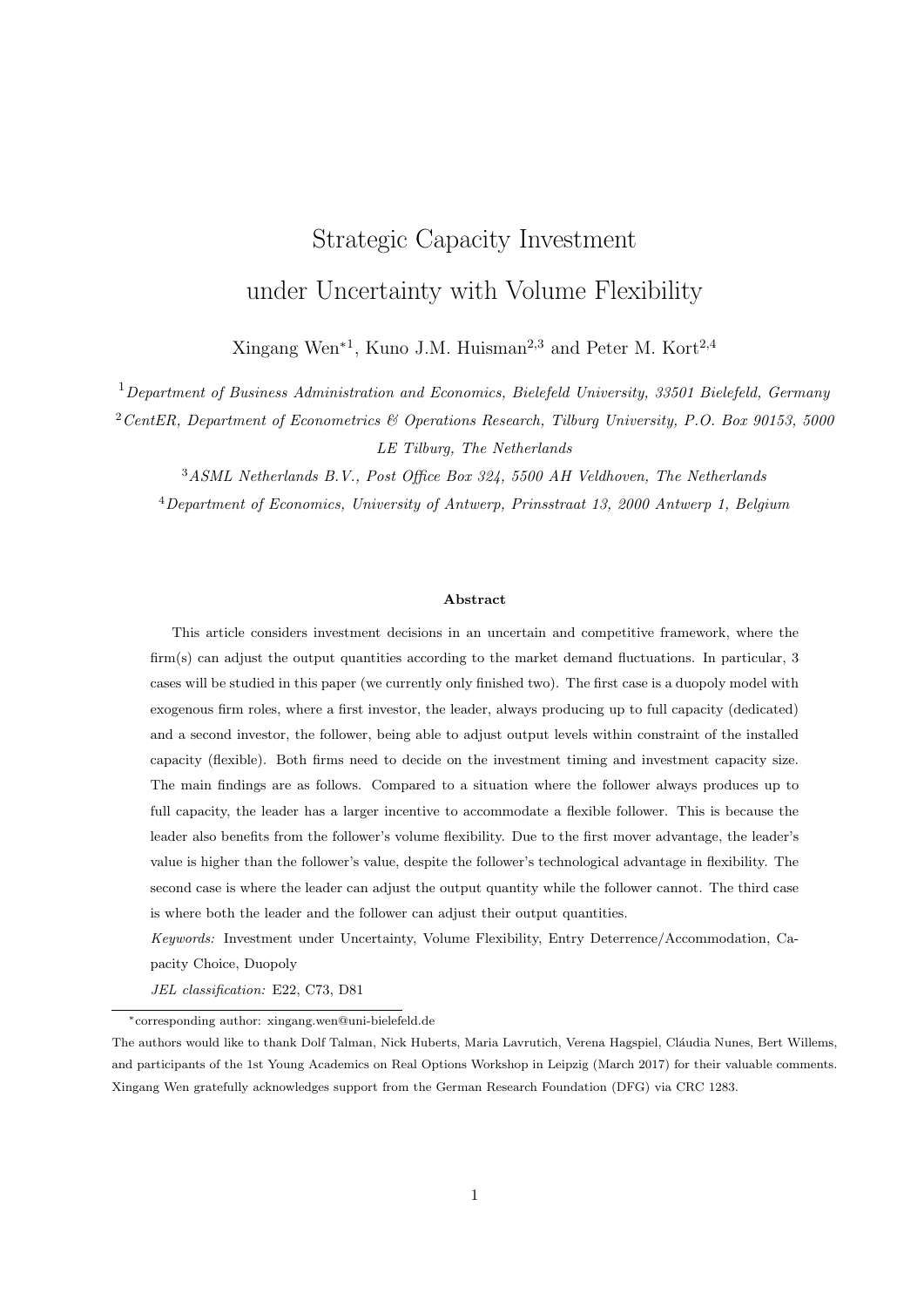# Strategic Capacity Investment under Uncertainty with Volume Flexibility

Xingang Wen*[1], Kuno J.M. Huisman[2,3] and Peter M. Kort[2,4]

[1] *Department of Business Administration and Economics, Bielefeld University, 33501 Bielefeld, Germany*

[2] *CentER, Department of Econometrics & Operations Research, Tilburg University, P.O. Box 90153, 5000 LE Tilburg, The Netherlands*

[3] *ASML Netherlands B.V., Post Office Box 324, 5500 AH Veldhoven, The Netherlands*

[4] *Department of Economics, University of Antwerp, Prinsstraat 13, 2000 Antwerp 1, Belgium*

**Abstract**

This article considers investment decisions in an uncertain and competitive framework, where the firm(s) can adjust the output quantities according to the market demand fluctuations. In particular, 3 cases will be studied in this paper (we currently only finished two). The first case is a duopoly model with exogenous firm roles, where a first investor, the leader, always producing up to full capacity (dedicated) and a second investor, the follower, being able to adjust output levels within constraint of the installed capacity (flexible). Both firms need to decide on the investment timing and investment capacity size. The main findings are as follows. Compared to a situation where the follower always produces up to full capacity, the leader has a larger incentive to accommodate a flexible follower. This is because the leader also benefits from the follower's volume flexibility. Due to the first mover advantage, the leader's value is higher than the follower's value, despite the follower's technological advantage in flexibility. The second case is where the leader can adjust the output quantity while the follower cannot. The third case is where both the leader and the follower can adjust their output quantities.

*Keywords:* Investment under Uncertainty, Volume Flexibility, Entry Deterrence/Accommodation, Capacity Choice, Duopoly

*JEL classification:* E22, C73, D81

*corresponding author: xingang.wen@uni-bielefeld.de

The authors would like to thank Dolf Talman, Nick Huberts, Maria Lavrutich, Verena Hagspiel, Cláudia Nunes, Bert Willems, and participants of the 1st Young Academics on Real Options Workshop in Leipzig (March 2017) for their valuable comments. Xingang Wen gratefully acknowledges support from the German Research Foundation (DFG) via CRC 1283.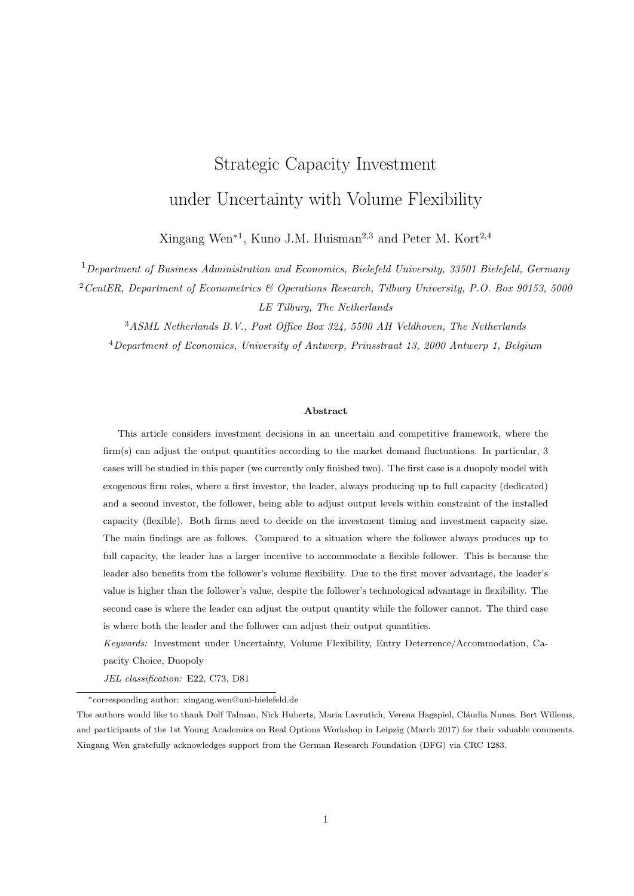# Strategic Capacity Investment under Uncertainty with Volume Flexibility

Xingang Wen*[1], Kuno J.M. Huisman[2,3] and Peter M. Kort[2,4]

[1] *Department of Business Administration and Economics, Bielefeld University, 33501 Bielefeld, Germany*

[2] *CentER, Department of Econometrics & Operations Research, Tilburg University, P.O. Box 90153, 5000 LE Tilburg, The Netherlands*

[3] *ASML Netherlands B.V., Post Office Box 324, 5500 AH Veldhoven, The Netherlands*

[4] *Department of Economics, University of Antwerp, Prinsstraat 13, 2000 Antwerp 1, Belgium*

**Abstract**

This article considers investment decisions in an uncertain and competitive framework, where the firm(s) can adjust the output quantities according to the market demand fluctuations. In particular, 3 cases will be studied in this paper (we currently only finished two). The first case is a duopoly model with exogenous firm roles, where a first investor, the leader, always producing up to full capacity (dedicated) and a second investor, the follower, being able to adjust output levels within constraint of the installed capacity (flexible). Both firms need to decide on the investment timing and investment capacity size. The main findings are as follows. Compared to a situation where the follower always produces up to full capacity, the leader has a larger incentive to accommodate a flexible follower. This is because the leader also benefits from the follower's volume flexibility. Due to the first mover advantage, the leader's value is higher than the follower's value, despite the follower's technological advantage in flexibility. The second case is where the leader can adjust the output quantity while the follower cannot. The third case is where both the leader and the follower can adjust their output quantities.

*Keywords:* Investment under Uncertainty, Volume Flexibility, Entry Deterrence/Accommodation, Capacity Choice, Duopoly

*JEL classification:* E22, C73, D81

---

*corresponding author: xingang.wen@uni-bielefeld.de

The authors would like to thank Dolf Talman, Nick Huberts, Maria Lavrutich, Verena Hagspiel, Cláudia Nunes, Bert Willems, and participants of the 1st Young Academics on Real Options Workshop in Leipzig (March 2017) for their valuable comments. Xingang Wen gratefully acknowledges support from the German Research Foundation (DFG) via CRC 1283.